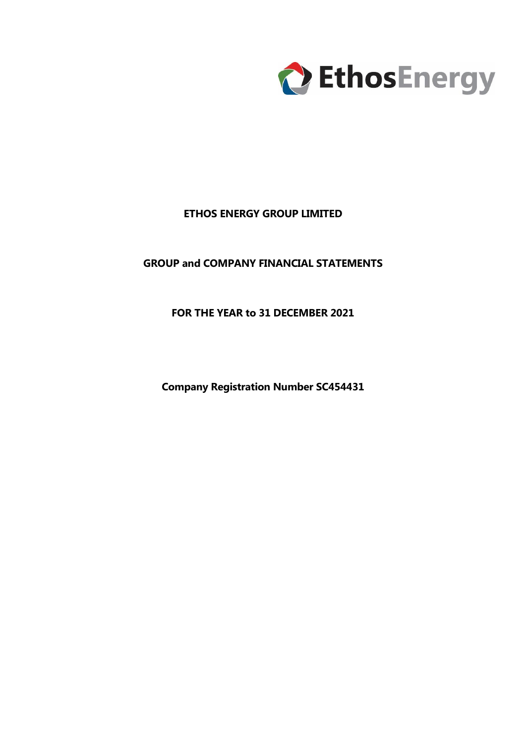EthosEnergy

# ETHOS ENERGY GROUP LIMITED

## GROUP and COMPANY FINANCIAL STATEMENTS

## FOR THE YEAR to 31 DECEMBER 2021

**Company Registration Number SC454431**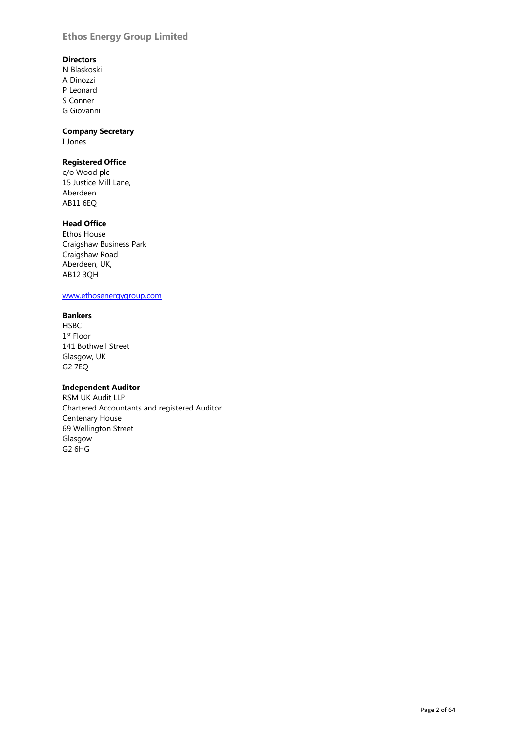# Ethos Energy Group Limited

**Directors**
N Blaskoski
A Dinozzi
P Leonard
S Conner
G Giovanni

**Company Secretary**
I Jones

**Registered Office**
c/o Wood plc
15 Justice Mill Lane,
Aberdeen
AB11 6EQ

**Head Office**
Ethos House
Craigshaw Business Park
Craigshaw Road
Aberdeen, UK,
AB12 3QH

www.ethosenergygroup.com

**Bankers**
HSBC
1st Floor
141 Bothwell Street
Glasgow, UK
G2 7EQ

**Independent Auditor**
RSM UK Audit LLP
Chartered Accountants and registered Auditor
Centenary House
69 Wellington Street
Glasgow
G2 6HG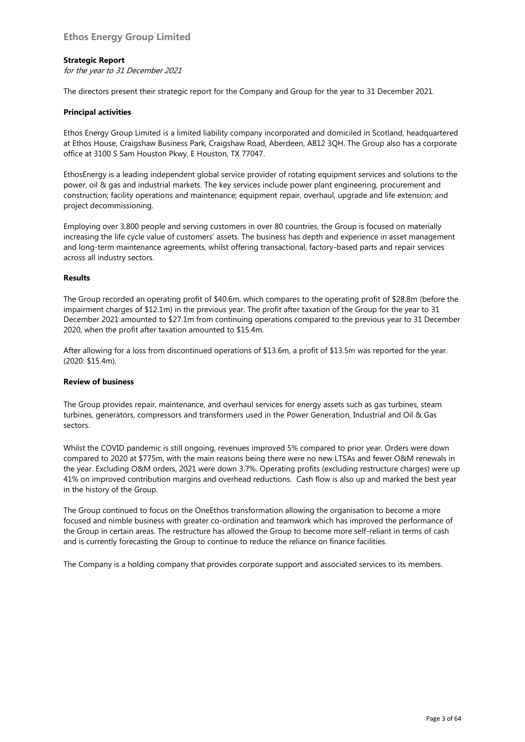## Strategic Report

*for the year to 31 December 2021*

The directors present their strategic report for the Company and Group for the year to 31 December 2021.

### Principal activities

Ethos Energy Group Limited is a limited liability company incorporated and domiciled in Scotland, headquartered at Ethos House, Craigshaw Business Park, Craigshaw Road, Aberdeen, AB12 3QH. The Group also has a corporate office at 3100 S Sam Houston Pkwy, E Houston, TX 77047.

EthosEnergy is a leading independent global service provider of rotating equipment services and solutions to the power, oil & gas and industrial markets. The key services include power plant engineering, procurement and construction; facility operations and maintenance; equipment repair, overhaul, upgrade and life extension; and project decommissioning.

Employing over 3,800 people and serving customers in over 80 countries, the Group is focused on materially increasing the life cycle value of customers' assets. The business has depth and experience in asset management and long-term maintenance agreements, whilst offering transactional, factory-based parts and repair services across all industry sectors.

### Results

The Group recorded an operating profit of $40.6m, which compares to the operating profit of $28.8m (before the impairment charges of $12.1m) in the previous year. The profit after taxation of the Group for the year to 31 December 2021 amounted to $27.1m from continuing operations compared to the previous year to 31 December 2020, when the profit after taxation amounted to $15.4m.

After allowing for a loss from discontinued operations of $13.6m, a profit of $13.5m was reported for the year. (2020: $15.4m).

### Review of business

The Group provides repair, maintenance, and overhaul services for energy assets such as gas turbines, steam turbines, generators, compressors and transformers used in the Power Generation, Industrial and Oil & Gas sectors.

Whilst the COVID pandemic is still ongoing, revenues improved 5% compared to prior year. Orders were down compared to 2020 at $775m, with the main reasons being there were no new LTSAs and fewer O&M renewals in the year. Excluding O&M orders, 2021 were down 3.7%. Operating profits (excluding restructure charges) were up 41% on improved contribution margins and overhead reductions. Cash flow is also up and marked the best year in the history of the Group.

The Group continued to focus on the OneEthos transformation allowing the organisation to become a more focused and nimble business with greater co-ordination and teamwork which has improved the performance of the Group in certain areas. The restructure has allowed the Group to become more self-reliant in terms of cash and is currently forecasting the Group to continue to reduce the reliance on finance facilities.

The Company is a holding company that provides corporate support and associated services to its members.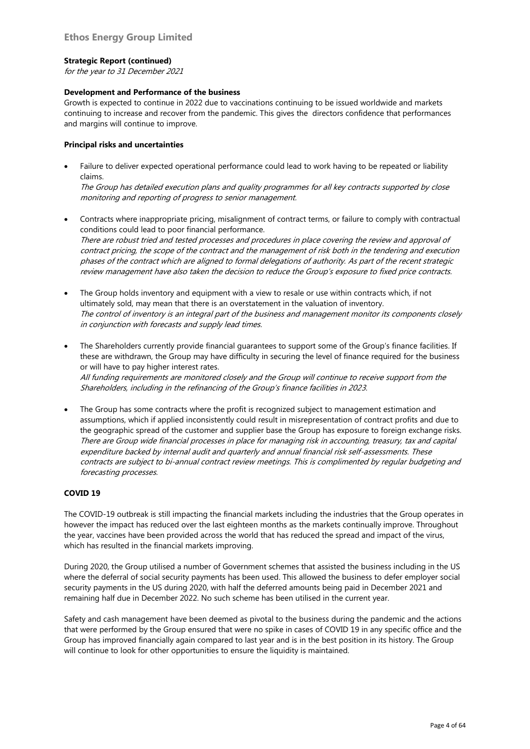# Ethos Energy Group Limited

**Strategic Report (continued)**

*for the year to 31 December 2021*

**Development and Performance of the business**

Growth is expected to continue in 2022 due to vaccinations continuing to be issued worldwide and markets continuing to increase and recover from the pandemic. This gives the directors confidence that performances and margins will continue to improve.

**Principal risks and uncertainties**

- Failure to deliver expected operational performance could lead to work having to be repeated or liability claims.
  *The Group has detailed execution plans and quality programmes for all key contracts supported by close monitoring and reporting of progress to senior management.*

- Contracts where inappropriate pricing, misalignment of contract terms, or failure to comply with contractual conditions could lead to poor financial performance.
  *There are robust tried and tested processes and procedures in place covering the review and approval of contract pricing, the scope of the contract and the management of risk both in the tendering and execution phases of the contract which are aligned to formal delegations of authority. As part of the recent strategic review management have also taken the decision to reduce the Group's exposure to fixed price contracts.*

- The Group holds inventory and equipment with a view to resale or use within contracts which, if not ultimately sold, may mean that there is an overstatement in the valuation of inventory.
  *The control of inventory is an integral part of the business and management monitor its components closely in conjunction with forecasts and supply lead times.*

- The Shareholders currently provide financial guarantees to support some of the Group's finance facilities. If these are withdrawn, the Group may have difficulty in securing the level of finance required for the business or will have to pay higher interest rates.
  *All funding requirements are monitored closely and the Group will continue to receive support from the Shareholders, including in the refinancing of the Group's finance facilities in 2023.*

- The Group has some contracts where the profit is recognized subject to management estimation and assumptions, which if applied inconsistently could result in misrepresentation of contract profits and due to the geographic spread of the customer and supplier base the Group has exposure to foreign exchange risks.
  *There are Group wide financial processes in place for managing risk in accounting, treasury, tax and capital expenditure backed by internal audit and quarterly and annual financial risk self-assessments. These contracts are subject to bi-annual contract review meetings. This is complimented by regular budgeting and forecasting processes.*

**COVID 19**

The COVID-19 outbreak is still impacting the financial markets including the industries that the Group operates in however the impact has reduced over the last eighteen months as the markets continually improve. Throughout the year, vaccines have been provided across the world that has reduced the spread and impact of the virus, which has resulted in the financial markets improving.

During 2020, the Group utilised a number of Government schemes that assisted the business including in the US where the deferral of social security payments has been used. This allowed the business to defer employer social security payments in the US during 2020, with half the deferred amounts being paid in December 2021 and remaining half due in December 2022. No such scheme has been utilised in the current year.

Safety and cash management have been deemed as pivotal to the business during the pandemic and the actions that were performed by the Group ensured that were no spike in cases of COVID 19 in any specific office and the Group has improved financially again compared to last year and is in the best position in its history. The Group will continue to look for other opportunities to ensure the liquidity is maintained.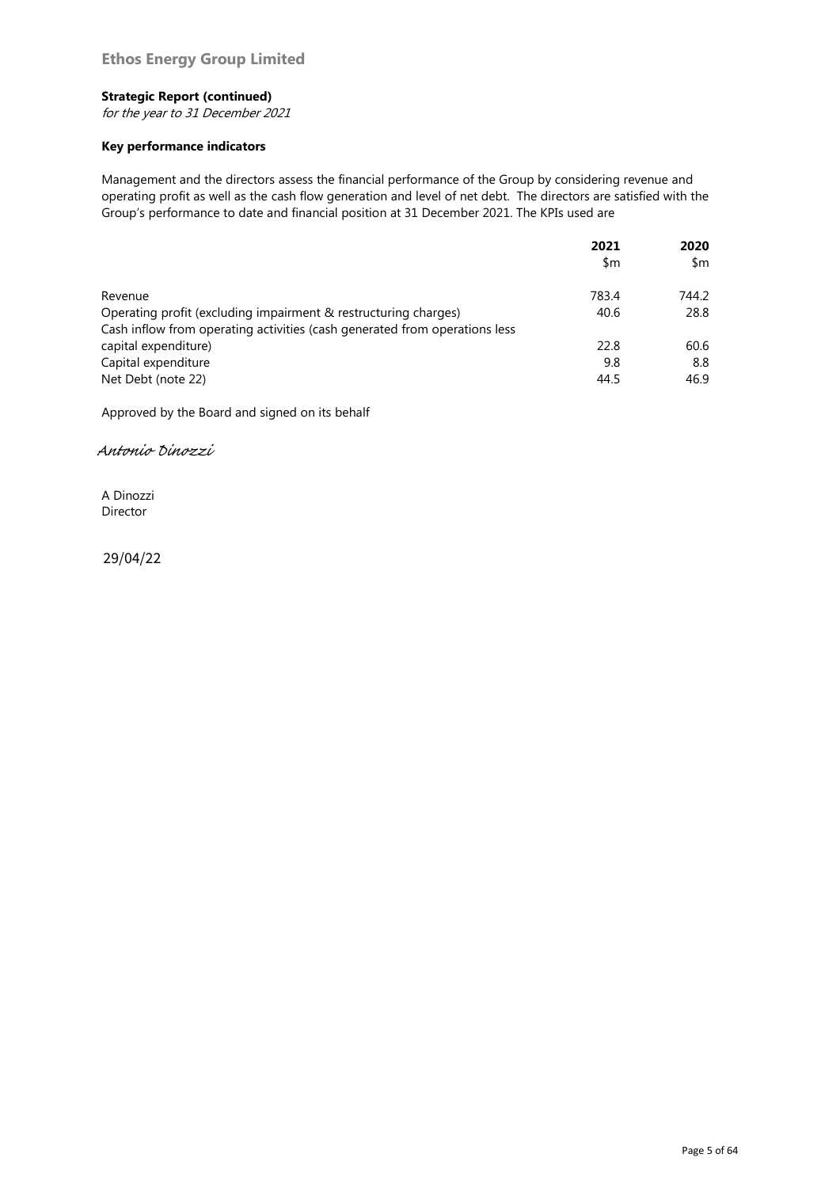**Ethos Energy Group Limited**

**Strategic Report (continued)**

*for the year to 31 December 2021*

**Key performance indicators**

Management and the directors assess the financial performance of the Group by considering revenue and operating profit as well as the cash flow generation and level of net debt. The directors are satisfied with the Group's performance to date and financial position at 31 December 2021. The KPIs used are

| | **2021** | **2020** |
|---|---|---|
| | $m | $m |
| Revenue | 783.4 | 744.2 |
| Operating profit (excluding impairment & restructuring charges) | 40.6 | 28.8 |
| Cash inflow from operating activities (cash generated from operations less capital expenditure) | 22.8 | 60.6 |
| Capital expenditure | 9.8 | 8.8 |
| Net Debt (note 22) | 44.5 | 46.9 |

Approved by the Board and signed on its behalf

*Antonio Dinozzi*

A Dinozzi
Director

29/04/22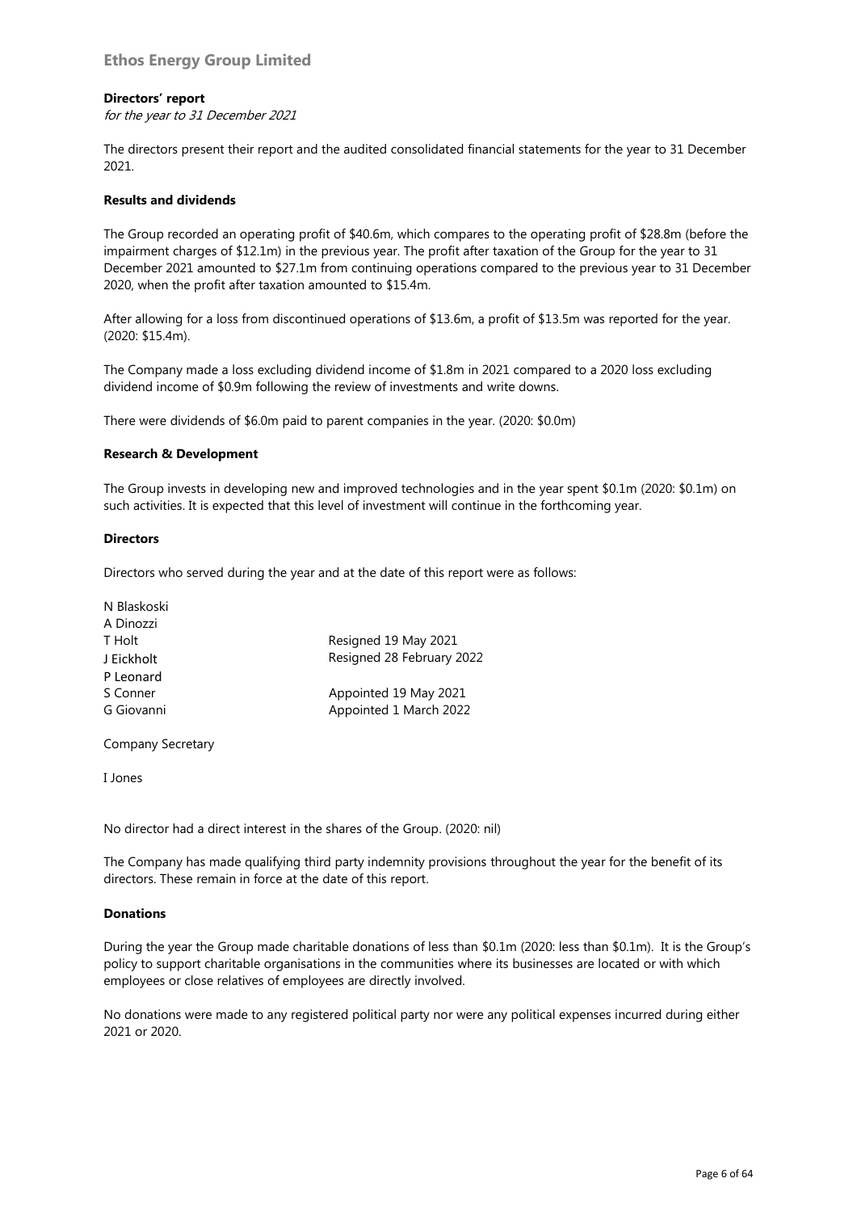**Ethos Energy Group Limited**

**Directors' report**

*for the year to 31 December 2021*

The directors present their report and the audited consolidated financial statements for the year to 31 December 2021.

**Results and dividends**

The Group recorded an operating profit of $40.6m, which compares to the operating profit of $28.8m (before the impairment charges of $12.1m) in the previous year. The profit after taxation of the Group for the year to 31 December 2021 amounted to $27.1m from continuing operations compared to the previous year to 31 December 2020, when the profit after taxation amounted to $15.4m.

After allowing for a loss from discontinued operations of $13.6m, a profit of $13.5m was reported for the year. (2020: $15.4m).

The Company made a loss excluding dividend income of $1.8m in 2021 compared to a 2020 loss excluding dividend income of $0.9m following the review of investments and write downs.

There were dividends of $6.0m paid to parent companies in the year. (2020: $0.0m)

**Research & Development**

The Group invests in developing new and improved technologies and in the year spent $0.1m (2020: $0.1m) on such activities. It is expected that this level of investment will continue in the forthcoming year.

**Directors**

Directors who served during the year and at the date of this report were as follows:

| | |
|---|---|
| N Blaskoski | |
| A Dinozzi | |
| T Holt | Resigned 19 May 2021 |
| J Eickholt | Resigned 28 February 2022 |
| P Leonard | |
| S Conner | Appointed 19 May 2021 |
| G Giovanni | Appointed 1 March 2022 |

Company Secretary

I Jones

No director had a direct interest in the shares of the Group. (2020: nil)

The Company has made qualifying third party indemnity provisions throughout the year for the benefit of its directors. These remain in force at the date of this report.

**Donations**

During the year the Group made charitable donations of less than $0.1m (2020: less than $0.1m). It is the Group's policy to support charitable organisations in the communities where its businesses are located or with which employees or close relatives of employees are directly involved.

No donations were made to any registered political party nor were any political expenses incurred during either 2021 or 2020.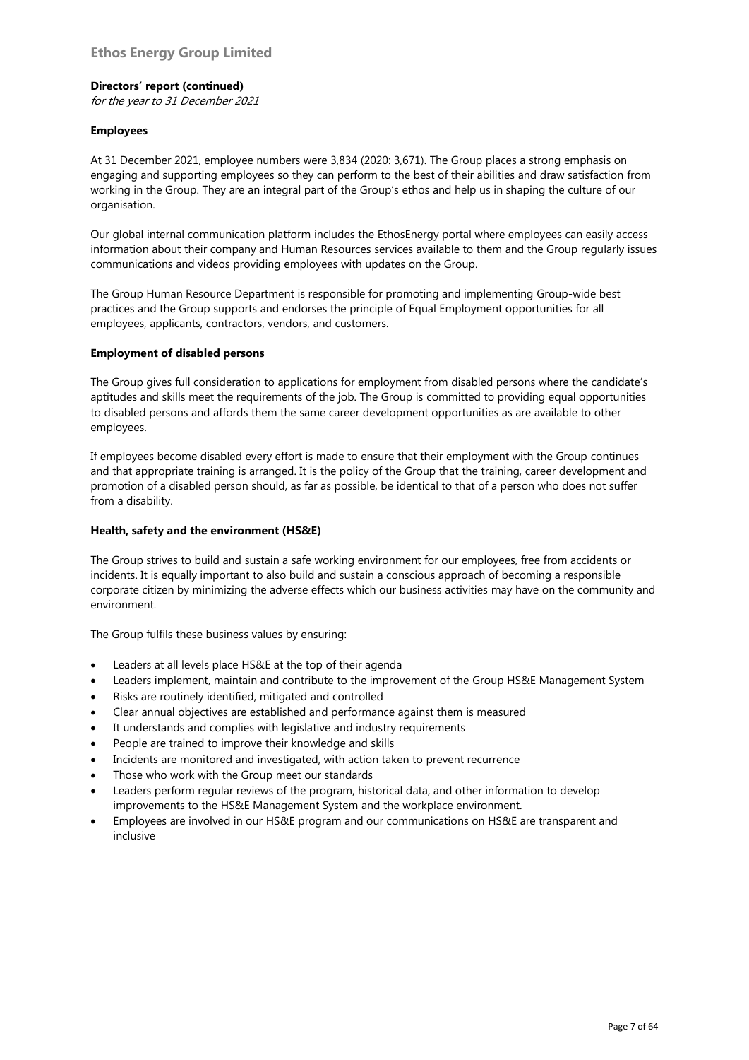**Directors' report (continued)**
*for the year to 31 December 2021*

**Employees**

At 31 December 2021, employee numbers were 3,834 (2020: 3,671). The Group places a strong emphasis on engaging and supporting employees so they can perform to the best of their abilities and draw satisfaction from working in the Group. They are an integral part of the Group's ethos and help us in shaping the culture of our organisation.

Our global internal communication platform includes the EthosEnergy portal where employees can easily access information about their company and Human Resources services available to them and the Group regularly issues communications and videos providing employees with updates on the Group.

The Group Human Resource Department is responsible for promoting and implementing Group-wide best practices and the Group supports and endorses the principle of Equal Employment opportunities for all employees, applicants, contractors, vendors, and customers.

**Employment of disabled persons**

The Group gives full consideration to applications for employment from disabled persons where the candidate's aptitudes and skills meet the requirements of the job. The Group is committed to providing equal opportunities to disabled persons and affords them the same career development opportunities as are available to other employees.

If employees become disabled every effort is made to ensure that their employment with the Group continues and that appropriate training is arranged. It is the policy of the Group that the training, career development and promotion of a disabled person should, as far as possible, be identical to that of a person who does not suffer from a disability.

**Health, safety and the environment (HS&E)**

The Group strives to build and sustain a safe working environment for our employees, free from accidents or incidents. It is equally important to also build and sustain a conscious approach of becoming a responsible corporate citizen by minimizing the adverse effects which our business activities may have on the community and environment.

The Group fulfils these business values by ensuring:

- Leaders at all levels place HS&E at the top of their agenda
- Leaders implement, maintain and contribute to the improvement of the Group HS&E Management System
- Risks are routinely identified, mitigated and controlled
- Clear annual objectives are established and performance against them is measured
- It understands and complies with legislative and industry requirements
- People are trained to improve their knowledge and skills
- Incidents are monitored and investigated, with action taken to prevent recurrence
- Those who work with the Group meet our standards
- Leaders perform regular reviews of the program, historical data, and other information to develop improvements to the HS&E Management System and the workplace environment.
- Employees are involved in our HS&E program and our communications on HS&E are transparent and inclusive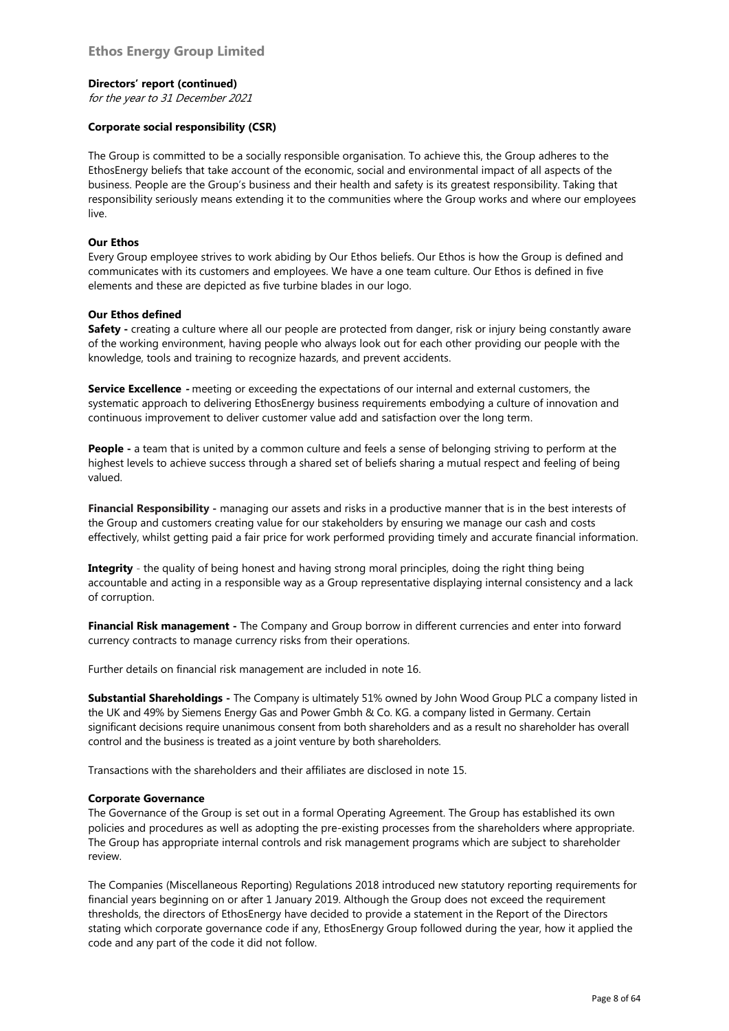# Ethos Energy Group Limited

**Directors' report (continued)**

*for the year to 31 December 2021*

**Corporate social responsibility (CSR)**

The Group is committed to be a socially responsible organisation. To achieve this, the Group adheres to the EthosEnergy beliefs that take account of the economic, social and environmental impact of all aspects of the business. People are the Group's business and their health and safety is its greatest responsibility. Taking that responsibility seriously means extending it to the communities where the Group works and where our employees live.

**Our Ethos**

Every Group employee strives to work abiding by Our Ethos beliefs. Our Ethos is how the Group is defined and communicates with its customers and employees. We have a one team culture. Our Ethos is defined in five elements and these are depicted as five turbine blades in our logo.

**Our Ethos defined**

**Safety -** creating a culture where all our people are protected from danger, risk or injury being constantly aware of the working environment, having people who always look out for each other providing our people with the knowledge, tools and training to recognize hazards, and prevent accidents.

**Service Excellence -** meeting or exceeding the expectations of our internal and external customers, the systematic approach to delivering EthosEnergy business requirements embodying a culture of innovation and continuous improvement to deliver customer value add and satisfaction over the long term.

**People -** a team that is united by a common culture and feels a sense of belonging striving to perform at the highest levels to achieve success through a shared set of beliefs sharing a mutual respect and feeling of being valued.

**Financial Responsibility -** managing our assets and risks in a productive manner that is in the best interests of the Group and customers creating value for our stakeholders by ensuring we manage our cash and costs effectively, whilst getting paid a fair price for work performed providing timely and accurate financial information.

**Integrity** - the quality of being honest and having strong moral principles, doing the right thing being accountable and acting in a responsible way as a Group representative displaying internal consistency and a lack of corruption.

**Financial Risk management -** The Company and Group borrow in different currencies and enter into forward currency contracts to manage currency risks from their operations.

Further details on financial risk management are included in note 16.

**Substantial Shareholdings -** The Company is ultimately 51% owned by John Wood Group PLC a company listed in the UK and 49% by Siemens Energy Gas and Power Gmbh & Co. KG. a company listed in Germany. Certain significant decisions require unanimous consent from both shareholders and as a result no shareholder has overall control and the business is treated as a joint venture by both shareholders.

Transactions with the shareholders and their affiliates are disclosed in note 15.

**Corporate Governance**

The Governance of the Group is set out in a formal Operating Agreement. The Group has established its own policies and procedures as well as adopting the pre-existing processes from the shareholders where appropriate. The Group has appropriate internal controls and risk management programs which are subject to shareholder review.

The Companies (Miscellaneous Reporting) Regulations 2018 introduced new statutory reporting requirements for financial years beginning on or after 1 January 2019. Although the Group does not exceed the requirement thresholds, the directors of EthosEnergy have decided to provide a statement in the Report of the Directors stating which corporate governance code if any, EthosEnergy Group followed during the year, how it applied the code and any part of the code it did not follow.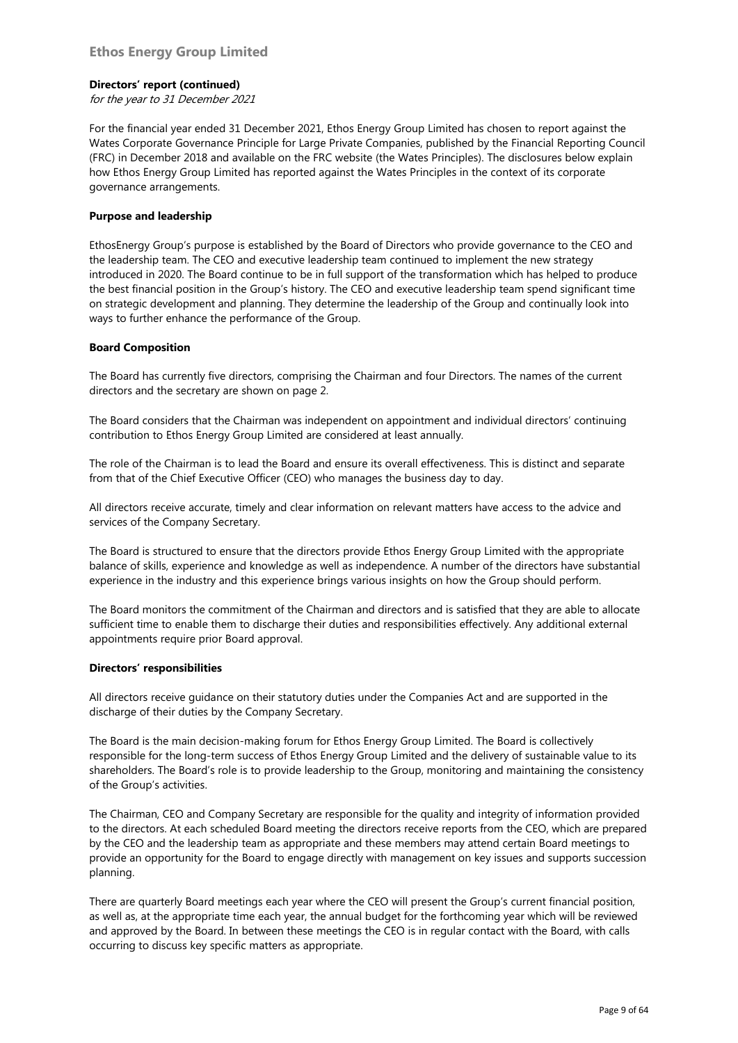**Directors' report (continued)**

*for the year to 31 December 2021*

For the financial year ended 31 December 2021, Ethos Energy Group Limited has chosen to report against the Wates Corporate Governance Principle for Large Private Companies, published by the Financial Reporting Council (FRC) in December 2018 and available on the FRC website (the Wates Principles). The disclosures below explain how Ethos Energy Group Limited has reported against the Wates Principles in the context of its corporate governance arrangements.

**Purpose and leadership**

EthosEnergy Group's purpose is established by the Board of Directors who provide governance to the CEO and the leadership team. The CEO and executive leadership team continued to implement the new strategy introduced in 2020. The Board continue to be in full support of the transformation which has helped to produce the best financial position in the Group's history. The CEO and executive leadership team spend significant time on strategic development and planning. They determine the leadership of the Group and continually look into ways to further enhance the performance of the Group.

**Board Composition**

The Board has currently five directors, comprising the Chairman and four Directors. The names of the current directors and the secretary are shown on page 2.

The Board considers that the Chairman was independent on appointment and individual directors' continuing contribution to Ethos Energy Group Limited are considered at least annually.

The role of the Chairman is to lead the Board and ensure its overall effectiveness. This is distinct and separate from that of the Chief Executive Officer (CEO) who manages the business day to day.

All directors receive accurate, timely and clear information on relevant matters have access to the advice and services of the Company Secretary.

The Board is structured to ensure that the directors provide Ethos Energy Group Limited with the appropriate balance of skills, experience and knowledge as well as independence. A number of the directors have substantial experience in the industry and this experience brings various insights on how the Group should perform.

The Board monitors the commitment of the Chairman and directors and is satisfied that they are able to allocate sufficient time to enable them to discharge their duties and responsibilities effectively. Any additional external appointments require prior Board approval.

**Directors' responsibilities**

All directors receive guidance on their statutory duties under the Companies Act and are supported in the discharge of their duties by the Company Secretary.

The Board is the main decision-making forum for Ethos Energy Group Limited. The Board is collectively responsible for the long-term success of Ethos Energy Group Limited and the delivery of sustainable value to its shareholders. The Board's role is to provide leadership to the Group, monitoring and maintaining the consistency of the Group's activities.

The Chairman, CEO and Company Secretary are responsible for the quality and integrity of information provided to the directors. At each scheduled Board meeting the directors receive reports from the CEO, which are prepared by the CEO and the leadership team as appropriate and these members may attend certain Board meetings to provide an opportunity for the Board to engage directly with management on key issues and supports succession planning.

There are quarterly Board meetings each year where the CEO will present the Group's current financial position, as well as, at the appropriate time each year, the annual budget for the forthcoming year which will be reviewed and approved by the Board. In between these meetings the CEO is in regular contact with the Board, with calls occurring to discuss key specific matters as appropriate.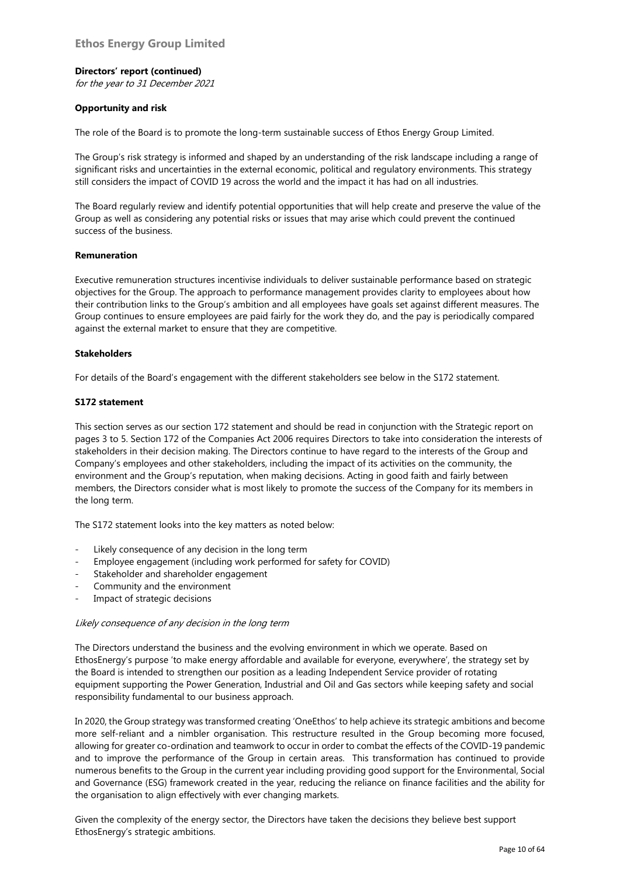**Directors' report (continued)**
*for the year to 31 December 2021*

**Opportunity and risk**

The role of the Board is to promote the long-term sustainable success of Ethos Energy Group Limited.

The Group's risk strategy is informed and shaped by an understanding of the risk landscape including a range of significant risks and uncertainties in the external economic, political and regulatory environments. This strategy still considers the impact of COVID 19 across the world and the impact it has had on all industries.

The Board regularly review and identify potential opportunities that will help create and preserve the value of the Group as well as considering any potential risks or issues that may arise which could prevent the continued success of the business.

**Remuneration**

Executive remuneration structures incentivise individuals to deliver sustainable performance based on strategic objectives for the Group. The approach to performance management provides clarity to employees about how their contribution links to the Group's ambition and all employees have goals set against different measures. The Group continues to ensure employees are paid fairly for the work they do, and the pay is periodically compared against the external market to ensure that they are competitive.

**Stakeholders**

For details of the Board's engagement with the different stakeholders see below in the S172 statement.

**S172 statement**

This section serves as our section 172 statement and should be read in conjunction with the Strategic report on pages 3 to 5. Section 172 of the Companies Act 2006 requires Directors to take into consideration the interests of stakeholders in their decision making. The Directors continue to have regard to the interests of the Group and Company's employees and other stakeholders, including the impact of its activities on the community, the environment and the Group's reputation, when making decisions. Acting in good faith and fairly between members, the Directors consider what is most likely to promote the success of the Company for its members in the long term.

The S172 statement looks into the key matters as noted below:

- Likely consequence of any decision in the long term
- Employee engagement (including work performed for safety for COVID)
- Stakeholder and shareholder engagement
- Community and the environment
- Impact of strategic decisions

*Likely consequence of any decision in the long term*

The Directors understand the business and the evolving environment in which we operate. Based on EthosEnergy's purpose 'to make energy affordable and available for everyone, everywhere', the strategy set by the Board is intended to strengthen our position as a leading Independent Service provider of rotating equipment supporting the Power Generation, Industrial and Oil and Gas sectors while keeping safety and social responsibility fundamental to our business approach.

In 2020, the Group strategy was transformed creating 'OneEthos' to help achieve its strategic ambitions and become more self-reliant and a nimbler organisation. This restructure resulted in the Group becoming more focused, allowing for greater co-ordination and teamwork to occur in order to combat the effects of the COVID-19 pandemic and to improve the performance of the Group in certain areas. This transformation has continued to provide numerous benefits to the Group in the current year including providing good support for the Environmental, Social and Governance (ESG) framework created in the year, reducing the reliance on finance facilities and the ability for the organisation to align effectively with ever changing markets.

Given the complexity of the energy sector, the Directors have taken the decisions they believe best support EthosEnergy's strategic ambitions.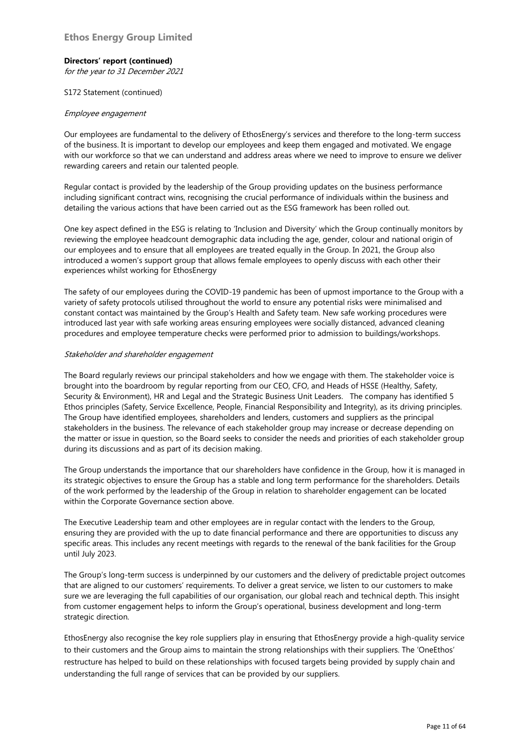## Directors' report (continued)

*for the year to 31 December 2021*

S172 Statement (continued)

*Employee engagement*

Our employees are fundamental to the delivery of EthosEnergy's services and therefore to the long-term success of the business. It is important to develop our employees and keep them engaged and motivated. We engage with our workforce so that we can understand and address areas where we need to improve to ensure we deliver rewarding careers and retain our talented people.

Regular contact is provided by the leadership of the Group providing updates on the business performance including significant contract wins, recognising the crucial performance of individuals within the business and detailing the various actions that have been carried out as the ESG framework has been rolled out.

One key aspect defined in the ESG is relating to 'Inclusion and Diversity' which the Group continually monitors by reviewing the employee headcount demographic data including the age, gender, colour and national origin of our employees and to ensure that all employees are treated equally in the Group. In 2021, the Group also introduced a women's support group that allows female employees to openly discuss with each other their experiences whilst working for EthosEnergy

The safety of our employees during the COVID-19 pandemic has been of upmost importance to the Group with a variety of safety protocols utilised throughout the world to ensure any potential risks were minimalised and constant contact was maintained by the Group's Health and Safety team. New safe working procedures were introduced last year with safe working areas ensuring employees were socially distanced, advanced cleaning procedures and employee temperature checks were performed prior to admission to buildings/workshops.

*Stakeholder and shareholder engagement*

The Board regularly reviews our principal stakeholders and how we engage with them. The stakeholder voice is brought into the boardroom by regular reporting from our CEO, CFO, and Heads of HSSE (Healthy, Safety, Security & Environment), HR and Legal and the Strategic Business Unit Leaders. The company has identified 5 Ethos principles (Safety, Service Excellence, People, Financial Responsibility and Integrity), as its driving principles. The Group have identified employees, shareholders and lenders, customers and suppliers as the principal stakeholders in the business. The relevance of each stakeholder group may increase or decrease depending on the matter or issue in question, so the Board seeks to consider the needs and priorities of each stakeholder group during its discussions and as part of its decision making.

The Group understands the importance that our shareholders have confidence in the Group, how it is managed in its strategic objectives to ensure the Group has a stable and long term performance for the shareholders. Details of the work performed by the leadership of the Group in relation to shareholder engagement can be located within the Corporate Governance section above.

The Executive Leadership team and other employees are in regular contact with the lenders to the Group, ensuring they are provided with the up to date financial performance and there are opportunities to discuss any specific areas. This includes any recent meetings with regards to the renewal of the bank facilities for the Group until July 2023.

The Group's long-term success is underpinned by our customers and the delivery of predictable project outcomes that are aligned to our customers' requirements. To deliver a great service, we listen to our customers to make sure we are leveraging the full capabilities of our organisation, our global reach and technical depth. This insight from customer engagement helps to inform the Group's operational, business development and long-term strategic direction.

EthosEnergy also recognise the key role suppliers play in ensuring that EthosEnergy provide a high-quality service to their customers and the Group aims to maintain the strong relationships with their suppliers. The 'OneEthos' restructure has helped to build on these relationships with focused targets being provided by supply chain and understanding the full range of services that can be provided by our suppliers.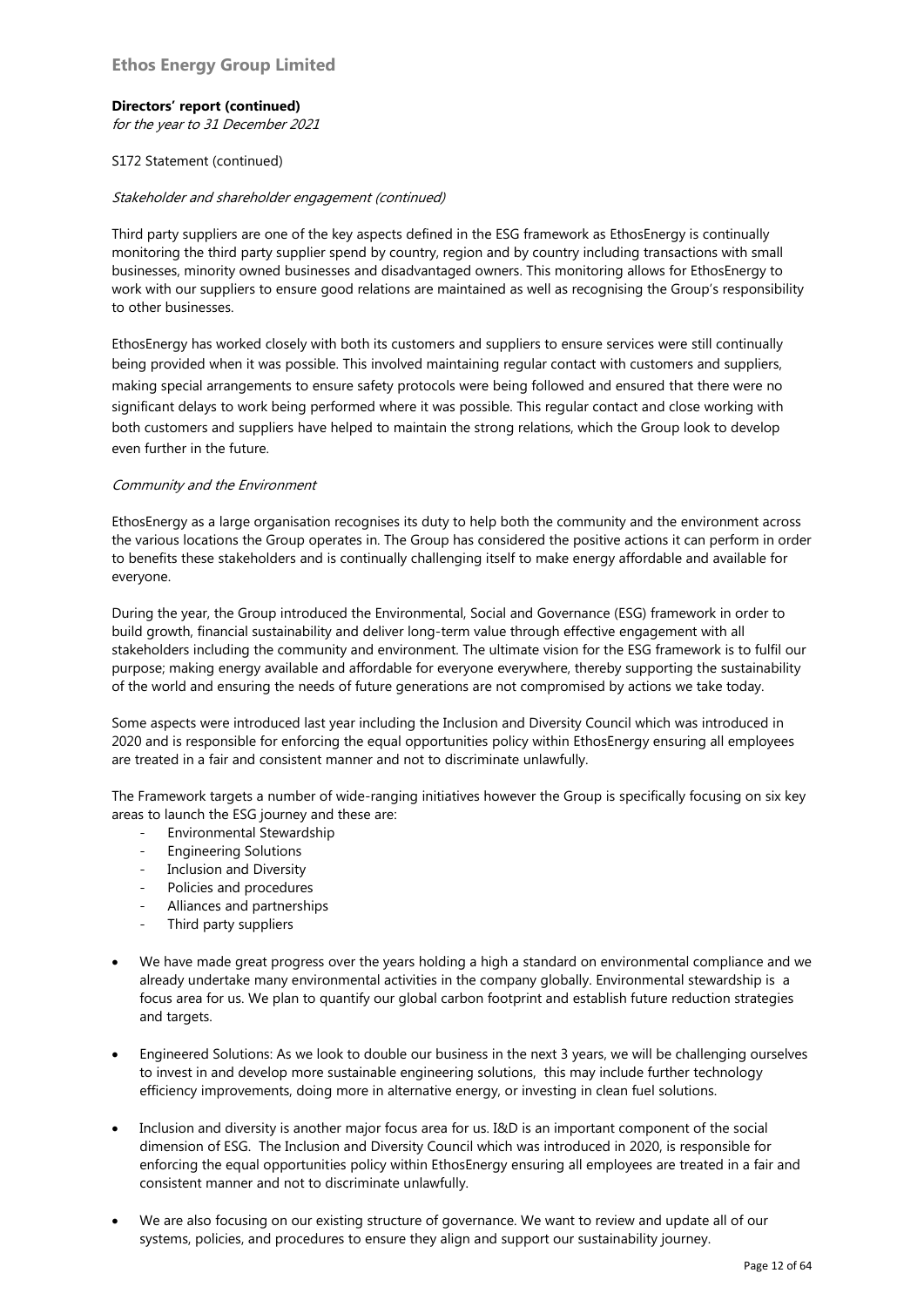**Directors' report (continued)**
*for the year to 31 December 2021*

S172 Statement (continued)

*Stakeholder and shareholder engagement (continued)*

Third party suppliers are one of the key aspects defined in the ESG framework as EthosEnergy is continually monitoring the third party supplier spend by country, region and by country including transactions with small businesses, minority owned businesses and disadvantaged owners. This monitoring allows for EthosEnergy to work with our suppliers to ensure good relations are maintained as well as recognising the Group's responsibility to other businesses.

EthosEnergy has worked closely with both its customers and suppliers to ensure services were still continually being provided when it was possible. This involved maintaining regular contact with customers and suppliers, making special arrangements to ensure safety protocols were being followed and ensured that there were no significant delays to work being performed where it was possible. This regular contact and close working with both customers and suppliers have helped to maintain the strong relations, which the Group look to develop even further in the future.

*Community and the Environment*

EthosEnergy as a large organisation recognises its duty to help both the community and the environment across the various locations the Group operates in. The Group has considered the positive actions it can perform in order to benefits these stakeholders and is continually challenging itself to make energy affordable and available for everyone.

During the year, the Group introduced the Environmental, Social and Governance (ESG) framework in order to build growth, financial sustainability and deliver long-term value through effective engagement with all stakeholders including the community and environment. The ultimate vision for the ESG framework is to fulfil our purpose; making energy available and affordable for everyone everywhere, thereby supporting the sustainability of the world and ensuring the needs of future generations are not compromised by actions we take today.

Some aspects were introduced last year including the Inclusion and Diversity Council which was introduced in 2020 and is responsible for enforcing the equal opportunities policy within EthosEnergy ensuring all employees are treated in a fair and consistent manner and not to discriminate unlawfully.

The Framework targets a number of wide-ranging initiatives however the Group is specifically focusing on six key areas to launch the ESG journey and these are:

- Environmental Stewardship
- Engineering Solutions
- Inclusion and Diversity
- Policies and procedures
- Alliances and partnerships
- Third party suppliers

- We have made great progress over the years holding a high a standard on environmental compliance and we already undertake many environmental activities in the company globally. Environmental stewardship is a focus area for us. We plan to quantify our global carbon footprint and establish future reduction strategies and targets.

- Engineered Solutions: As we look to double our business in the next 3 years, we will be challenging ourselves to invest in and develop more sustainable engineering solutions, this may include further technology efficiency improvements, doing more in alternative energy, or investing in clean fuel solutions.

- Inclusion and diversity is another major focus area for us. I&D is an important component of the social dimension of ESG. The Inclusion and Diversity Council which was introduced in 2020, is responsible for enforcing the equal opportunities policy within EthosEnergy ensuring all employees are treated in a fair and consistent manner and not to discriminate unlawfully.

- We are also focusing on our existing structure of governance. We want to review and update all of our systems, policies, and procedures to ensure they align and support our sustainability journey.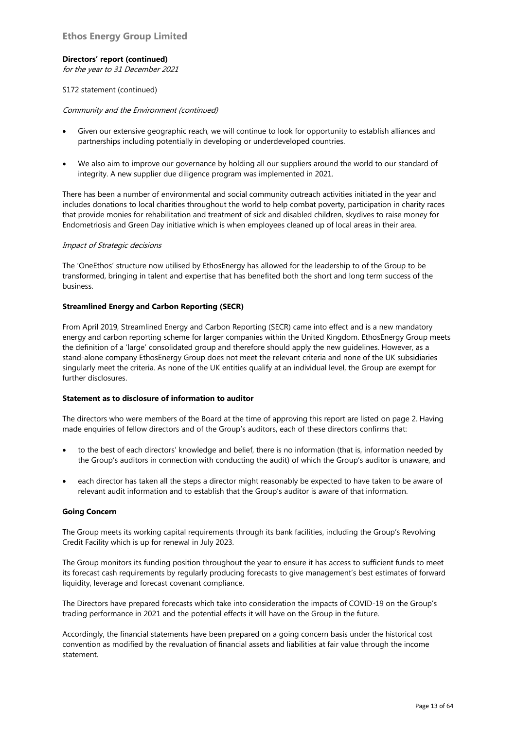**Directors' report (continued)**
*for the year to 31 December 2021*

S172 statement (continued)

*Community and the Environment (continued)*

- Given our extensive geographic reach, we will continue to look for opportunity to establish alliances and partnerships including potentially in developing or underdeveloped countries.

- We also aim to improve our governance by holding all our suppliers around the world to our standard of integrity. A new supplier due diligence program was implemented in 2021.

There has been a number of environmental and social community outreach activities initiated in the year and includes donations to local charities throughout the world to help combat poverty, participation in charity races that provide monies for rehabilitation and treatment of sick and disabled children, skydives to raise money for Endometriosis and Green Day initiative which is when employees cleaned up of local areas in their area.

*Impact of Strategic decisions*

The 'OneEthos' structure now utilised by EthosEnergy has allowed for the leadership to of the Group to be transformed, bringing in talent and expertise that has benefited both the short and long term success of the business.

**Streamlined Energy and Carbon Reporting (SECR)**

From April 2019, Streamlined Energy and Carbon Reporting (SECR) came into effect and is a new mandatory energy and carbon reporting scheme for larger companies within the United Kingdom. EthosEnergy Group meets the definition of a 'large' consolidated group and therefore should apply the new guidelines. However, as a stand-alone company EthosEnergy Group does not meet the relevant criteria and none of the UK subsidiaries singularly meet the criteria. As none of the UK entities qualify at an individual level, the Group are exempt for further disclosures.

**Statement as to disclosure of information to auditor**

The directors who were members of the Board at the time of approving this report are listed on page 2. Having made enquiries of fellow directors and of the Group's auditors, each of these directors confirms that:

- to the best of each directors' knowledge and belief, there is no information (that is, information needed by the Group's auditors in connection with conducting the audit) of which the Group's auditor is unaware, and

- each director has taken all the steps a director might reasonably be expected to have taken to be aware of relevant audit information and to establish that the Group's auditor is aware of that information.

**Going Concern**

The Group meets its working capital requirements through its bank facilities, including the Group's Revolving Credit Facility which is up for renewal in July 2023.

The Group monitors its funding position throughout the year to ensure it has access to sufficient funds to meet its forecast cash requirements by regularly producing forecasts to give management's best estimates of forward liquidity, leverage and forecast covenant compliance.

The Directors have prepared forecasts which take into consideration the impacts of COVID-19 on the Group's trading performance in 2021 and the potential effects it will have on the Group in the future.

Accordingly, the financial statements have been prepared on a going concern basis under the historical cost convention as modified by the revaluation of financial assets and liabilities at fair value through the income statement.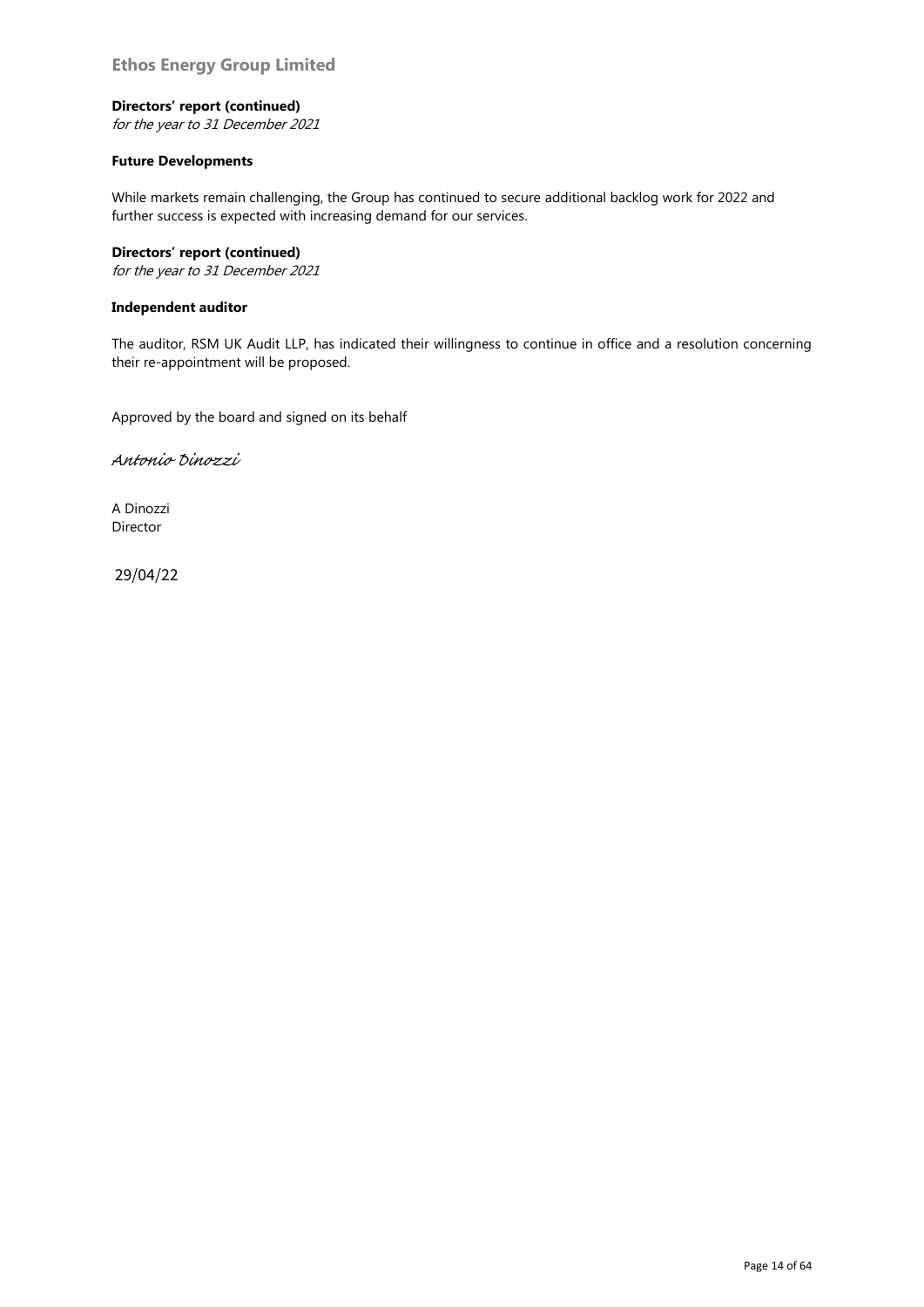**Directors' report (continued)**
*for the year to 31 December 2021*

**Future Developments**

While markets remain challenging, the Group has continued to secure additional backlog work for 2022 and further success is expected with increasing demand for our services.

**Directors' report (continued)**
*for the year to 31 December 2021*

**Independent auditor**

The auditor, RSM UK Audit LLP, has indicated their willingness to continue in office and a resolution concerning their re-appointment will be proposed.

Approved by the board and signed on its behalf

*Antonio Dinozzi*

A Dinozzi
Director

29/04/22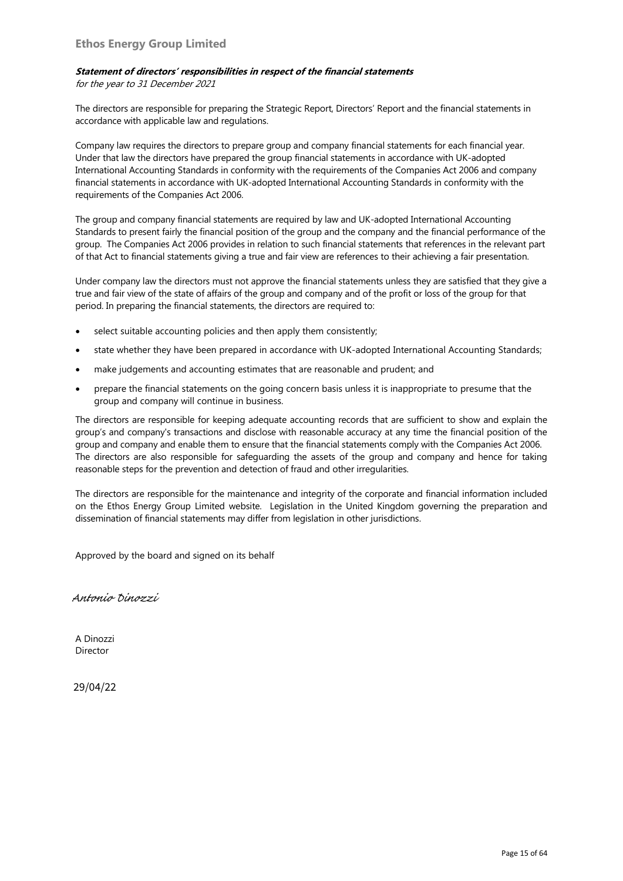## Ethos Energy Group Limited

***Statement of directors' responsibilities in respect of the financial statements***

*for the year to 31 December 2021*

The directors are responsible for preparing the Strategic Report, Directors' Report and the financial statements in accordance with applicable law and regulations.

Company law requires the directors to prepare group and company financial statements for each financial year. Under that law the directors have prepared the group financial statements in accordance with UK-adopted International Accounting Standards in conformity with the requirements of the Companies Act 2006 and company financial statements in accordance with UK-adopted International Accounting Standards in conformity with the requirements of the Companies Act 2006.

The group and company financial statements are required by law and UK-adopted International Accounting Standards to present fairly the financial position of the group and the company and the financial performance of the group. The Companies Act 2006 provides in relation to such financial statements that references in the relevant part of that Act to financial statements giving a true and fair view are references to their achieving a fair presentation.

Under company law the directors must not approve the financial statements unless they are satisfied that they give a true and fair view of the state of affairs of the group and company and of the profit or loss of the group for that period. In preparing the financial statements, the directors are required to:

- select suitable accounting policies and then apply them consistently;
- state whether they have been prepared in accordance with UK-adopted International Accounting Standards;
- make judgements and accounting estimates that are reasonable and prudent; and
- prepare the financial statements on the going concern basis unless it is inappropriate to presume that the group and company will continue in business.

The directors are responsible for keeping adequate accounting records that are sufficient to show and explain the group's and company's transactions and disclose with reasonable accuracy at any time the financial position of the group and company and enable them to ensure that the financial statements comply with the Companies Act 2006. The directors are also responsible for safeguarding the assets of the group and company and hence for taking reasonable steps for the prevention and detection of fraud and other irregularities.

The directors are responsible for the maintenance and integrity of the corporate and financial information included on the Ethos Energy Group Limited website. Legislation in the United Kingdom governing the preparation and dissemination of financial statements may differ from legislation in other jurisdictions.

Approved by the board and signed on its behalf

*Antonio Dinozzi*

A Dinozzi
Director

29/04/22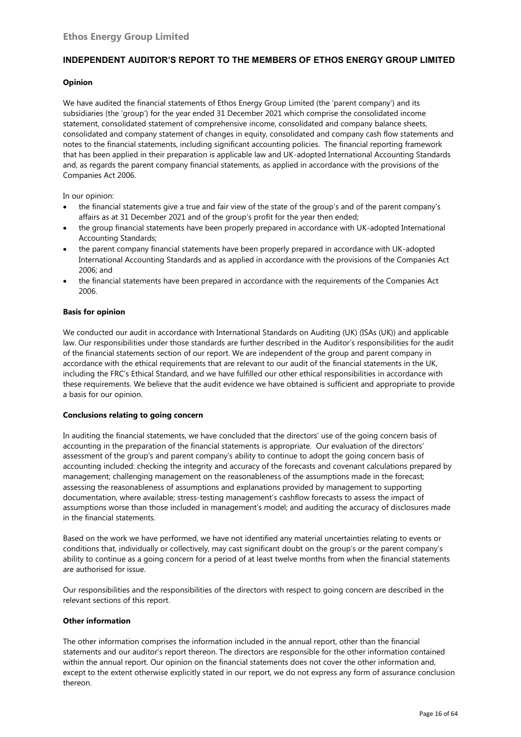# INDEPENDENT AUDITOR'S REPORT TO THE MEMBERS OF ETHOS ENERGY GROUP LIMITED

### Opinion

We have audited the financial statements of Ethos Energy Group Limited (the 'parent company') and its subsidiaries (the 'group') for the year ended 31 December 2021 which comprise the consolidated income statement, consolidated statement of comprehensive income, consolidated and company balance sheets, consolidated and company statement of changes in equity, consolidated and company cash flow statements and notes to the financial statements, including significant accounting policies. The financial reporting framework that has been applied in their preparation is applicable law and UK-adopted International Accounting Standards and, as regards the parent company financial statements, as applied in accordance with the provisions of the Companies Act 2006.

In our opinion:

- the financial statements give a true and fair view of the state of the group's and of the parent company's affairs as at 31 December 2021 and of the group's profit for the year then ended;
- the group financial statements have been properly prepared in accordance with UK-adopted International Accounting Standards;
- the parent company financial statements have been properly prepared in accordance with UK-adopted International Accounting Standards and as applied in accordance with the provisions of the Companies Act 2006; and
- the financial statements have been prepared in accordance with the requirements of the Companies Act 2006.

### Basis for opinion

We conducted our audit in accordance with International Standards on Auditing (UK) (ISAs (UK)) and applicable law. Our responsibilities under those standards are further described in the Auditor's responsibilities for the audit of the financial statements section of our report. We are independent of the group and parent company in accordance with the ethical requirements that are relevant to our audit of the financial statements in the UK, including the FRC's Ethical Standard, and we have fulfilled our other ethical responsibilities in accordance with these requirements. We believe that the audit evidence we have obtained is sufficient and appropriate to provide a basis for our opinion.

### Conclusions relating to going concern

In auditing the financial statements, we have concluded that the directors' use of the going concern basis of accounting in the preparation of the financial statements is appropriate. Our evaluation of the directors' assessment of the group's and parent company's ability to continue to adopt the going concern basis of accounting included: checking the integrity and accuracy of the forecasts and covenant calculations prepared by management; challenging management on the reasonableness of the assumptions made in the forecast; assessing the reasonableness of assumptions and explanations provided by management to supporting documentation, where available; stress-testing management's cashflow forecasts to assess the impact of assumptions worse than those included in management's model; and auditing the accuracy of disclosures made in the financial statements.

Based on the work we have performed, we have not identified any material uncertainties relating to events or conditions that, individually or collectively, may cast significant doubt on the group's or the parent company's ability to continue as a going concern for a period of at least twelve months from when the financial statements are authorised for issue.

Our responsibilities and the responsibilities of the directors with respect to going concern are described in the relevant sections of this report.

### Other information

The other information comprises the information included in the annual report, other than the financial statements and our auditor's report thereon. The directors are responsible for the other information contained within the annual report. Our opinion on the financial statements does not cover the other information and, except to the extent otherwise explicitly stated in our report, we do not express any form of assurance conclusion thereon.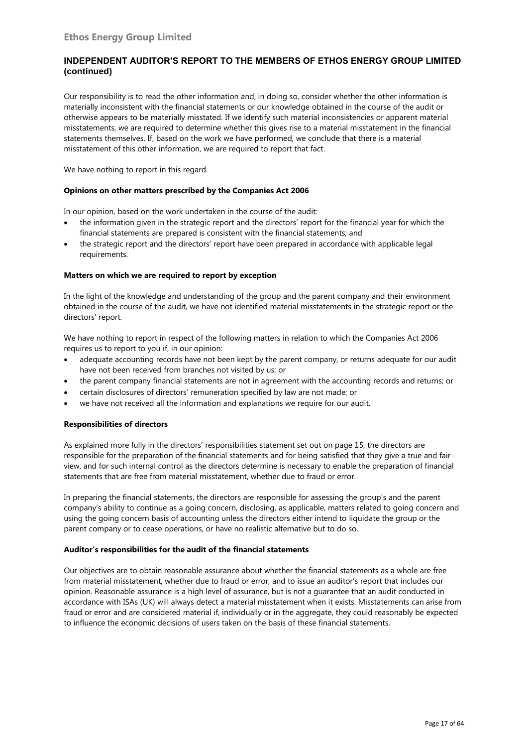Our responsibility is to read the other information and, in doing so, consider whether the other information is materially inconsistent with the financial statements or our knowledge obtained in the course of the audit or otherwise appears to be materially misstated. If we identify such material inconsistencies or apparent material misstatements, we are required to determine whether this gives rise to a material misstatement in the financial statements themselves. If, based on the work we have performed, we conclude that there is a material misstatement of this other information, we are required to report that fact.

We have nothing to report in this regard.

**Opinions on other matters prescribed by the Companies Act 2006**

In our opinion, based on the work undertaken in the course of the audit:

- the information given in the strategic report and the directors' report for the financial year for which the financial statements are prepared is consistent with the financial statements; and
- the strategic report and the directors' report have been prepared in accordance with applicable legal requirements.

**Matters on which we are required to report by exception**

In the light of the knowledge and understanding of the group and the parent company and their environment obtained in the course of the audit, we have not identified material misstatements in the strategic report or the directors' report.

We have nothing to report in respect of the following matters in relation to which the Companies Act 2006 requires us to report to you if, in our opinion:

- adequate accounting records have not been kept by the parent company, or returns adequate for our audit have not been received from branches not visited by us; or
- the parent company financial statements are not in agreement with the accounting records and returns; or
- certain disclosures of directors' remuneration specified by law are not made; or
- we have not received all the information and explanations we require for our audit.

**Responsibilities of directors**

As explained more fully in the directors' responsibilities statement set out on page 15, the directors are responsible for the preparation of the financial statements and for being satisfied that they give a true and fair view, and for such internal control as the directors determine is necessary to enable the preparation of financial statements that are free from material misstatement, whether due to fraud or error.

In preparing the financial statements, the directors are responsible for assessing the group's and the parent company's ability to continue as a going concern, disclosing, as applicable, matters related to going concern and using the going concern basis of accounting unless the directors either intend to liquidate the group or the parent company or to cease operations, or have no realistic alternative but to do so.

**Auditor's responsibilities for the audit of the financial statements**

Our objectives are to obtain reasonable assurance about whether the financial statements as a whole are free from material misstatement, whether due to fraud or error, and to issue an auditor's report that includes our opinion. Reasonable assurance is a high level of assurance, but is not a guarantee that an audit conducted in accordance with ISAs (UK) will always detect a material misstatement when it exists. Misstatements can arise from fraud or error and are considered material if, individually or in the aggregate, they could reasonably be expected to influence the economic decisions of users taken on the basis of these financial statements.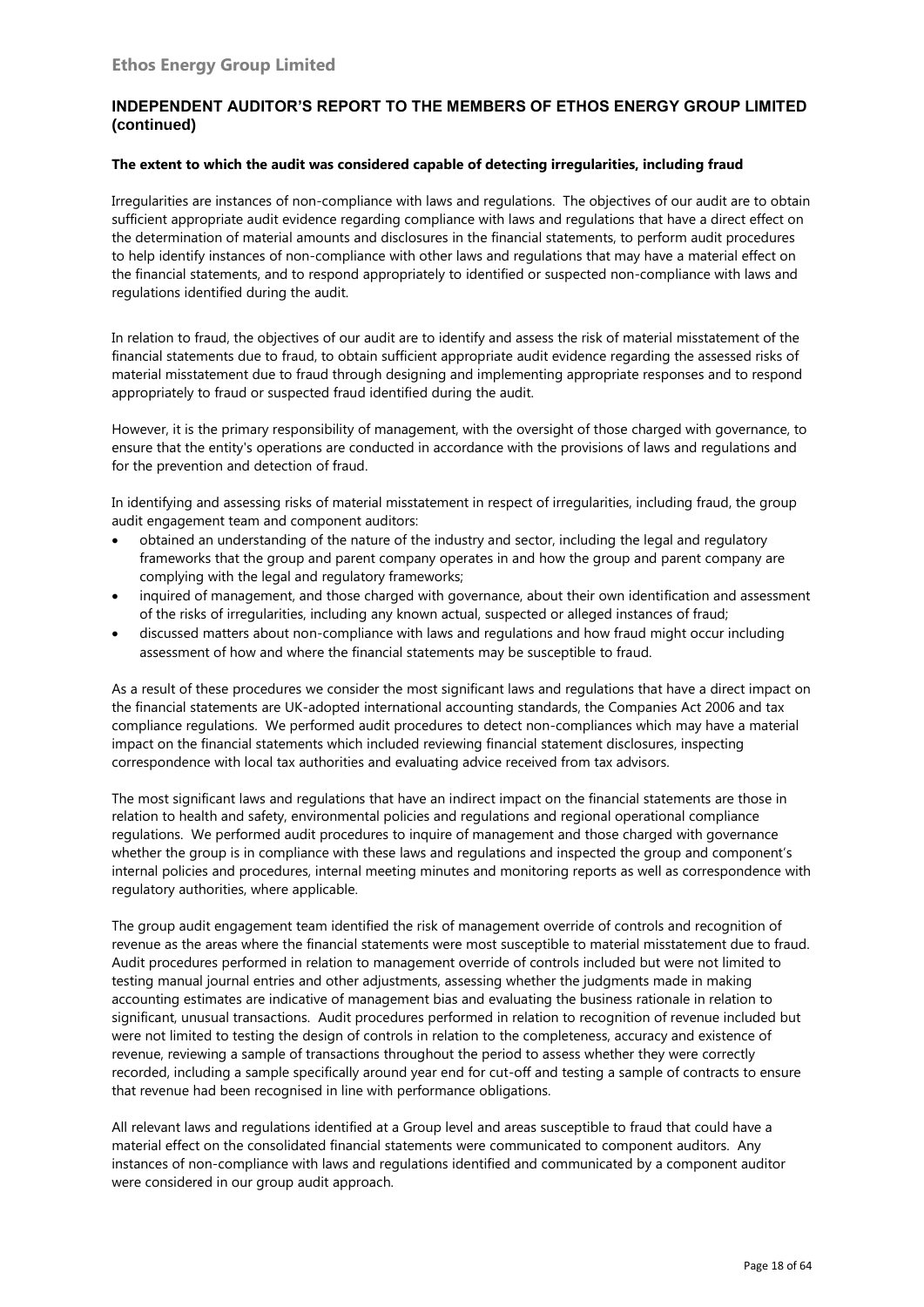## INDEPENDENT AUDITOR'S REPORT TO THE MEMBERS OF ETHOS ENERGY GROUP LIMITED (continued)

**The extent to which the audit was considered capable of detecting irregularities, including fraud**

Irregularities are instances of non-compliance with laws and regulations. The objectives of our audit are to obtain sufficient appropriate audit evidence regarding compliance with laws and regulations that have a direct effect on the determination of material amounts and disclosures in the financial statements, to perform audit procedures to help identify instances of non-compliance with other laws and regulations that may have a material effect on the financial statements, and to respond appropriately to identified or suspected non-compliance with laws and regulations identified during the audit.

In relation to fraud, the objectives of our audit are to identify and assess the risk of material misstatement of the financial statements due to fraud, to obtain sufficient appropriate audit evidence regarding the assessed risks of material misstatement due to fraud through designing and implementing appropriate responses and to respond appropriately to fraud or suspected fraud identified during the audit.

However, it is the primary responsibility of management, with the oversight of those charged with governance, to ensure that the entity's operations are conducted in accordance with the provisions of laws and regulations and for the prevention and detection of fraud.

In identifying and assessing risks of material misstatement in respect of irregularities, including fraud, the group audit engagement team and component auditors:

- obtained an understanding of the nature of the industry and sector, including the legal and regulatory frameworks that the group and parent company operates in and how the group and parent company are complying with the legal and regulatory frameworks;
- inquired of management, and those charged with governance, about their own identification and assessment of the risks of irregularities, including any known actual, suspected or alleged instances of fraud;
- discussed matters about non-compliance with laws and regulations and how fraud might occur including assessment of how and where the financial statements may be susceptible to fraud.

As a result of these procedures we consider the most significant laws and regulations that have a direct impact on the financial statements are UK-adopted international accounting standards, the Companies Act 2006 and tax compliance regulations. We performed audit procedures to detect non-compliances which may have a material impact on the financial statements which included reviewing financial statement disclosures, inspecting correspondence with local tax authorities and evaluating advice received from tax advisors.

The most significant laws and regulations that have an indirect impact on the financial statements are those in relation to health and safety, environmental policies and regulations and regional operational compliance regulations. We performed audit procedures to inquire of management and those charged with governance whether the group is in compliance with these laws and regulations and inspected the group and component's internal policies and procedures, internal meeting minutes and monitoring reports as well as correspondence with regulatory authorities, where applicable.

The group audit engagement team identified the risk of management override of controls and recognition of revenue as the areas where the financial statements were most susceptible to material misstatement due to fraud. Audit procedures performed in relation to management override of controls included but were not limited to testing manual journal entries and other adjustments, assessing whether the judgments made in making accounting estimates are indicative of management bias and evaluating the business rationale in relation to significant, unusual transactions. Audit procedures performed in relation to recognition of revenue included but were not limited to testing the design of controls in relation to the completeness, accuracy and existence of revenue, reviewing a sample of transactions throughout the period to assess whether they were correctly recorded, including a sample specifically around year end for cut-off and testing a sample of contracts to ensure that revenue had been recognised in line with performance obligations.

All relevant laws and regulations identified at a Group level and areas susceptible to fraud that could have a material effect on the consolidated financial statements were communicated to component auditors. Any instances of non-compliance with laws and regulations identified and communicated by a component auditor were considered in our group audit approach.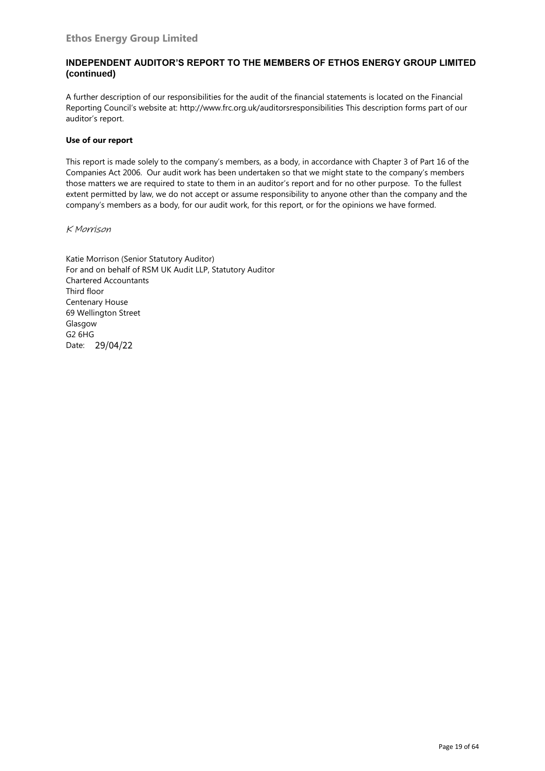## INDEPENDENT AUDITOR'S REPORT TO THE MEMBERS OF ETHOS ENERGY GROUP LIMITED (continued)

A further description of our responsibilities for the audit of the financial statements is located on the Financial Reporting Council's website at: http://www.frc.org.uk/auditorsresponsibilities This description forms part of our auditor's report.

**Use of our report**

This report is made solely to the company's members, as a body, in accordance with Chapter 3 of Part 16 of the Companies Act 2006. Our audit work has been undertaken so that we might state to the company's members those matters we are required to state to them in an auditor's report and for no other purpose. To the fullest extent permitted by law, we do not accept or assume responsibility to anyone other than the company and the company's members as a body, for our audit work, for this report, or for the opinions we have formed.

*K Morrison*

Katie Morrison (Senior Statutory Auditor)
For and on behalf of RSM UK Audit LLP, Statutory Auditor
Chartered Accountants
Third floor
Centenary House
69 Wellington Street
Glasgow
G2 6HG
Date: 29/04/22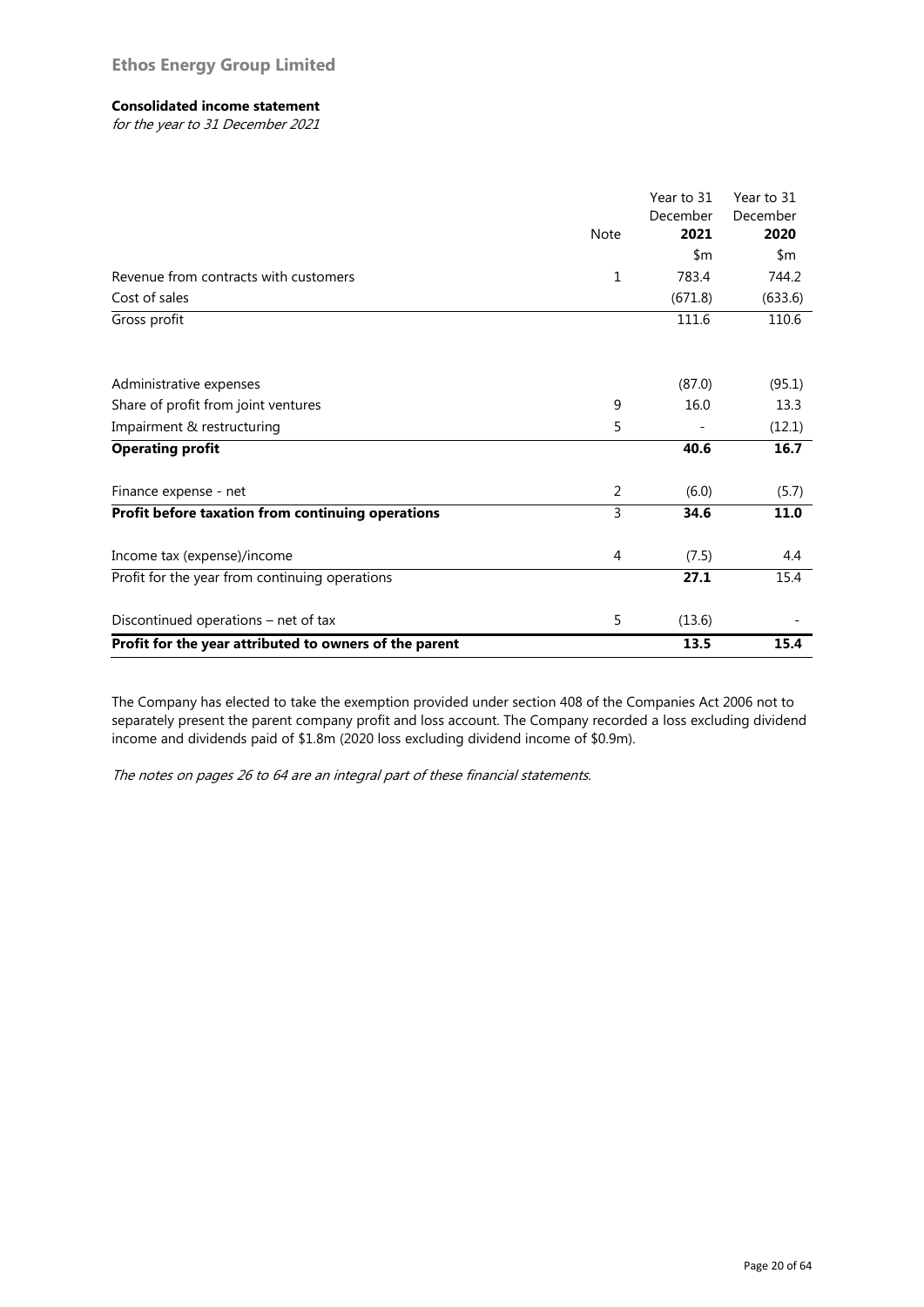# Ethos Energy Group Limited

## Consolidated income statement

*for the year to 31 December 2021*

| | Note | Year to 31 December **2021** | Year to 31 December **2020** |
|---|---|---|---|
| | | $m | $m |
| Revenue from contracts with customers | 1 | 783.4 | 744.2 |
| Cost of sales | | (671.8) | (633.6) |
| Gross profit | | 111.6 | 110.6 |
| | | | |
| Administrative expenses | | (87.0) | (95.1) |
| Share of profit from joint ventures | 9 | 16.0 | 13.3 |
| Impairment & restructuring | 5 | - | (12.1) |
| **Operating profit** | | **40.6** | **16.7** |
| | | | |
| Finance expense - net | 2 | (6.0) | (5.7) |
| **Profit before taxation from continuing operations** | 3 | **34.6** | **11.0** |
| | | | |
| Income tax (expense)/income | 4 | (7.5) | 4.4 |
| Profit for the year from continuing operations | | **27.1** | 15.4 |
| | | | |
| Discontinued operations – net of tax | 5 | (13.6) | - |
| **Profit for the year attributed to owners of the parent** | | **13.5** | **15.4** |

The Company has elected to take the exemption provided under section 408 of the Companies Act 2006 not to separately present the parent company profit and loss account. The Company recorded a loss excluding dividend income and dividends paid of $1.8m (2020 loss excluding dividend income of $0.9m).

*The notes on pages 26 to 64 are an integral part of these financial statements.*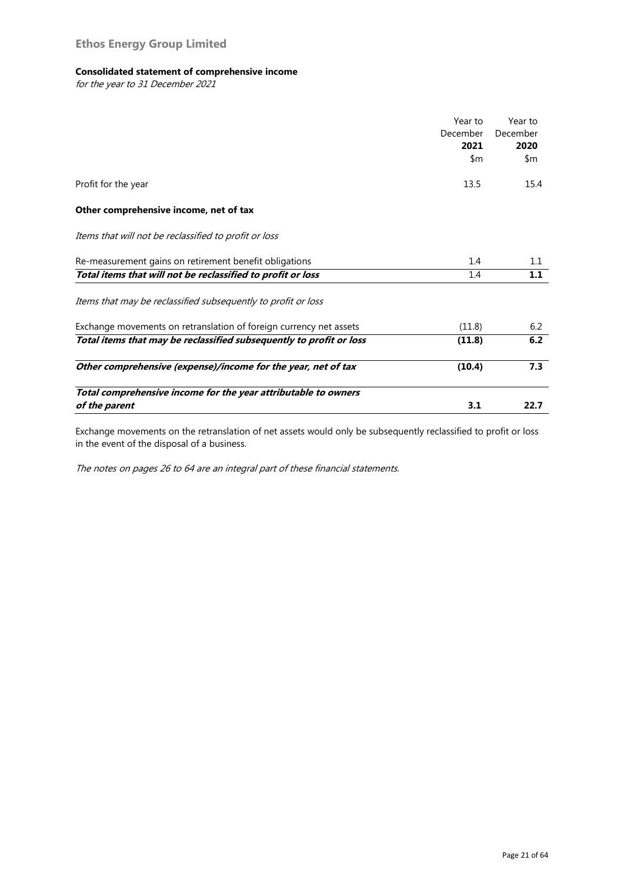# Ethos Energy Group Limited

**Consolidated statement of comprehensive income**

*for the year to 31 December 2021*

| | Year to December **2021** $m | Year to December **2020** $m |
|---|---|---|
| Profit for the year | 13.5 | 15.4 |
| **Other comprehensive income, net of tax** | | |
| *Items that will not be reclassified to profit or loss* | | |
| Re-measurement gains on retirement benefit obligations | 1.4 | 1.1 |
| ***Total items that will not be reclassified to profit or loss*** | 1.4 | **1.1** |
| *Items that may be reclassified subsequently to profit or loss* | | |
| Exchange movements on retranslation of foreign currency net assets | (11.8) | 6.2 |
| ***Total items that may be reclassified subsequently to profit or loss*** | **(11.8)** | **6.2** |
| ***Other comprehensive (expense)/income for the year, net of tax*** | **(10.4)** | **7.3** |
| ***Total comprehensive income for the year attributable to owners of the parent*** | **3.1** | **22.7** |

Exchange movements on the retranslation of net assets would only be subsequently reclassified to profit or loss in the event of the disposal of a business.

*The notes on pages 26 to 64 are an integral part of these financial statements.*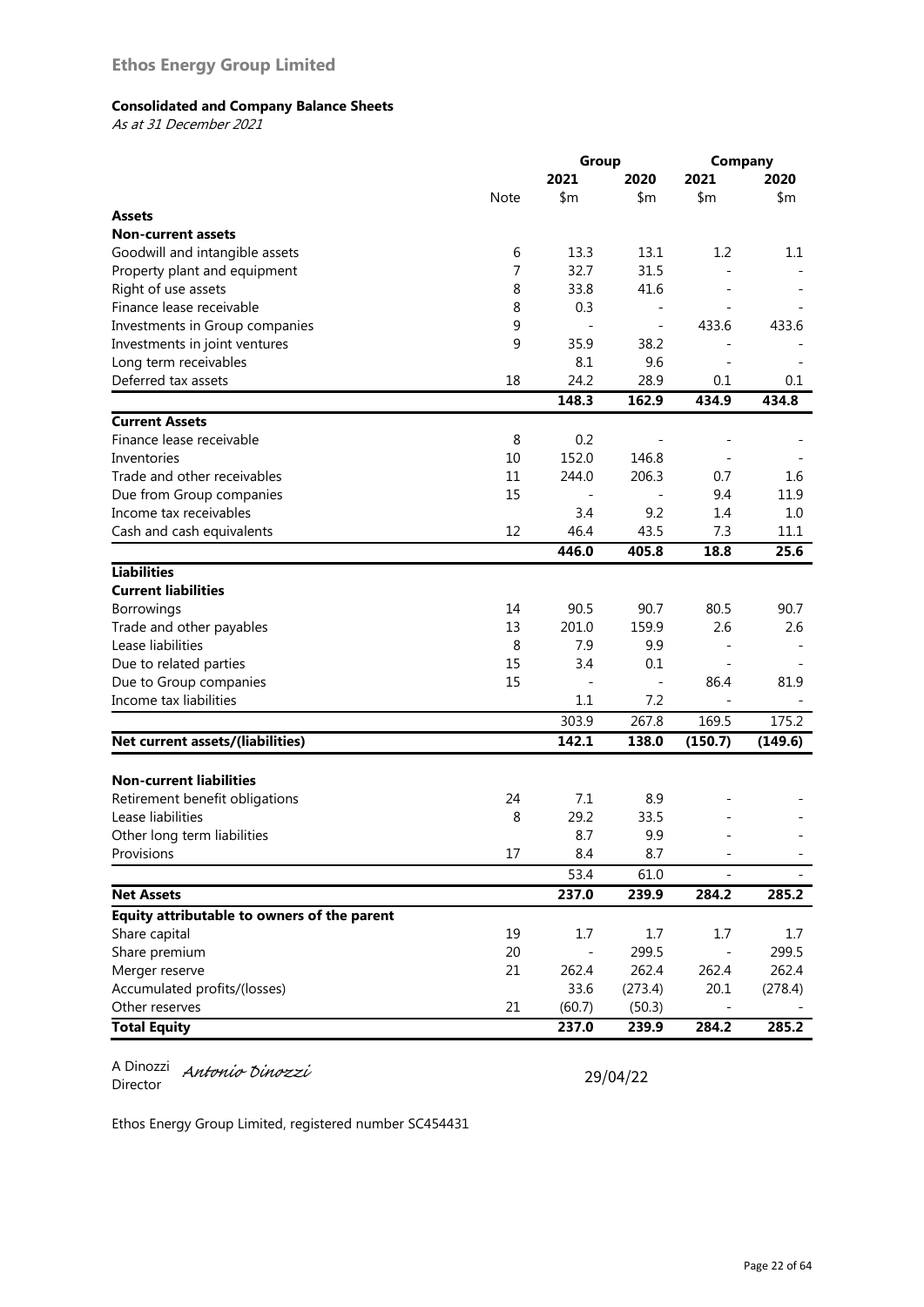## Ethos Energy Group Limited

### Consolidated and Company Balance Sheets

*As at 31 December 2021*

| | | Group | | Company | |
|---|---|---|---|---|---|
| | | 2021 | 2020 | 2021 | 2020 |
| | Note | $m | $m | $m | $m |
| **Assets** | | | | | |
| **Non-current assets** | | | | | |
| Goodwill and intangible assets | 6 | 13.3 | 13.1 | 1.2 | 1.1 |
| Property plant and equipment | 7 | 32.7 | 31.5 | - | - |
| Right of use assets | 8 | 33.8 | 41.6 | - | - |
| Finance lease receivable | 8 | 0.3 | - | - | - |
| Investments in Group companies | 9 | - | - | 433.6 | 433.6 |
| Investments in joint ventures | 9 | 35.9 | 38.2 | - | - |
| Long term receivables | | 8.1 | 9.6 | - | - |
| Deferred tax assets | 18 | 24.2 | 28.9 | 0.1 | 0.1 |
| | | **148.3** | **162.9** | **434.9** | **434.8** |
| **Current Assets** | | | | | |
| Finance lease receivable | 8 | 0.2 | - | - | - |
| Inventories | 10 | 152.0 | 146.8 | - | - |
| Trade and other receivables | 11 | 244.0 | 206.3 | 0.7 | 1.6 |
| Due from Group companies | 15 | - | - | 9.4 | 11.9 |
| Income tax receivables | | 3.4 | 9.2 | 1.4 | 1.0 |
| Cash and cash equivalents | 12 | 46.4 | 43.5 | 7.3 | 11.1 |
| | | **446.0** | **405.8** | **18.8** | **25.6** |
| **Liabilities** | | | | | |
| **Current liabilities** | | | | | |
| Borrowings | 14 | 90.5 | 90.7 | 80.5 | 90.7 |
| Trade and other payables | 13 | 201.0 | 159.9 | 2.6 | 2.6 |
| Lease liabilities | 8 | 7.9 | 9.9 | - | - |
| Due to related parties | 15 | 3.4 | 0.1 | - | - |
| Due to Group companies | 15 | - | - | 86.4 | 81.9 |
| Income tax liabilities | | 1.1 | 7.2 | - | - |
| | | 303.9 | 267.8 | 169.5 | 175.2 |
| **Net current assets/(liabilities)** | | **142.1** | **138.0** | **(150.7)** | **(149.6)** |
| **Non-current liabilities** | | | | | |
| Retirement benefit obligations | 24 | 7.1 | 8.9 | - | - |
| Lease liabilities | 8 | 29.2 | 33.5 | - | - |
| Other long term liabilities | | 8.7 | 9.9 | - | - |
| Provisions | 17 | 8.4 | 8.7 | - | - |
| | | 53.4 | 61.0 | - | - |
| **Net Assets** | | **237.0** | **239.9** | **284.2** | **285.2** |
| **Equity attributable to owners of the parent** | | | | | |
| Share capital | 19 | 1.7 | 1.7 | 1.7 | 1.7 |
| Share premium | 20 | - | 299.5 | - | 299.5 |
| Merger reserve | 21 | 262.4 | 262.4 | 262.4 | 262.4 |
| Accumulated profits/(losses) | | 33.6 | (273.4) | 20.1 | (278.4) |
| Other reserves | 21 | (60.7) | (50.3) | - | - |
| **Total Equity** | | **237.0** | **239.9** | **284.2** | **285.2** |

A Dinozzi *Antonio Dinozzi*
Director

29/04/22

Ethos Energy Group Limited, registered number SC454431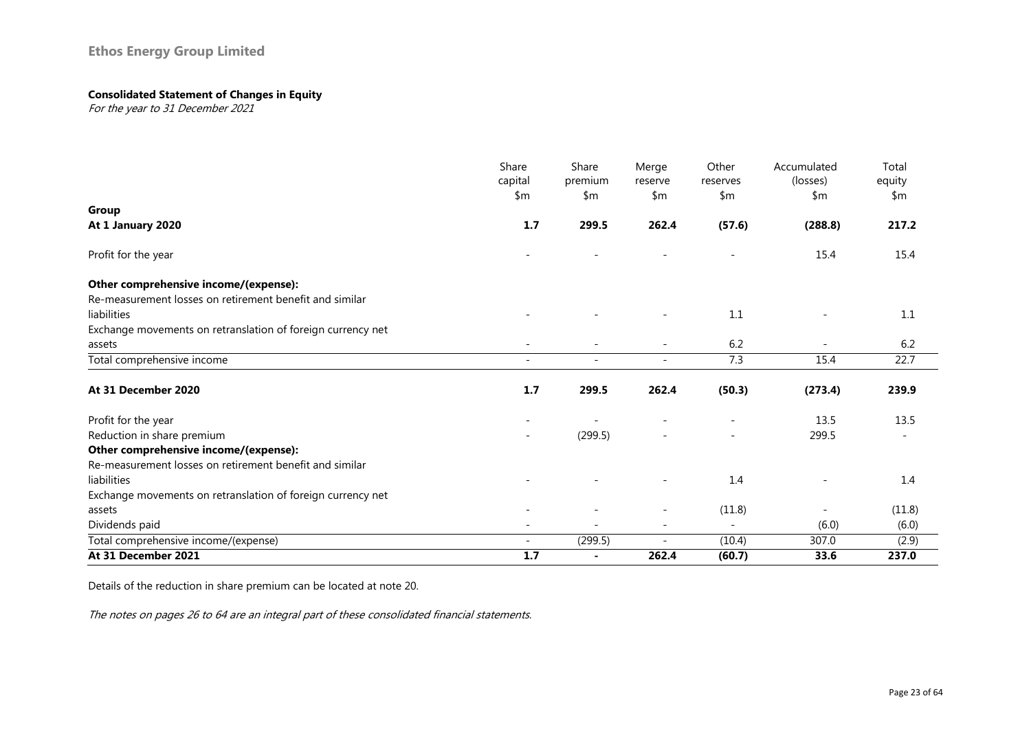**Ethos Energy Group Limited**

**Consolidated Statement of Changes in Equity**
*For the year to 31 December 2021*

| | Share capital $m | Share premium $m | Merge reserve $m | Other reserves $m | Accumulated (losses) $m | Total equity $m |
|---|---|---|---|---|---|---|
| **Group** | | | | | | |
| **At 1 January 2020** | **1.7** | **299.5** | **262.4** | **(57.6)** | **(288.8)** | **217.2** |
| Profit for the year | - | - | - | - | 15.4 | 15.4 |
| **Other comprehensive income/(expense):** | | | | | | |
| Re-measurement losses on retirement benefit and similar liabilities | - | - | - | 1.1 | - | 1.1 |
| Exchange movements on retranslation of foreign currency net assets | - | - | - | 6.2 | - | 6.2 |
| Total comprehensive income | - | - | - | 7.3 | 15.4 | 22.7 |
| **At 31 December 2020** | **1.7** | **299.5** | **262.4** | **(50.3)** | **(273.4)** | **239.9** |
| Profit for the year | - | - | - | - | 13.5 | 13.5 |
| Reduction in share premium | - | (299.5) | - | - | 299.5 | - |
| **Other comprehensive income/(expense):** | | | | | | |
| Re-measurement losses on retirement benefit and similar liabilities | - | - | - | 1.4 | - | 1.4 |
| Exchange movements on retranslation of foreign currency net assets | - | - | - | (11.8) | - | (11.8) |
| Dividends paid | - | - | - | - | (6.0) | (6.0) |
| Total comprehensive income/(expense) | - | (299.5) | - | (10.4) | 307.0 | (2.9) |
| **At 31 December 2021** | **1.7** | **-** | **262.4** | **(60.7)** | **33.6** | **237.0** |

Details of the reduction in share premium can be located at note 20.

*The notes on pages 26 to 64 are an integral part of these consolidated financial statements.*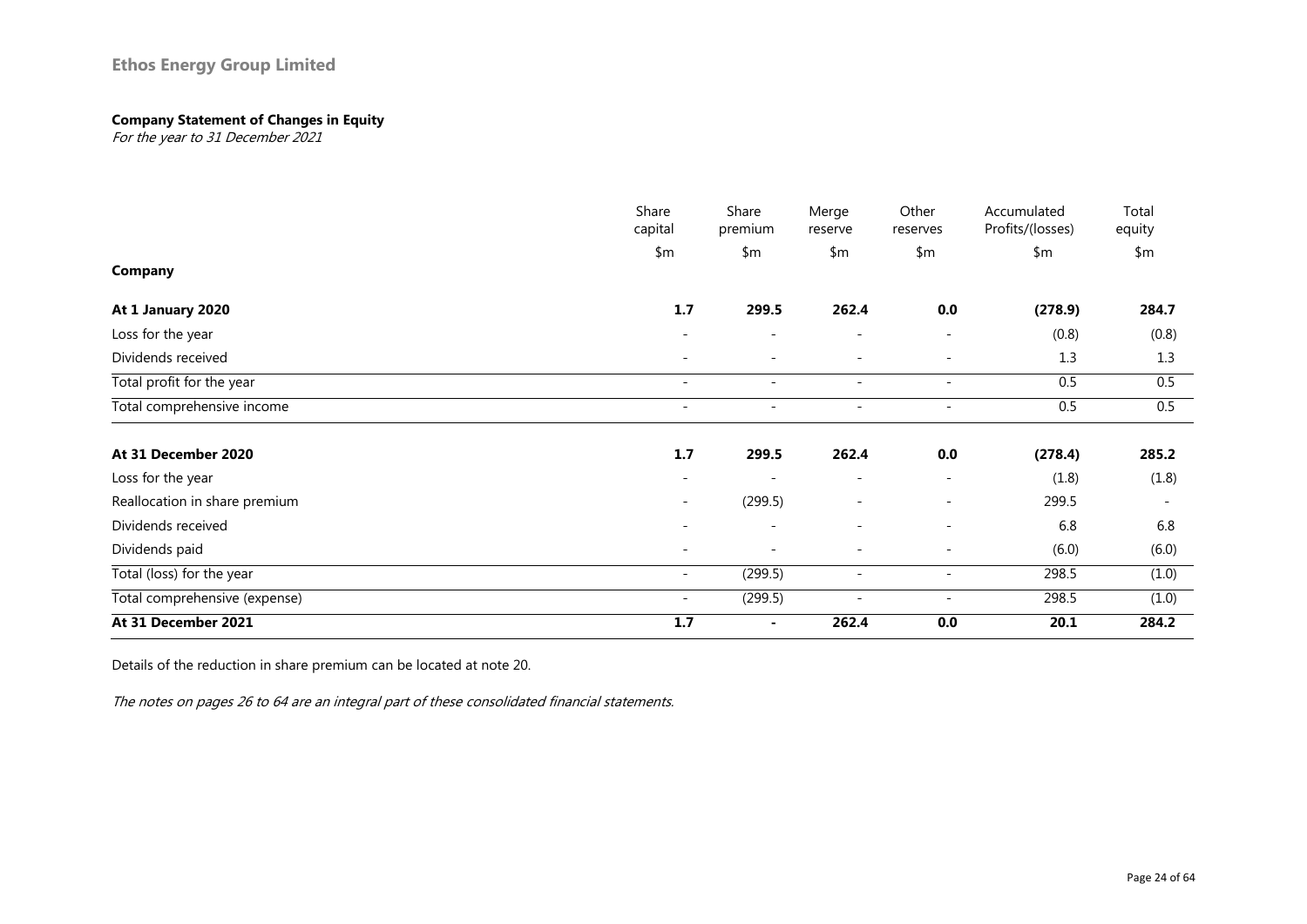## Ethos Energy Group Limited

### Company Statement of Changes in Equity

*For the year to 31 December 2021*

| | Share capital | Share premium | Merge reserve | Other reserves | Accumulated Profits/(losses) | Total equity |
|---|---|---|---|---|---|---|
| | $m | $m | $m | $m | $m | $m |
| **Company** | | | | | | |
| **At 1 January 2020** | **1.7** | **299.5** | **262.4** | **0.0** | **(278.9)** | **284.7** |
| Loss for the year | - | - | - | - | (0.8) | (0.8) |
| Dividends received | - | - | - | - | 1.3 | 1.3 |
| Total profit for the year | - | - | - | - | 0.5 | 0.5 |
| Total comprehensive income | - | - | - | - | 0.5 | 0.5 |
| **At 31 December 2020** | **1.7** | **299.5** | **262.4** | **0.0** | **(278.4)** | **285.2** |
| Loss for the year | - | - | - | - | (1.8) | (1.8) |
| Reallocation in share premium | - | (299.5) | - | - | 299.5 | - |
| Dividends received | - | - | - | - | 6.8 | 6.8 |
| Dividends paid | - | - | - | - | (6.0) | (6.0) |
| Total (loss) for the year | - | (299.5) | - | - | 298.5 | (1.0) |
| Total comprehensive (expense) | - | (299.5) | - | - | 298.5 | (1.0) |
| **At 31 December 2021** | **1.7** | **-** | **262.4** | **0.0** | **20.1** | **284.2** |

Details of the reduction in share premium can be located at note 20.

*The notes on pages 26 to 64 are an integral part of these consolidated financial statements.*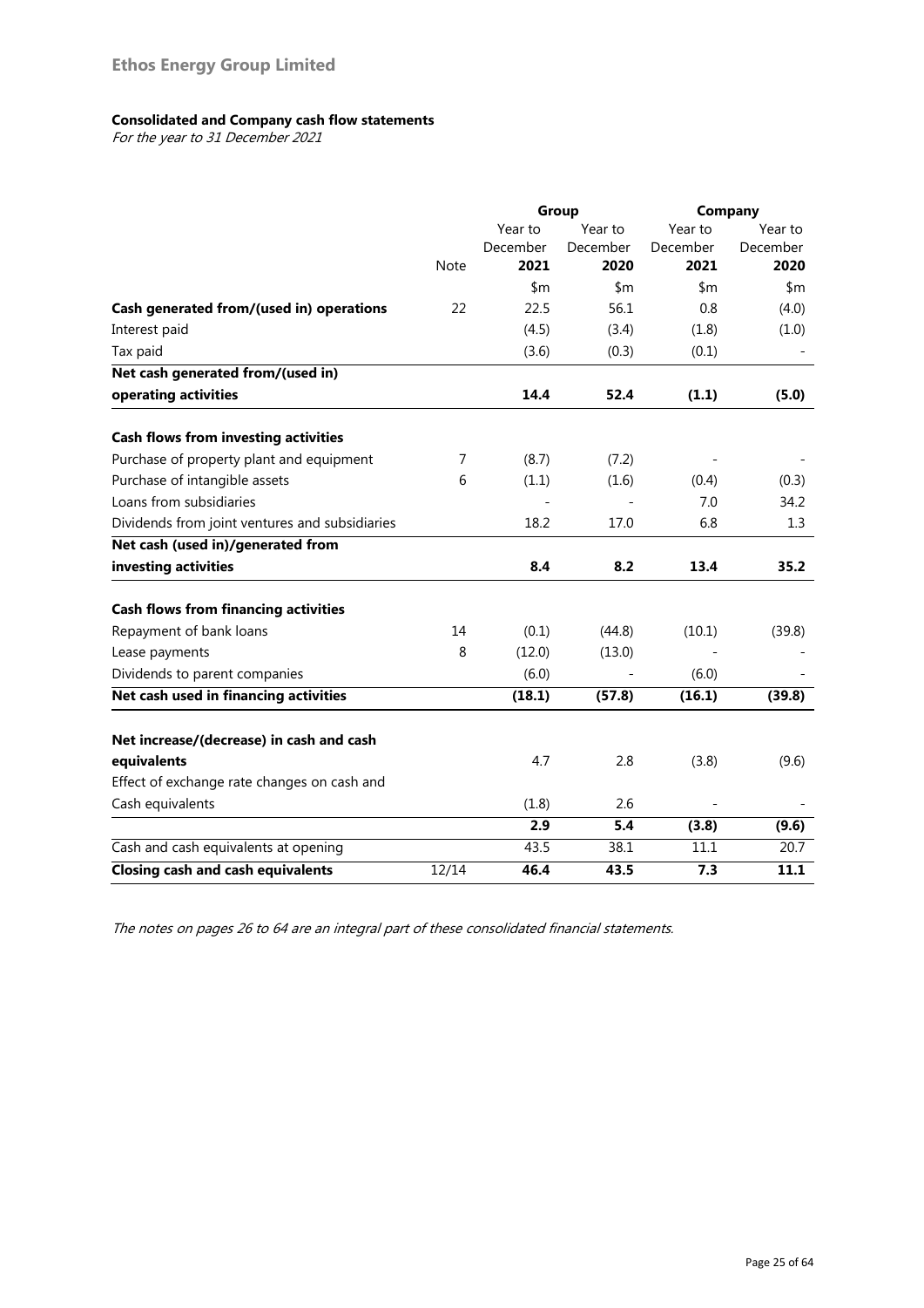# Ethos Energy Group Limited

**Consolidated and Company cash flow statements**

*For the year to 31 December 2021*

| | Note | Group | | Company | |
|---|---|---|---|---|---|
| | | Year to December **2021** | Year to December **2020** | Year to December **2021** | Year to December **2020** |
| | | $m | $m | $m | $m |
| **Cash generated from/(used in) operations** | 22 | 22.5 | 56.1 | 0.8 | (4.0) |
| Interest paid | | (4.5) | (3.4) | (1.8) | (1.0) |
| Tax paid | | (3.6) | (0.3) | (0.1) | - |
| **Net cash generated from/(used in) operating activities** | | **14.4** | **52.4** | **(1.1)** | **(5.0)** |
| **Cash flows from investing activities** | | | | | |
| Purchase of property plant and equipment | 7 | (8.7) | (7.2) | - | - |
| Purchase of intangible assets | 6 | (1.1) | (1.6) | (0.4) | (0.3) |
| Loans from subsidiaries | | - | - | 7.0 | 34.2 |
| Dividends from joint ventures and subsidiaries | | 18.2 | 17.0 | 6.8 | 1.3 |
| **Net cash (used in)/generated from investing activities** | | **8.4** | **8.2** | **13.4** | **35.2** |
| **Cash flows from financing activities** | | | | | |
| Repayment of bank loans | 14 | (0.1) | (44.8) | (10.1) | (39.8) |
| Lease payments | 8 | (12.0) | (13.0) | - | - |
| Dividends to parent companies | | (6.0) | - | (6.0) | - |
| **Net cash used in financing activities** | | **(18.1)** | **(57.8)** | **(16.1)** | **(39.8)** |
| **Net increase/(decrease) in cash and cash equivalents** | | 4.7 | 2.8 | (3.8) | (9.6) |
| Effect of exchange rate changes on cash and Cash equivalents | | (1.8) | 2.6 | - | - |
| | | **2.9** | **5.4** | **(3.8)** | **(9.6)** |
| Cash and cash equivalents at opening | | 43.5 | 38.1 | 11.1 | 20.7 |
| **Closing cash and cash equivalents** | 12/14 | **46.4** | **43.5** | **7.3** | **11.1** |

*The notes on pages 26 to 64 are an integral part of these consolidated financial statements.*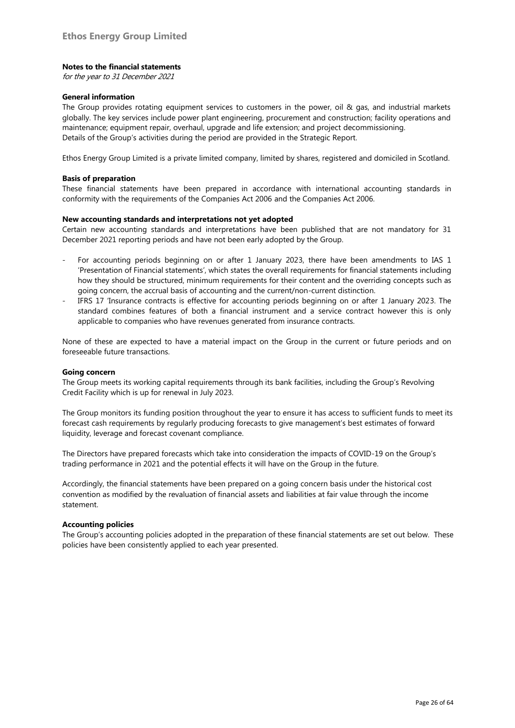## Notes to the financial statements

*for the year to 31 December 2021*

### General information

The Group provides rotating equipment services to customers in the power, oil & gas, and industrial markets globally. The key services include power plant engineering, procurement and construction; facility operations and maintenance; equipment repair, overhaul, upgrade and life extension; and project decommissioning.
Details of the Group's activities during the period are provided in the Strategic Report.

Ethos Energy Group Limited is a private limited company, limited by shares, registered and domiciled in Scotland.

### Basis of preparation

These financial statements have been prepared in accordance with international accounting standards in conformity with the requirements of the Companies Act 2006 and the Companies Act 2006.

### New accounting standards and interpretations not yet adopted

Certain new accounting standards and interpretations have been published that are not mandatory for 31 December 2021 reporting periods and have not been early adopted by the Group.

- For accounting periods beginning on or after 1 January 2023, there have been amendments to IAS 1 'Presentation of Financial statements', which states the overall requirements for financial statements including how they should be structured, minimum requirements for their content and the overriding concepts such as going concern, the accrual basis of accounting and the current/non-current distinction.
- IFRS 17 'Insurance contracts is effective for accounting periods beginning on or after 1 January 2023. The standard combines features of both a financial instrument and a service contract however this is only applicable to companies who have revenues generated from insurance contracts.

None of these are expected to have a material impact on the Group in the current or future periods and on foreseeable future transactions.

### Going concern

The Group meets its working capital requirements through its bank facilities, including the Group's Revolving Credit Facility which is up for renewal in July 2023.

The Group monitors its funding position throughout the year to ensure it has access to sufficient funds to meet its forecast cash requirements by regularly producing forecasts to give management's best estimates of forward liquidity, leverage and forecast covenant compliance.

The Directors have prepared forecasts which take into consideration the impacts of COVID-19 on the Group's trading performance in 2021 and the potential effects it will have on the Group in the future.

Accordingly, the financial statements have been prepared on a going concern basis under the historical cost convention as modified by the revaluation of financial assets and liabilities at fair value through the income statement.

### Accounting policies

The Group's accounting policies adopted in the preparation of these financial statements are set out below. These policies have been consistently applied to each year presented.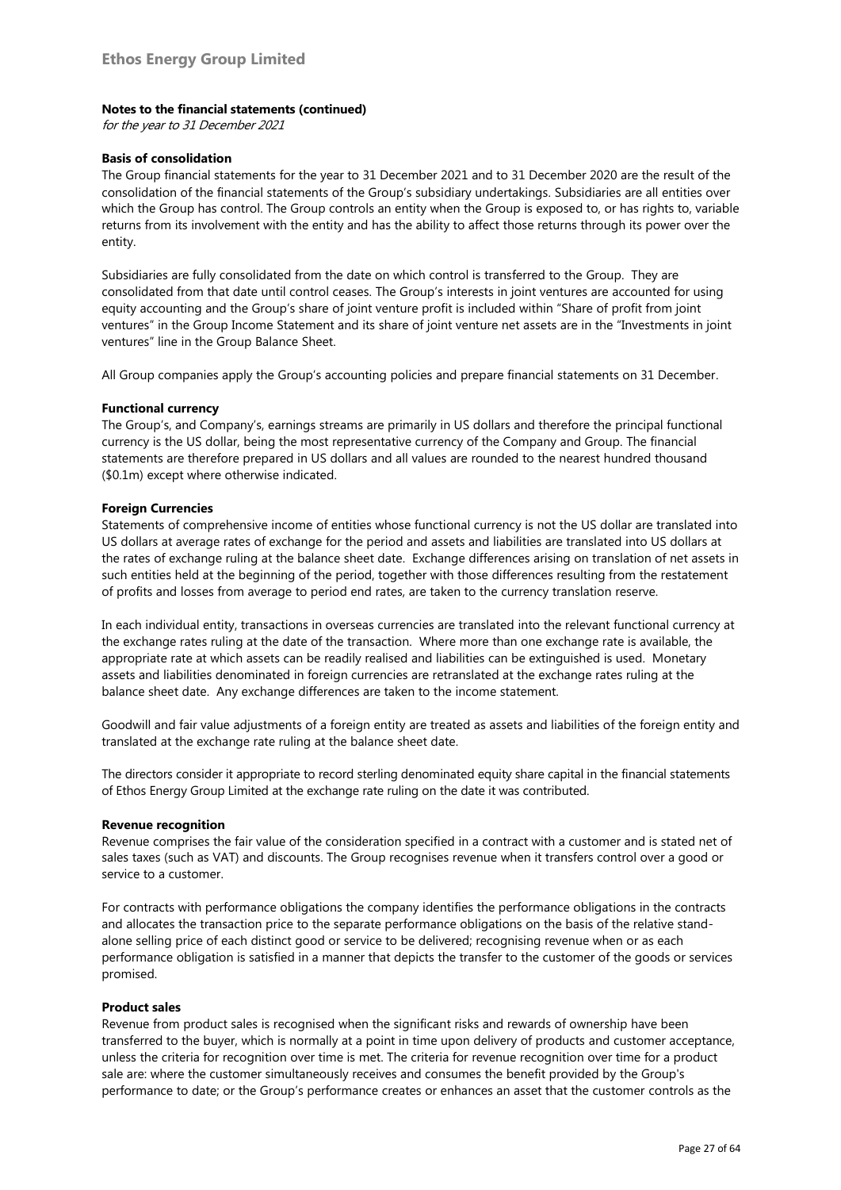**Notes to the financial statements (continued)**

*for the year to 31 December 2021*

**Basis of consolidation**

The Group financial statements for the year to 31 December 2021 and to 31 December 2020 are the result of the consolidation of the financial statements of the Group's subsidiary undertakings. Subsidiaries are all entities over which the Group has control. The Group controls an entity when the Group is exposed to, or has rights to, variable returns from its involvement with the entity and has the ability to affect those returns through its power over the entity.

Subsidiaries are fully consolidated from the date on which control is transferred to the Group. They are consolidated from that date until control ceases. The Group's interests in joint ventures are accounted for using equity accounting and the Group's share of joint venture profit is included within "Share of profit from joint ventures" in the Group Income Statement and its share of joint venture net assets are in the "Investments in joint ventures" line in the Group Balance Sheet.

All Group companies apply the Group's accounting policies and prepare financial statements on 31 December.

**Functional currency**

The Group's, and Company's, earnings streams are primarily in US dollars and therefore the principal functional currency is the US dollar, being the most representative currency of the Company and Group. The financial statements are therefore prepared in US dollars and all values are rounded to the nearest hundred thousand ($0.1m) except where otherwise indicated.

**Foreign Currencies**

Statements of comprehensive income of entities whose functional currency is not the US dollar are translated into US dollars at average rates of exchange for the period and assets and liabilities are translated into US dollars at the rates of exchange ruling at the balance sheet date. Exchange differences arising on translation of net assets in such entities held at the beginning of the period, together with those differences resulting from the restatement of profits and losses from average to period end rates, are taken to the currency translation reserve.

In each individual entity, transactions in overseas currencies are translated into the relevant functional currency at the exchange rates ruling at the date of the transaction. Where more than one exchange rate is available, the appropriate rate at which assets can be readily realised and liabilities can be extinguished is used. Monetary assets and liabilities denominated in foreign currencies are retranslated at the exchange rates ruling at the balance sheet date. Any exchange differences are taken to the income statement.

Goodwill and fair value adjustments of a foreign entity are treated as assets and liabilities of the foreign entity and translated at the exchange rate ruling at the balance sheet date.

The directors consider it appropriate to record sterling denominated equity share capital in the financial statements of Ethos Energy Group Limited at the exchange rate ruling on the date it was contributed.

**Revenue recognition**

Revenue comprises the fair value of the consideration specified in a contract with a customer and is stated net of sales taxes (such as VAT) and discounts. The Group recognises revenue when it transfers control over a good or service to a customer.

For contracts with performance obligations the company identifies the performance obligations in the contracts and allocates the transaction price to the separate performance obligations on the basis of the relative stand-alone selling price of each distinct good or service to be delivered; recognising revenue when or as each performance obligation is satisfied in a manner that depicts the transfer to the customer of the goods or services promised.

**Product sales**

Revenue from product sales is recognised when the significant risks and rewards of ownership have been transferred to the buyer, which is normally at a point in time upon delivery of products and customer acceptance, unless the criteria for recognition over time is met. The criteria for revenue recognition over time for a product sale are: where the customer simultaneously receives and consumes the benefit provided by the Group's performance to date; or the Group's performance creates or enhances an asset that the customer controls as the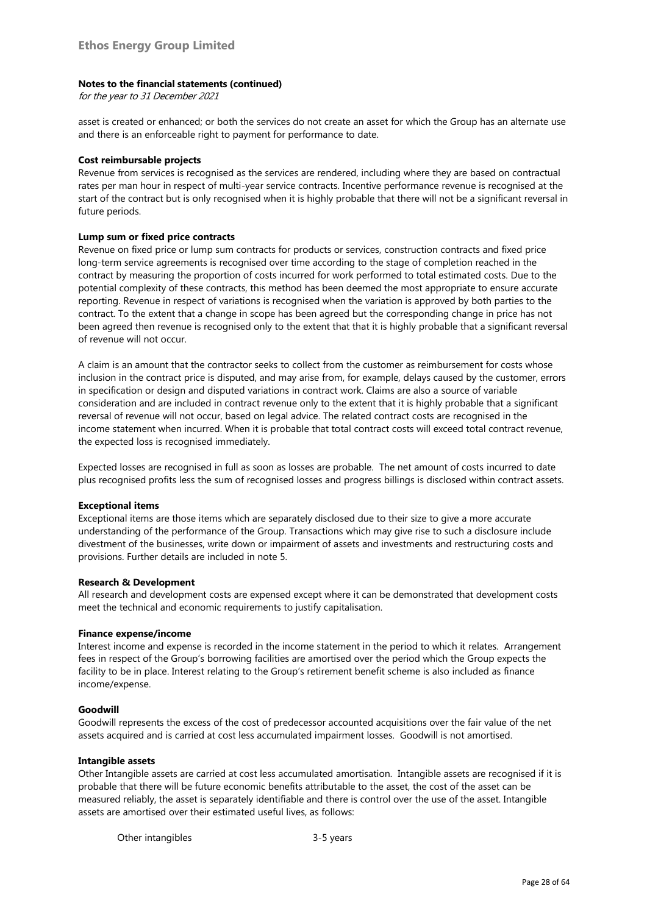asset is created or enhanced; or both the services do not create an asset for which the Group has an alternate use and there is an enforceable right to payment for performance to date.

**Cost reimbursable projects**

Revenue from services is recognised as the services are rendered, including where they are based on contractual rates per man hour in respect of multi-year service contracts. Incentive performance revenue is recognised at the start of the contract but is only recognised when it is highly probable that there will not be a significant reversal in future periods.

**Lump sum or fixed price contracts**

Revenue on fixed price or lump sum contracts for products or services, construction contracts and fixed price long-term service agreements is recognised over time according to the stage of completion reached in the contract by measuring the proportion of costs incurred for work performed to total estimated costs. Due to the potential complexity of these contracts, this method has been deemed the most appropriate to ensure accurate reporting. Revenue in respect of variations is recognised when the variation is approved by both parties to the contract. To the extent that a change in scope has been agreed but the corresponding change in price has not been agreed then revenue is recognised only to the extent that that it is highly probable that a significant reversal of revenue will not occur.

A claim is an amount that the contractor seeks to collect from the customer as reimbursement for costs whose inclusion in the contract price is disputed, and may arise from, for example, delays caused by the customer, errors in specification or design and disputed variations in contract work. Claims are also a source of variable consideration and are included in contract revenue only to the extent that it is highly probable that a significant reversal of revenue will not occur, based on legal advice. The related contract costs are recognised in the income statement when incurred. When it is probable that total contract costs will exceed total contract revenue, the expected loss is recognised immediately.

Expected losses are recognised in full as soon as losses are probable. The net amount of costs incurred to date plus recognised profits less the sum of recognised losses and progress billings is disclosed within contract assets.

**Exceptional items**

Exceptional items are those items which are separately disclosed due to their size to give a more accurate understanding of the performance of the Group. Transactions which may give rise to such a disclosure include divestment of the businesses, write down or impairment of assets and investments and restructuring costs and provisions. Further details are included in note 5.

**Research & Development**

All research and development costs are expensed except where it can be demonstrated that development costs meet the technical and economic requirements to justify capitalisation.

**Finance expense/income**

Interest income and expense is recorded in the income statement in the period to which it relates. Arrangement fees in respect of the Group's borrowing facilities are amortised over the period which the Group expects the facility to be in place. Interest relating to the Group's retirement benefit scheme is also included as finance income/expense.

**Goodwill**

Goodwill represents the excess of the cost of predecessor accounted acquisitions over the fair value of the net assets acquired and is carried at cost less accumulated impairment losses. Goodwill is not amortised.

**Intangible assets**

Other Intangible assets are carried at cost less accumulated amortisation. Intangible assets are recognised if it is probable that there will be future economic benefits attributable to the asset, the cost of the asset can be measured reliably, the asset is separately identifiable and there is control over the use of the asset. Intangible assets are amortised over their estimated useful lives, as follows:

| Other intangibles | 3-5 years |
|---|---|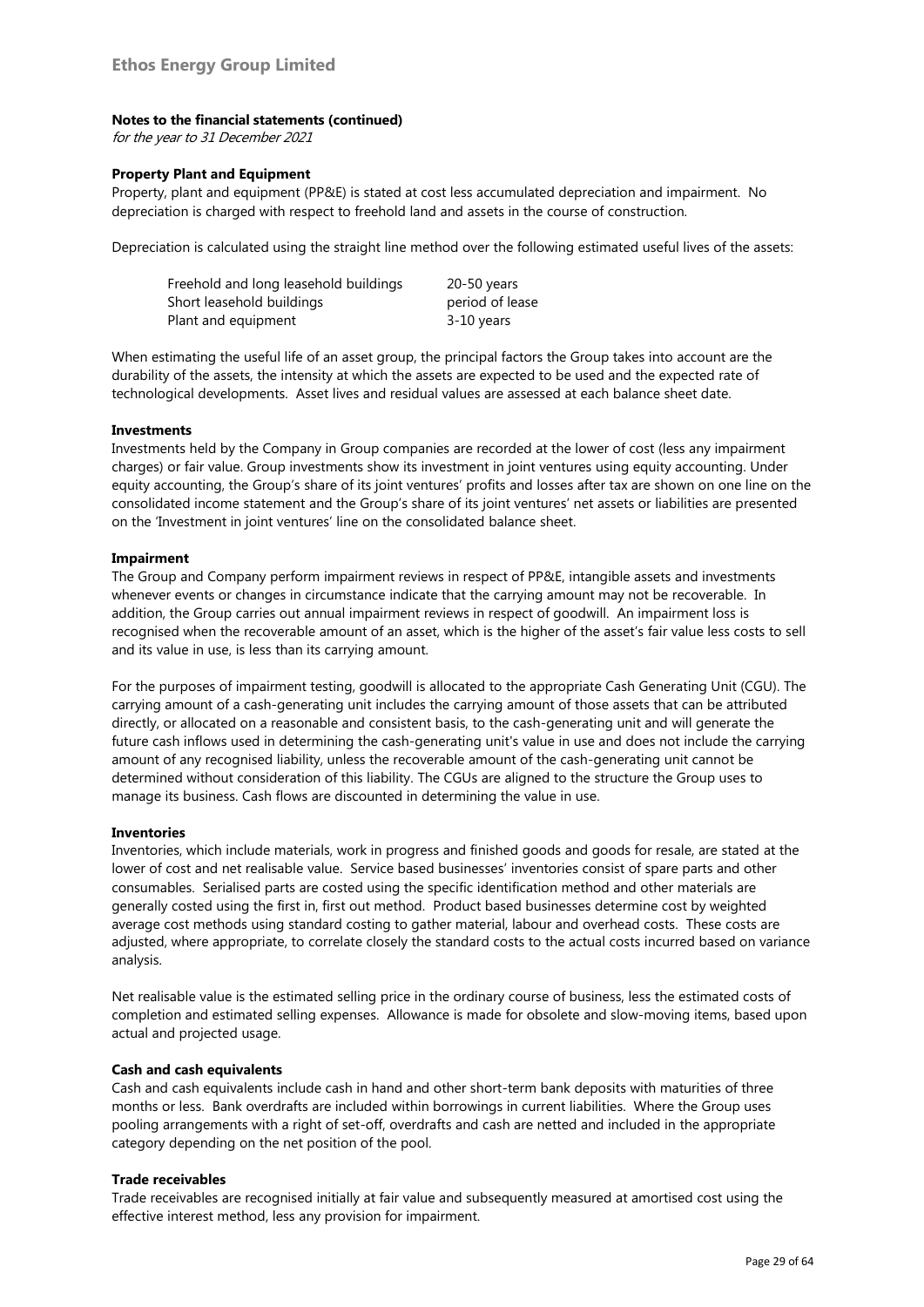**Notes to the financial statements (continued)**

*for the year to 31 December 2021*

**Property Plant and Equipment**

Property, plant and equipment (PP&E) is stated at cost less accumulated depreciation and impairment. No depreciation is charged with respect to freehold land and assets in the course of construction.

Depreciation is calculated using the straight line method over the following estimated useful lives of the assets:

| | |
|---|---|
| Freehold and long leasehold buildings | 20-50 years |
| Short leasehold buildings | period of lease |
| Plant and equipment | 3-10 years |

When estimating the useful life of an asset group, the principal factors the Group takes into account are the durability of the assets, the intensity at which the assets are expected to be used and the expected rate of technological developments. Asset lives and residual values are assessed at each balance sheet date.

**Investments**

Investments held by the Company in Group companies are recorded at the lower of cost (less any impairment charges) or fair value. Group investments show its investment in joint ventures using equity accounting. Under equity accounting, the Group's share of its joint ventures' profits and losses after tax are shown on one line on the consolidated income statement and the Group's share of its joint ventures' net assets or liabilities are presented on the 'Investment in joint ventures' line on the consolidated balance sheet.

**Impairment**

The Group and Company perform impairment reviews in respect of PP&E, intangible assets and investments whenever events or changes in circumstance indicate that the carrying amount may not be recoverable. In addition, the Group carries out annual impairment reviews in respect of goodwill. An impairment loss is recognised when the recoverable amount of an asset, which is the higher of the asset's fair value less costs to sell and its value in use, is less than its carrying amount.

For the purposes of impairment testing, goodwill is allocated to the appropriate Cash Generating Unit (CGU). The carrying amount of a cash-generating unit includes the carrying amount of those assets that can be attributed directly, or allocated on a reasonable and consistent basis, to the cash-generating unit and will generate the future cash inflows used in determining the cash-generating unit's value in use and does not include the carrying amount of any recognised liability, unless the recoverable amount of the cash-generating unit cannot be determined without consideration of this liability. The CGUs are aligned to the structure the Group uses to manage its business. Cash flows are discounted in determining the value in use.

**Inventories**

Inventories, which include materials, work in progress and finished goods and goods for resale, are stated at the lower of cost and net realisable value. Service based businesses' inventories consist of spare parts and other consumables. Serialised parts are costed using the specific identification method and other materials are generally costed using the first in, first out method. Product based businesses determine cost by weighted average cost methods using standard costing to gather material, labour and overhead costs. These costs are adjusted, where appropriate, to correlate closely the standard costs to the actual costs incurred based on variance analysis.

Net realisable value is the estimated selling price in the ordinary course of business, less the estimated costs of completion and estimated selling expenses. Allowance is made for obsolete and slow-moving items, based upon actual and projected usage.

**Cash and cash equivalents**

Cash and cash equivalents include cash in hand and other short-term bank deposits with maturities of three months or less. Bank overdrafts are included within borrowings in current liabilities. Where the Group uses pooling arrangements with a right of set-off, overdrafts and cash are netted and included in the appropriate category depending on the net position of the pool.

**Trade receivables**

Trade receivables are recognised initially at fair value and subsequently measured at amortised cost using the effective interest method, less any provision for impairment.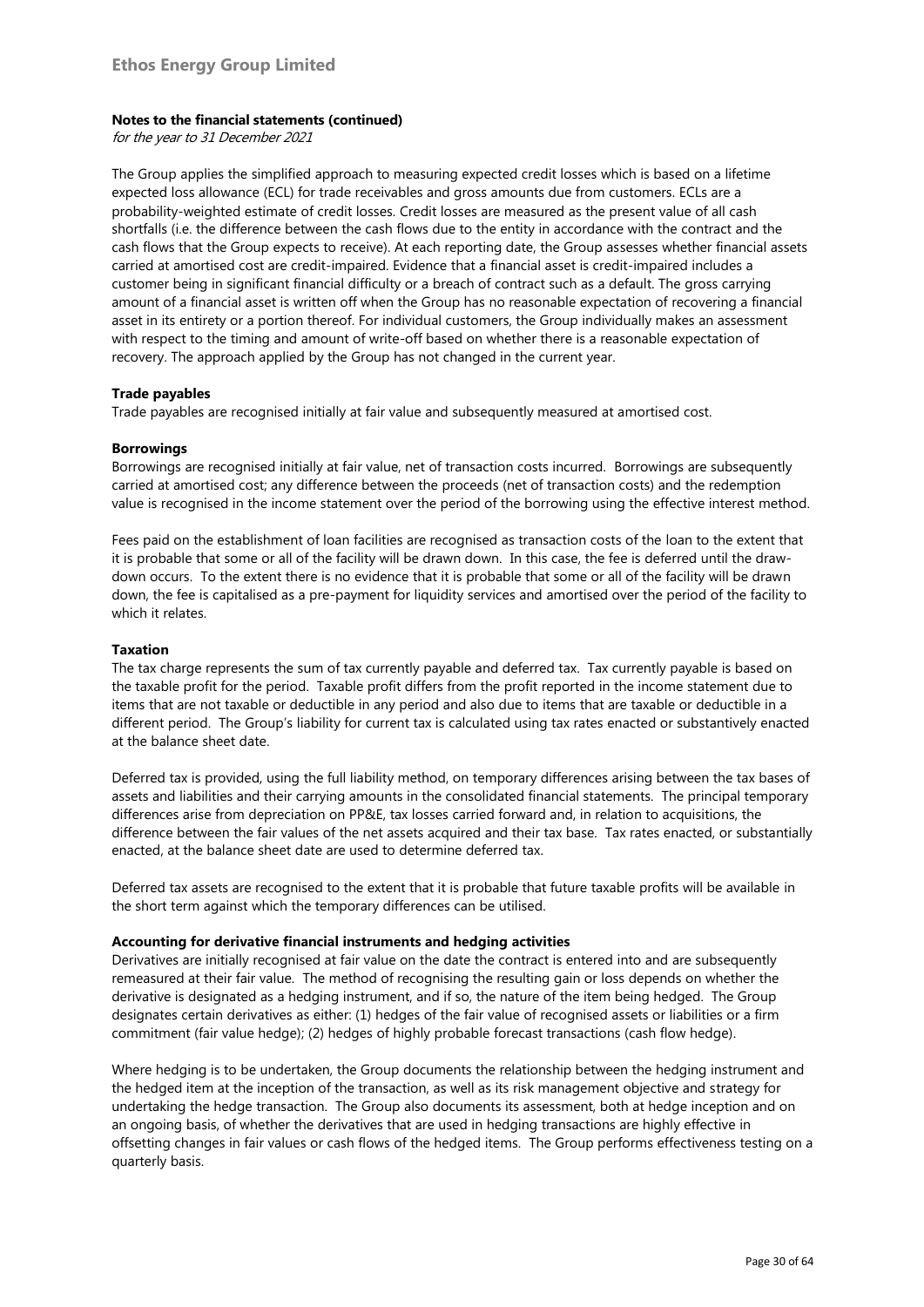**Notes to the financial statements (continued)**

*for the year to 31 December 2021*

The Group applies the simplified approach to measuring expected credit losses which is based on a lifetime expected loss allowance (ECL) for trade receivables and gross amounts due from customers. ECLs are a probability-weighted estimate of credit losses. Credit losses are measured as the present value of all cash shortfalls (i.e. the difference between the cash flows due to the entity in accordance with the contract and the cash flows that the Group expects to receive). At each reporting date, the Group assesses whether financial assets carried at amortised cost are credit-impaired. Evidence that a financial asset is credit-impaired includes a customer being in significant financial difficulty or a breach of contract such as a default. The gross carrying amount of a financial asset is written off when the Group has no reasonable expectation of recovering a financial asset in its entirety or a portion thereof. For individual customers, the Group individually makes an assessment with respect to the timing and amount of write-off based on whether there is a reasonable expectation of recovery. The approach applied by the Group has not changed in the current year.

**Trade payables**

Trade payables are recognised initially at fair value and subsequently measured at amortised cost.

**Borrowings**

Borrowings are recognised initially at fair value, net of transaction costs incurred. Borrowings are subsequently carried at amortised cost; any difference between the proceeds (net of transaction costs) and the redemption value is recognised in the income statement over the period of the borrowing using the effective interest method.

Fees paid on the establishment of loan facilities are recognised as transaction costs of the loan to the extent that it is probable that some or all of the facility will be drawn down. In this case, the fee is deferred until the draw-down occurs. To the extent there is no evidence that it is probable that some or all of the facility will be drawn down, the fee is capitalised as a pre-payment for liquidity services and amortised over the period of the facility to which it relates.

**Taxation**

The tax charge represents the sum of tax currently payable and deferred tax. Tax currently payable is based on the taxable profit for the period. Taxable profit differs from the profit reported in the income statement due to items that are not taxable or deductible in any period and also due to items that are taxable or deductible in a different period. The Group's liability for current tax is calculated using tax rates enacted or substantively enacted at the balance sheet date.

Deferred tax is provided, using the full liability method, on temporary differences arising between the tax bases of assets and liabilities and their carrying amounts in the consolidated financial statements. The principal temporary differences arise from depreciation on PP&E, tax losses carried forward and, in relation to acquisitions, the difference between the fair values of the net assets acquired and their tax base. Tax rates enacted, or substantially enacted, at the balance sheet date are used to determine deferred tax.

Deferred tax assets are recognised to the extent that it is probable that future taxable profits will be available in the short term against which the temporary differences can be utilised.

**Accounting for derivative financial instruments and hedging activities**

Derivatives are initially recognised at fair value on the date the contract is entered into and are subsequently remeasured at their fair value. The method of recognising the resulting gain or loss depends on whether the derivative is designated as a hedging instrument, and if so, the nature of the item being hedged. The Group designates certain derivatives as either: (1) hedges of the fair value of recognised assets or liabilities or a firm commitment (fair value hedge); (2) hedges of highly probable forecast transactions (cash flow hedge).

Where hedging is to be undertaken, the Group documents the relationship between the hedging instrument and the hedged item at the inception of the transaction, as well as its risk management objective and strategy for undertaking the hedge transaction. The Group also documents its assessment, both at hedge inception and on an ongoing basis, of whether the derivatives that are used in hedging transactions are highly effective in offsetting changes in fair values or cash flows of the hedged items. The Group performs effectiveness testing on a quarterly basis.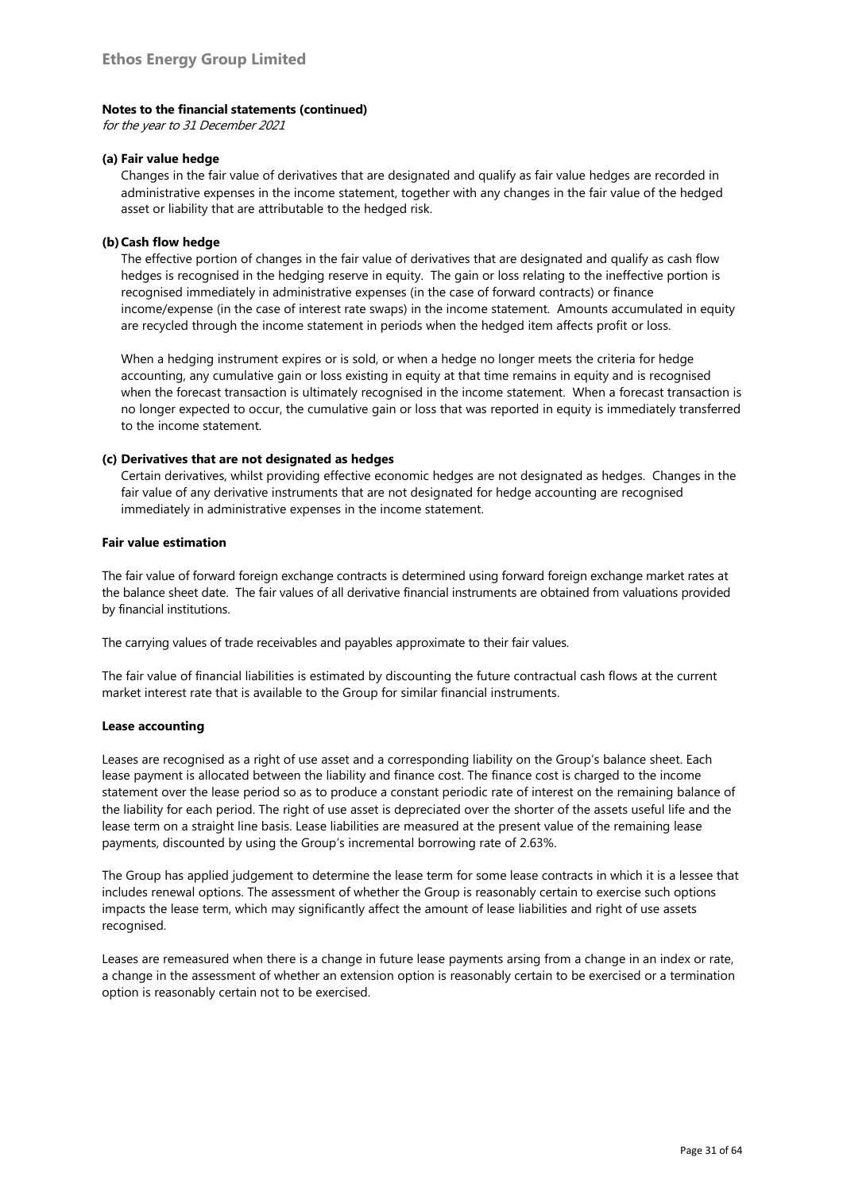**Notes to the financial statements (continued)**

*for the year to 31 December 2021*

**(a) Fair value hedge**

Changes in the fair value of derivatives that are designated and qualify as fair value hedges are recorded in administrative expenses in the income statement, together with any changes in the fair value of the hedged asset or liability that are attributable to the hedged risk.

**(b) Cash flow hedge**

The effective portion of changes in the fair value of derivatives that are designated and qualify as cash flow hedges is recognised in the hedging reserve in equity. The gain or loss relating to the ineffective portion is recognised immediately in administrative expenses (in the case of forward contracts) or finance income/expense (in the case of interest rate swaps) in the income statement. Amounts accumulated in equity are recycled through the income statement in periods when the hedged item affects profit or loss.

When a hedging instrument expires or is sold, or when a hedge no longer meets the criteria for hedge accounting, any cumulative gain or loss existing in equity at that time remains in equity and is recognised when the forecast transaction is ultimately recognised in the income statement. When a forecast transaction is no longer expected to occur, the cumulative gain or loss that was reported in equity is immediately transferred to the income statement.

**(c) Derivatives that are not designated as hedges**

Certain derivatives, whilst providing effective economic hedges are not designated as hedges. Changes in the fair value of any derivative instruments that are not designated for hedge accounting are recognised immediately in administrative expenses in the income statement.

**Fair value estimation**

The fair value of forward foreign exchange contracts is determined using forward foreign exchange market rates at the balance sheet date. The fair values of all derivative financial instruments are obtained from valuations provided by financial institutions.

The carrying values of trade receivables and payables approximate to their fair values.

The fair value of financial liabilities is estimated by discounting the future contractual cash flows at the current market interest rate that is available to the Group for similar financial instruments.

**Lease accounting**

Leases are recognised as a right of use asset and a corresponding liability on the Group's balance sheet. Each lease payment is allocated between the liability and finance cost. The finance cost is charged to the income statement over the lease period so as to produce a constant periodic rate of interest on the remaining balance of the liability for each period. The right of use asset is depreciated over the shorter of the assets useful life and the lease term on a straight line basis. Lease liabilities are measured at the present value of the remaining lease payments, discounted by using the Group's incremental borrowing rate of 2.63%.

The Group has applied judgement to determine the lease term for some lease contracts in which it is a lessee that includes renewal options. The assessment of whether the Group is reasonably certain to exercise such options impacts the lease term, which may significantly affect the amount of lease liabilities and right of use assets recognised.

Leases are remeasured when there is a change in future lease payments arsing from a change in an index or rate, a change in the assessment of whether an extension option is reasonably certain to be exercised or a termination option is reasonably certain not to be exercised.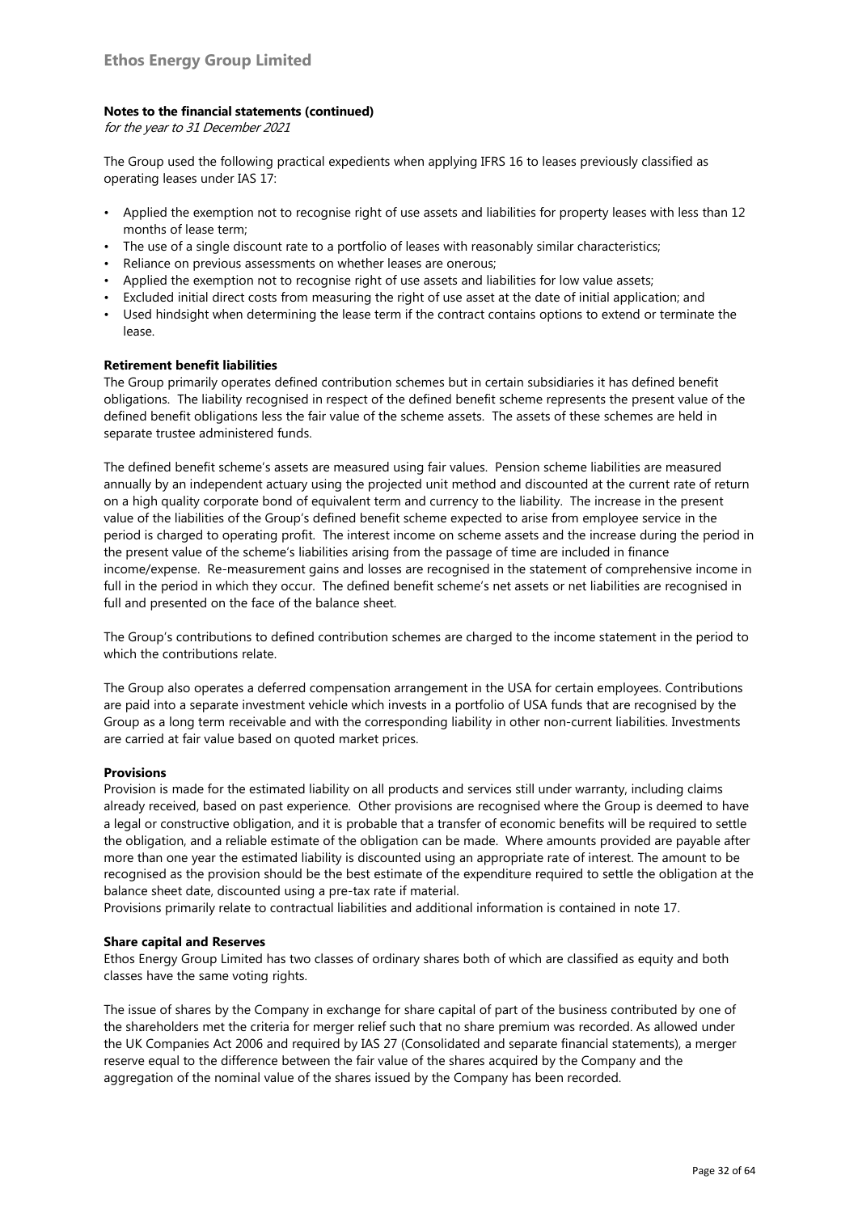**Notes to the financial statements (continued)**

*for the year to 31 December 2021*

The Group used the following practical expedients when applying IFRS 16 to leases previously classified as operating leases under IAS 17:

- Applied the exemption not to recognise right of use assets and liabilities for property leases with less than 12 months of lease term;
- The use of a single discount rate to a portfolio of leases with reasonably similar characteristics;
- Reliance on previous assessments on whether leases are onerous;
- Applied the exemption not to recognise right of use assets and liabilities for low value assets;
- Excluded initial direct costs from measuring the right of use asset at the date of initial application; and
- Used hindsight when determining the lease term if the contract contains options to extend or terminate the lease.

**Retirement benefit liabilities**

The Group primarily operates defined contribution schemes but in certain subsidiaries it has defined benefit obligations. The liability recognised in respect of the defined benefit scheme represents the present value of the defined benefit obligations less the fair value of the scheme assets. The assets of these schemes are held in separate trustee administered funds.

The defined benefit scheme's assets are measured using fair values. Pension scheme liabilities are measured annually by an independent actuary using the projected unit method and discounted at the current rate of return on a high quality corporate bond of equivalent term and currency to the liability. The increase in the present value of the liabilities of the Group's defined benefit scheme expected to arise from employee service in the period is charged to operating profit. The interest income on scheme assets and the increase during the period in the present value of the scheme's liabilities arising from the passage of time are included in finance income/expense. Re-measurement gains and losses are recognised in the statement of comprehensive income in full in the period in which they occur. The defined benefit scheme's net assets or net liabilities are recognised in full and presented on the face of the balance sheet.

The Group's contributions to defined contribution schemes are charged to the income statement in the period to which the contributions relate.

The Group also operates a deferred compensation arrangement in the USA for certain employees. Contributions are paid into a separate investment vehicle which invests in a portfolio of USA funds that are recognised by the Group as a long term receivable and with the corresponding liability in other non-current liabilities. Investments are carried at fair value based on quoted market prices.

**Provisions**

Provision is made for the estimated liability on all products and services still under warranty, including claims already received, based on past experience. Other provisions are recognised where the Group is deemed to have a legal or constructive obligation, and it is probable that a transfer of economic benefits will be required to settle the obligation, and a reliable estimate of the obligation can be made. Where amounts provided are payable after more than one year the estimated liability is discounted using an appropriate rate of interest. The amount to be recognised as the provision should be the best estimate of the expenditure required to settle the obligation at the balance sheet date, discounted using a pre-tax rate if material.

Provisions primarily relate to contractual liabilities and additional information is contained in note 17.

**Share capital and Reserves**

Ethos Energy Group Limited has two classes of ordinary shares both of which are classified as equity and both classes have the same voting rights.

The issue of shares by the Company in exchange for share capital of part of the business contributed by one of the shareholders met the criteria for merger relief such that no share premium was recorded. As allowed under the UK Companies Act 2006 and required by IAS 27 (Consolidated and separate financial statements), a merger reserve equal to the difference between the fair value of the shares acquired by the Company and the aggregation of the nominal value of the shares issued by the Company has been recorded.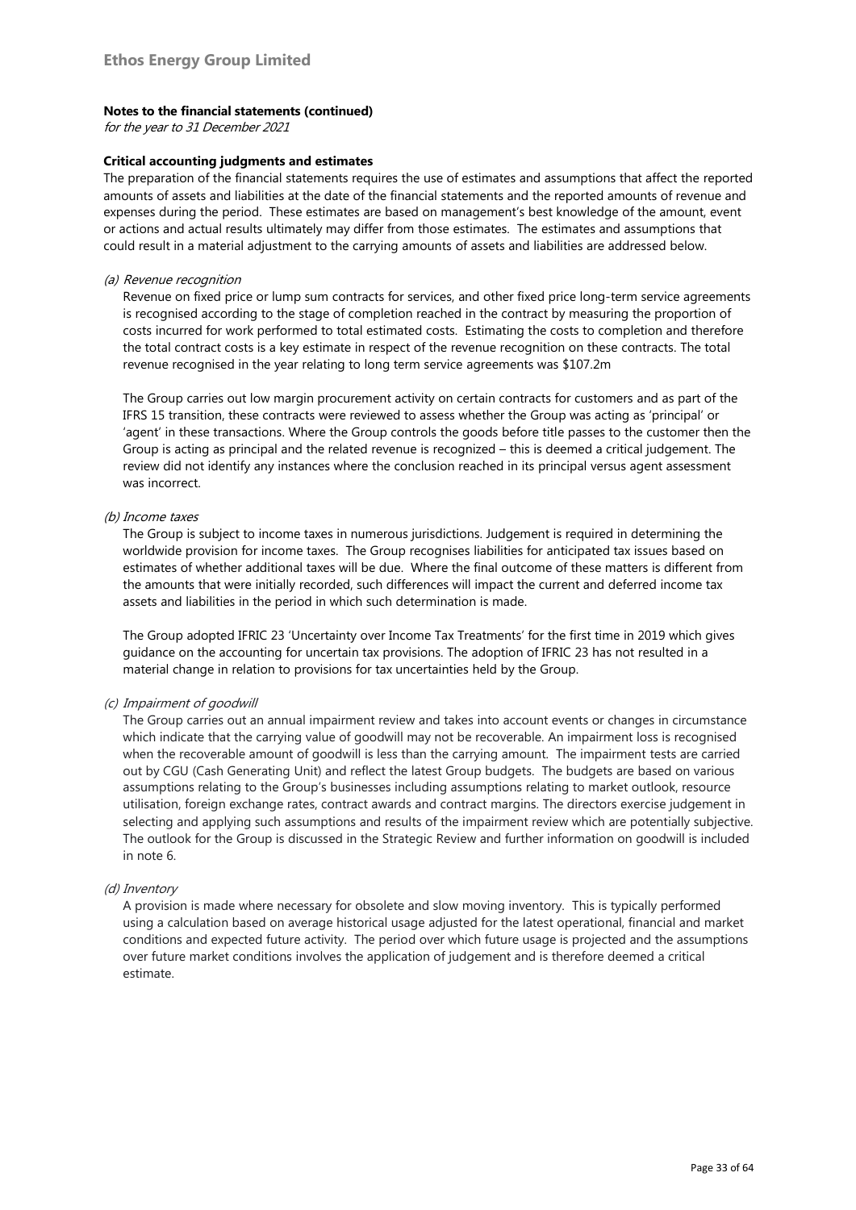**Notes to the financial statements (continued)**

*for the year to 31 December 2021*

**Critical accounting judgments and estimates**

The preparation of the financial statements requires the use of estimates and assumptions that affect the reported amounts of assets and liabilities at the date of the financial statements and the reported amounts of revenue and expenses during the period. These estimates are based on management's best knowledge of the amount, event or actions and actual results ultimately may differ from those estimates. The estimates and assumptions that could result in a material adjustment to the carrying amounts of assets and liabilities are addressed below.

*(a) Revenue recognition*

Revenue on fixed price or lump sum contracts for services, and other fixed price long-term service agreements is recognised according to the stage of completion reached in the contract by measuring the proportion of costs incurred for work performed to total estimated costs. Estimating the costs to completion and therefore the total contract costs is a key estimate in respect of the revenue recognition on these contracts. The total revenue recognised in the year relating to long term service agreements was $107.2m

The Group carries out low margin procurement activity on certain contracts for customers and as part of the IFRS 15 transition, these contracts were reviewed to assess whether the Group was acting as 'principal' or 'agent' in these transactions. Where the Group controls the goods before title passes to the customer then the Group is acting as principal and the related revenue is recognized – this is deemed a critical judgement. The review did not identify any instances where the conclusion reached in its principal versus agent assessment was incorrect.

*(b) Income taxes*

The Group is subject to income taxes in numerous jurisdictions. Judgement is required in determining the worldwide provision for income taxes. The Group recognises liabilities for anticipated tax issues based on estimates of whether additional taxes will be due. Where the final outcome of these matters is different from the amounts that were initially recorded, such differences will impact the current and deferred income tax assets and liabilities in the period in which such determination is made.

The Group adopted IFRIC 23 'Uncertainty over Income Tax Treatments' for the first time in 2019 which gives guidance on the accounting for uncertain tax provisions. The adoption of IFRIC 23 has not resulted in a material change in relation to provisions for tax uncertainties held by the Group.

*(c) Impairment of goodwill*

The Group carries out an annual impairment review and takes into account events or changes in circumstance which indicate that the carrying value of goodwill may not be recoverable. An impairment loss is recognised when the recoverable amount of goodwill is less than the carrying amount. The impairment tests are carried out by CGU (Cash Generating Unit) and reflect the latest Group budgets. The budgets are based on various assumptions relating to the Group's businesses including assumptions relating to market outlook, resource utilisation, foreign exchange rates, contract awards and contract margins. The directors exercise judgement in selecting and applying such assumptions and results of the impairment review which are potentially subjective. The outlook for the Group is discussed in the Strategic Review and further information on goodwill is included in note 6.

*(d) Inventory*

A provision is made where necessary for obsolete and slow moving inventory. This is typically performed using a calculation based on average historical usage adjusted for the latest operational, financial and market conditions and expected future activity. The period over which future usage is projected and the assumptions over future market conditions involves the application of judgement and is therefore deemed a critical estimate.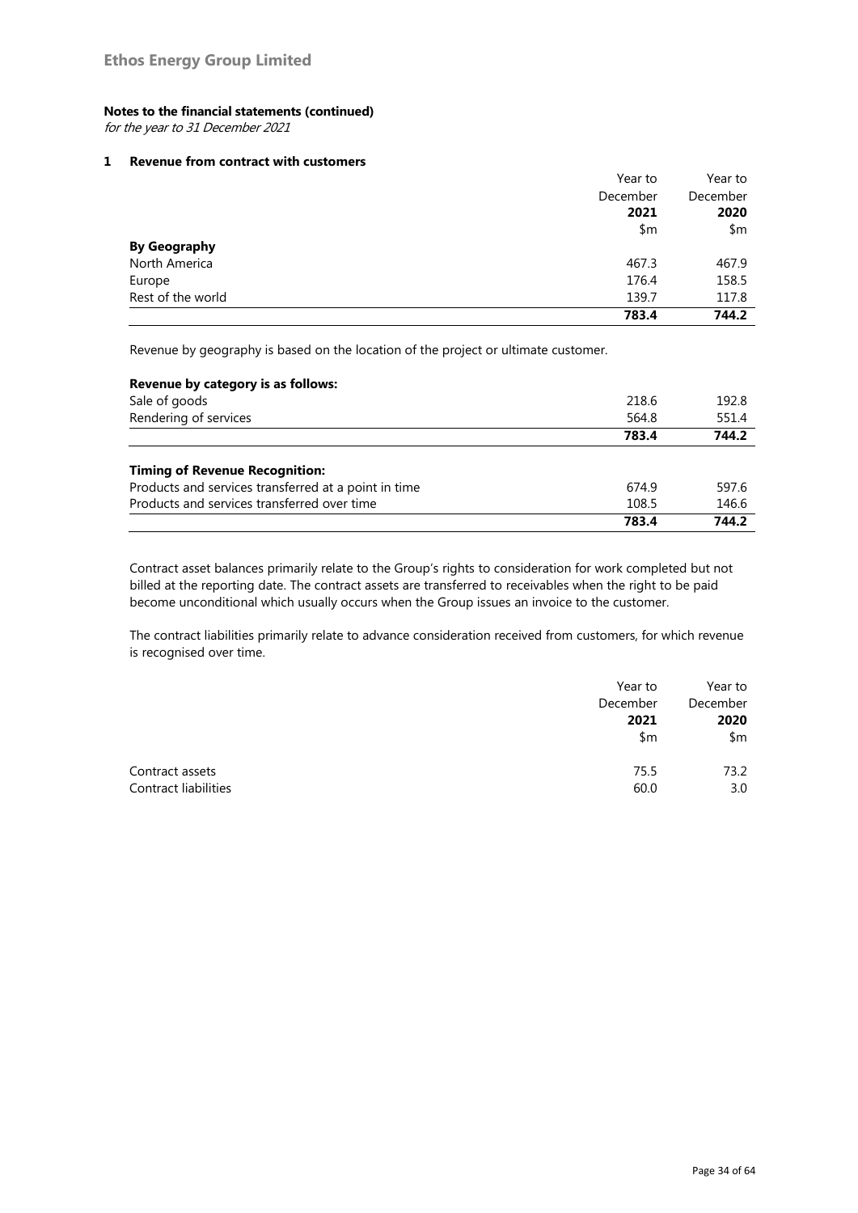**Notes to the financial statements (continued)**

*for the year to 31 December 2021*

## 1 Revenue from contract with customers

| | Year to December **2021** $m | Year to December **2020** $m |
|---|---|---|
| **By Geography** | | |
| North America | 467.3 | 467.9 |
| Europe | 176.4 | 158.5 |
| Rest of the world | 139.7 | 117.8 |
| | **783.4** | **744.2** |

Revenue by geography is based on the location of the project or ultimate customer.

| | | |
|---|---|---|
| **Revenue by category is as follows:** | | |
| Sale of goods | 218.6 | 192.8 |
| Rendering of services | 564.8 | 551.4 |
| | **783.4** | **744.2** |
| **Timing of Revenue Recognition:** | | |
| Products and services transferred at a point in time | 674.9 | 597.6 |
| Products and services transferred over time | 108.5 | 146.6 |
| | **783.4** | **744.2** |

Contract asset balances primarily relate to the Group's rights to consideration for work completed but not billed at the reporting date. The contract assets are transferred to receivables when the right to be paid become unconditional which usually occurs when the Group issues an invoice to the customer.

The contract liabilities primarily relate to advance consideration received from customers, for which revenue is recognised over time.

| | Year to December **2021** $m | Year to December **2020** $m |
|---|---|---|
| Contract assets | 75.5 | 73.2 |
| Contract liabilities | 60.0 | 3.0 |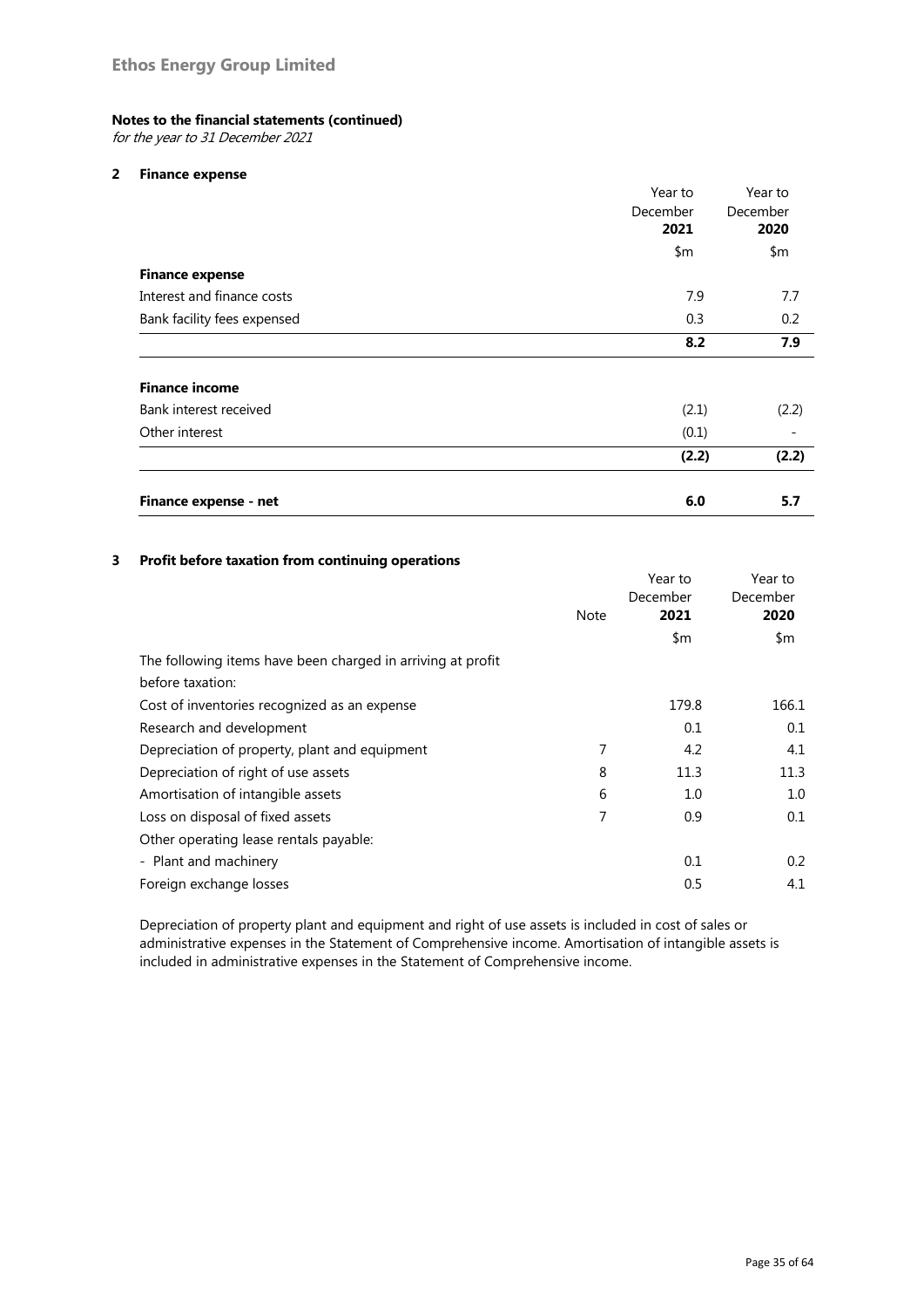# Ethos Energy Group Limited

**Notes to the financial statements (continued)**

*for the year to 31 December 2021*

## 2 Finance expense

| | Year to December **2021** | Year to December **2020** |
|---|---|---|
| | $m | $m |
| **Finance expense** | | |
| Interest and finance costs | 7.9 | 7.7 |
| Bank facility fees expensed | 0.3 | 0.2 |
| | **8.2** | **7.9** |
| **Finance income** | | |
| Bank interest received | (2.1) | (2.2) |
| Other interest | (0.1) | - |
| | **(2.2)** | **(2.2)** |
| **Finance expense - net** | **6.0** | **5.7** |

## 3 Profit before taxation from continuing operations

| | Note | Year to December **2021** | Year to December **2020** |
|---|---|---|---|
| | | $m | $m |
| The following items have been charged in arriving at profit before taxation: | | | |
| Cost of inventories recognized as an expense | | 179.8 | 166.1 |
| Research and development | | 0.1 | 0.1 |
| Depreciation of property, plant and equipment | 7 | 4.2 | 4.1 |
| Depreciation of right of use assets | 8 | 11.3 | 11.3 |
| Amortisation of intangible assets | 6 | 1.0 | 1.0 |
| Loss on disposal of fixed assets | 7 | 0.9 | 0.1 |
| Other operating lease rentals payable: | | | |
| - Plant and machinery | | 0.1 | 0.2 |
| Foreign exchange losses | | 0.5 | 4.1 |

Depreciation of property plant and equipment and right of use assets is included in cost of sales or administrative expenses in the Statement of Comprehensive income. Amortisation of intangible assets is included in administrative expenses in the Statement of Comprehensive income.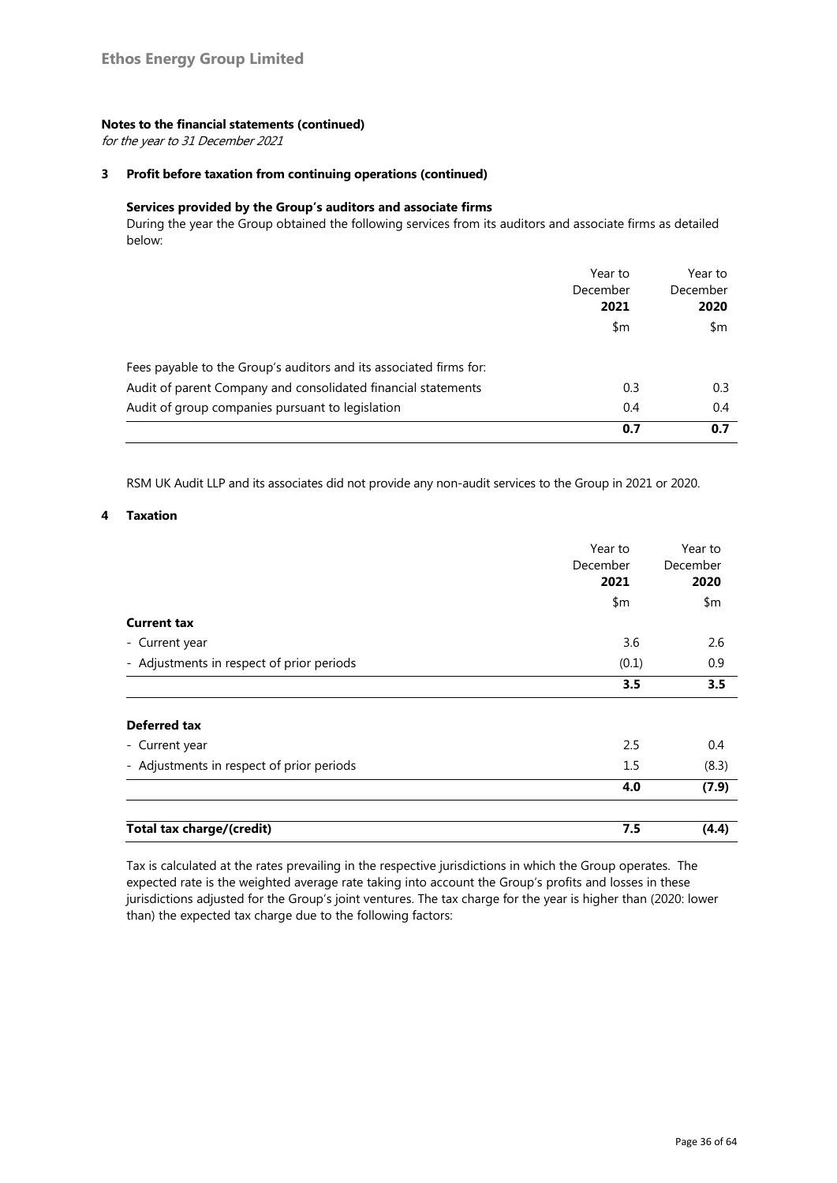**Ethos Energy Group Limited**

**Notes to the financial statements (continued)**

*for the year to 31 December 2021*

## 3 Profit before taxation from continuing operations (continued)

### Services provided by the Group's auditors and associate firms

During the year the Group obtained the following services from its auditors and associate firms as detailed below:

| | Year to December **2021** $m | Year to December **2020** $m |
|---|---|---|
| Fees payable to the Group's auditors and its associated firms for: | | |
| Audit of parent Company and consolidated financial statements | 0.3 | 0.3 |
| Audit of group companies pursuant to legislation | 0.4 | 0.4 |
| | **0.7** | **0.7** |

RSM UK Audit LLP and its associates did not provide any non-audit services to the Group in 2021 or 2020.

## 4 Taxation

| | Year to December **2021** $m | Year to December **2020** $m |
|---|---|---|
| **Current tax** | | |
| - Current year | 3.6 | 2.6 |
| - Adjustments in respect of prior periods | (0.1) | 0.9 |
| | **3.5** | **3.5** |
| **Deferred tax** | | |
| - Current year | 2.5 | 0.4 |
| - Adjustments in respect of prior periods | 1.5 | (8.3) |
| | **4.0** | **(7.9)** |
| **Total tax charge/(credit)** | **7.5** | **(4.4)** |

Tax is calculated at the rates prevailing in the respective jurisdictions in which the Group operates. The expected rate is the weighted average rate taking into account the Group's profits and losses in these jurisdictions adjusted for the Group's joint ventures. The tax charge for the year is higher than (2020: lower than) the expected tax charge due to the following factors: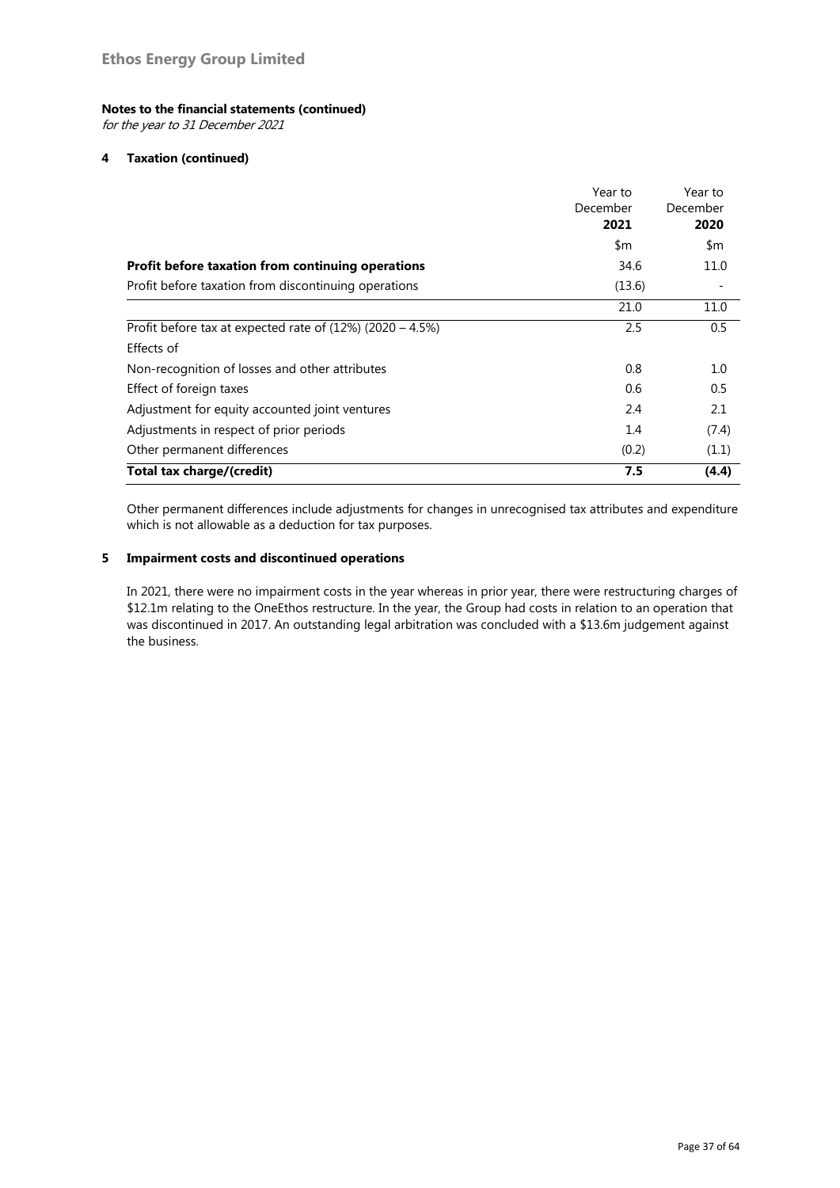**Notes to the financial statements (continued)**

*for the year to 31 December 2021*

#### 4 Taxation (continued)

| | Year to December **2021** | Year to December **2020** |
|---|---|---|
| | $m | $m |
| **Profit before taxation from continuing operations** | 34.6 | 11.0 |
| Profit before taxation from discontinuing operations | (13.6) | - |
| | 21.0 | 11.0 |
| Profit before tax at expected rate of (12%) (2020 – 4.5%) | 2.5 | 0.5 |
| Effects of | | |
| Non-recognition of losses and other attributes | 0.8 | 1.0 |
| Effect of foreign taxes | 0.6 | 0.5 |
| Adjustment for equity accounted joint ventures | 2.4 | 2.1 |
| Adjustments in respect of prior periods | 1.4 | (7.4) |
| Other permanent differences | (0.2) | (1.1) |
| **Total tax charge/(credit)** | **7.5** | **(4.4)** |

Other permanent differences include adjustments for changes in unrecognised tax attributes and expenditure which is not allowable as a deduction for tax purposes.

#### 5 Impairment costs and discontinued operations

In 2021, there were no impairment costs in the year whereas in prior year, there were restructuring charges of $12.1m relating to the OneEthos restructure. In the year, the Group had costs in relation to an operation that was discontinued in 2017. An outstanding legal arbitration was concluded with a $13.6m judgement against the business.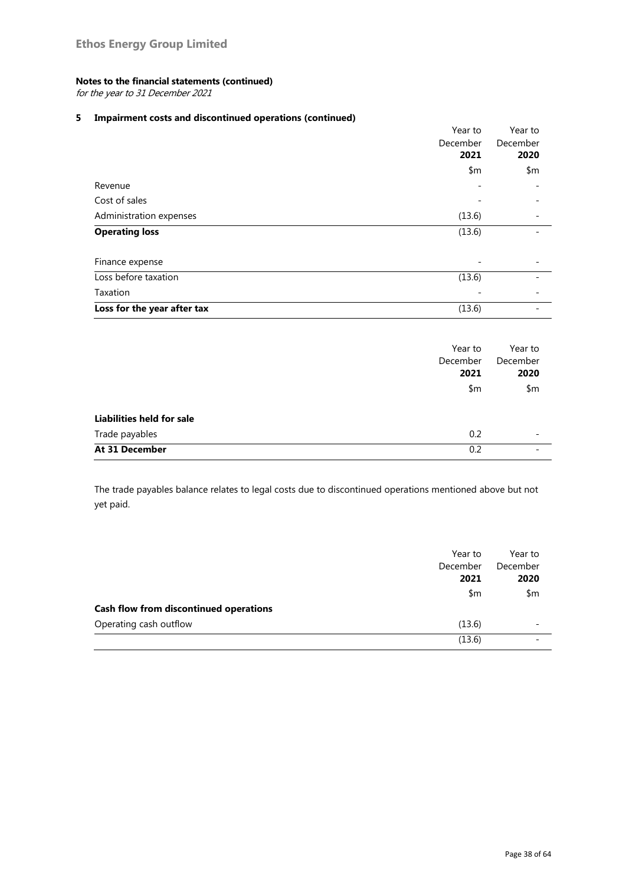**Notes to the financial statements (continued)**

*for the year to 31 December 2021*

**5 Impairment costs and discontinued operations (continued)**

| | Year to December **2021** | Year to December **2020** |
|---|---|---|
| | $m | $m |
| Revenue | - | - |
| Cost of sales | - | - |
| Administration expenses | (13.6) | - |
| **Operating loss** | (13.6) | - |
| Finance expense | - | - |
| Loss before taxation | (13.6) | - |
| Taxation | - | - |
| **Loss for the year after tax** | (13.6) | - |

| | Year to December **2021** | Year to December **2020** |
|---|---|---|
| | $m | $m |
| **Liabilities held for sale** | | |
| Trade payables | 0.2 | - |
| **At 31 December** | 0.2 | - |

The trade payables balance relates to legal costs due to discontinued operations mentioned above but not yet paid.

| | Year to December **2021** | Year to December **2020** |
|---|---|---|
| | $m | $m |
| **Cash flow from discontinued operations** | | |
| Operating cash outflow | (13.6) | - |
| | (13.6) | - |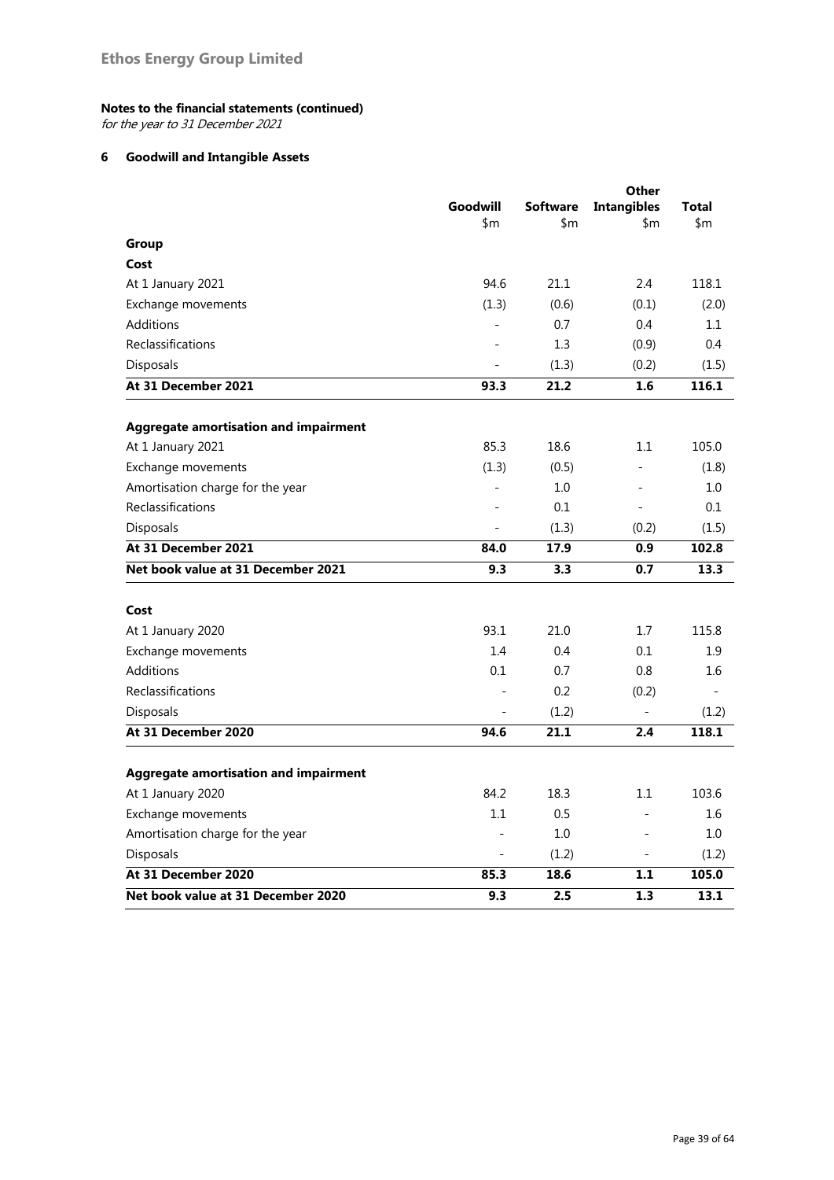# Ethos Energy Group Limited

**Notes to the financial statements (continued)**
*for the year to 31 December 2021*

## 6 Goodwill and Intangible Assets

| | Goodwill | Software | Other Intangibles | Total |
|---|---|---|---|---|
| | $m | $m | $m | $m |
| **Group** | | | | |
| **Cost** | | | | |
| At 1 January 2021 | 94.6 | 21.1 | 2.4 | 118.1 |
| Exchange movements | (1.3) | (0.6) | (0.1) | (2.0) |
| Additions | - | 0.7 | 0.4 | 1.1 |
| Reclassifications | - | 1.3 | (0.9) | 0.4 |
| Disposals | - | (1.3) | (0.2) | (1.5) |
| **At 31 December 2021** | **93.3** | **21.2** | **1.6** | **116.1** |
| | | | | |
| **Aggregate amortisation and impairment** | | | | |
| At 1 January 2021 | 85.3 | 18.6 | 1.1 | 105.0 |
| Exchange movements | (1.3) | (0.5) | - | (1.8) |
| Amortisation charge for the year | - | 1.0 | - | 1.0 |
| Reclassifications | - | 0.1 | - | 0.1 |
| Disposals | - | (1.3) | (0.2) | (1.5) |
| **At 31 December 2021** | **84.0** | **17.9** | **0.9** | **102.8** |
| **Net book value at 31 December 2021** | **9.3** | **3.3** | **0.7** | **13.3** |
| | | | | |
| **Cost** | | | | |
| At 1 January 2020 | 93.1 | 21.0 | 1.7 | 115.8 |
| Exchange movements | 1.4 | 0.4 | 0.1 | 1.9 |
| Additions | 0.1 | 0.7 | 0.8 | 1.6 |
| Reclassifications | - | 0.2 | (0.2) | - |
| Disposals | - | (1.2) | - | (1.2) |
| **At 31 December 2020** | **94.6** | **21.1** | **2.4** | **118.1** |
| | | | | |
| **Aggregate amortisation and impairment** | | | | |
| At 1 January 2020 | 84.2 | 18.3 | 1.1 | 103.6 |
| Exchange movements | 1.1 | 0.5 | - | 1.6 |
| Amortisation charge for the year | - | 1.0 | - | 1.0 |
| Disposals | - | (1.2) | - | (1.2) |
| **At 31 December 2020** | **85.3** | **18.6** | **1.1** | **105.0** |
| **Net book value at 31 December 2020** | **9.3** | **2.5** | **1.3** | **13.1** |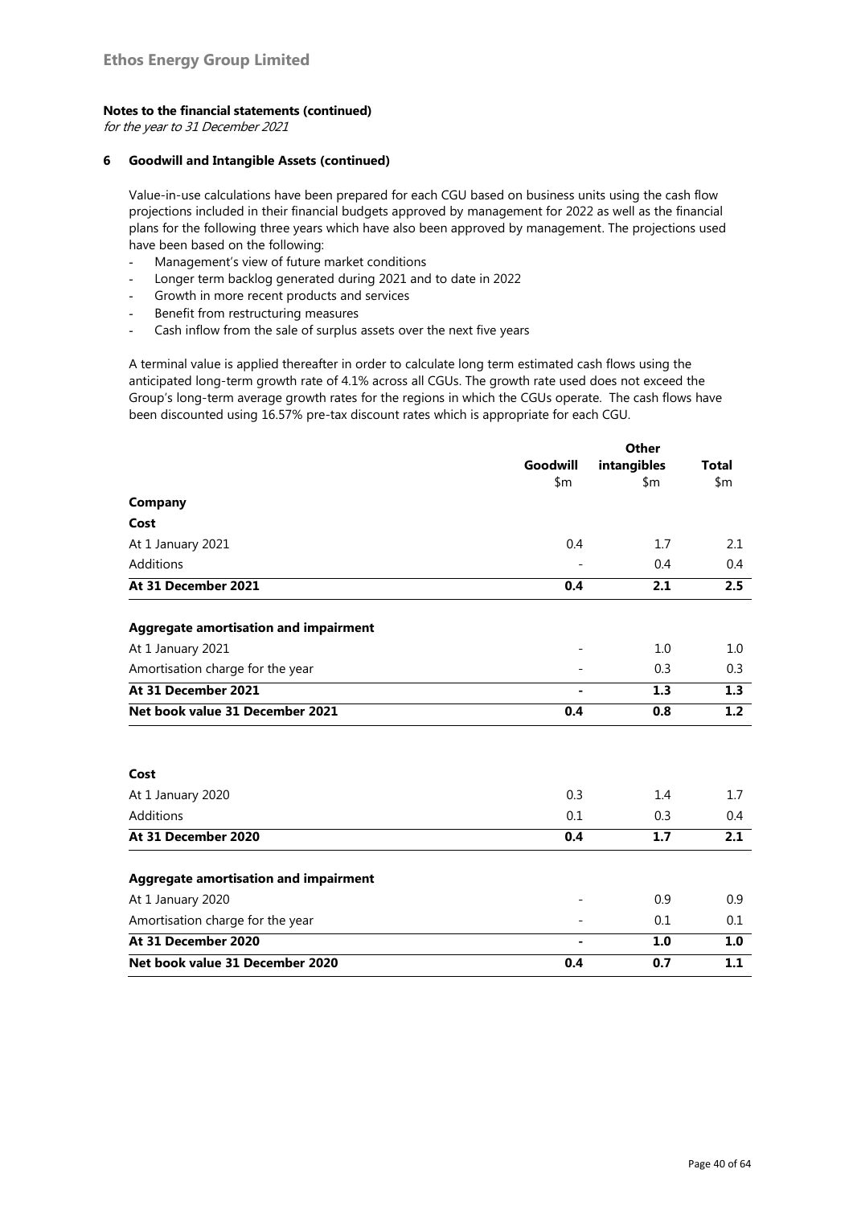**Notes to the financial statements (continued)**
*for the year to 31 December 2021*

**6 Goodwill and Intangible Assets (continued)**

Value-in-use calculations have been prepared for each CGU based on business units using the cash flow projections included in their financial budgets approved by management for 2022 as well as the financial plans for the following three years which have also been approved by management. The projections used have been based on the following:

- Management's view of future market conditions
- Longer term backlog generated during 2021 and to date in 2022
- Growth in more recent products and services
- Benefit from restructuring measures
- Cash inflow from the sale of surplus assets over the next five years

A terminal value is applied thereafter in order to calculate long term estimated cash flows using the anticipated long-term growth rate of 4.1% across all CGUs. The growth rate used does not exceed the Group's long-term average growth rates for the regions in which the CGUs operate. The cash flows have been discounted using 16.57% pre-tax discount rates which is appropriate for each CGU.

| | Goodwill | Other intangibles | Total |
|---|---|---|---|
| | $m | $m | $m |
| **Company** | | | |
| **Cost** | | | |
| At 1 January 2021 | 0.4 | 1.7 | 2.1 |
| Additions | - | 0.4 | 0.4 |
| **At 31 December 2021** | **0.4** | **2.1** | **2.5** |
| | | | |
| **Aggregate amortisation and impairment** | | | |
| At 1 January 2021 | - | 1.0 | 1.0 |
| Amortisation charge for the year | - | 0.3 | 0.3 |
| **At 31 December 2021** | **-** | **1.3** | **1.3** |
| **Net book value 31 December 2021** | **0.4** | **0.8** | **1.2** |
| | | | |
| **Cost** | | | |
| At 1 January 2020 | 0.3 | 1.4 | 1.7 |
| Additions | 0.1 | 0.3 | 0.4 |
| **At 31 December 2020** | **0.4** | **1.7** | **2.1** |
| | | | |
| **Aggregate amortisation and impairment** | | | |
| At 1 January 2020 | - | 0.9 | 0.9 |
| Amortisation charge for the year | - | 0.1 | 0.1 |
| **At 31 December 2020** | **-** | **1.0** | **1.0** |
| **Net book value 31 December 2020** | **0.4** | **0.7** | **1.1** |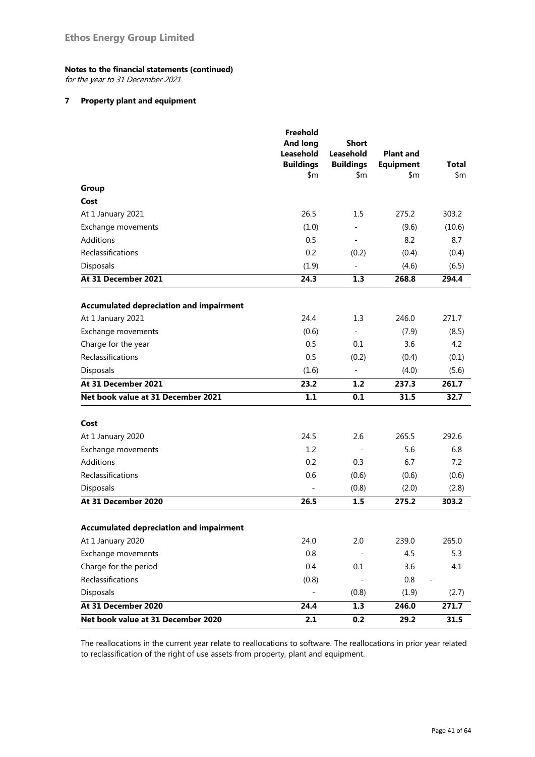**Ethos Energy Group Limited**

**Notes to the financial statements (continued)**

*for the year to 31 December 2021*

## 7 Property plant and equipment

| | Freehold And long Leasehold Buildings $m | Short Leasehold Buildings $m | Plant and Equipment $m | Total $m |
|---|---|---|---|---|
| **Group** | | | | |
| **Cost** | | | | |
| At 1 January 2021 | 26.5 | 1.5 | 275.2 | 303.2 |
| Exchange movements | (1.0) | - | (9.6) | (10.6) |
| Additions | 0.5 | - | 8.2 | 8.7 |
| Reclassifications | 0.2 | (0.2) | (0.4) | (0.4) |
| Disposals | (1.9) | - | (4.6) | (6.5) |
| **At 31 December 2021** | **24.3** | **1.3** | **268.8** | **294.4** |
| | | | | |
| **Accumulated depreciation and impairment** | | | | |
| At 1 January 2021 | 24.4 | 1.3 | 246.0 | 271.7 |
| Exchange movements | (0.6) | - | (7.9) | (8.5) |
| Charge for the year | 0.5 | 0.1 | 3.6 | 4.2 |
| Reclassifications | 0.5 | (0.2) | (0.4) | (0.1) |
| Disposals | (1.6) | - | (4.0) | (5.6) |
| **At 31 December 2021** | **23.2** | **1.2** | **237.3** | **261.7** |
| **Net book value at 31 December 2021** | **1.1** | **0.1** | **31.5** | **32.7** |
| | | | | |
| **Cost** | | | | |
| At 1 January 2020 | 24.5 | 2.6 | 265.5 | 292.6 |
| Exchange movements | 1.2 | - | 5.6 | 6.8 |
| Additions | 0.2 | 0.3 | 6.7 | 7.2 |
| Reclassifications | 0.6 | (0.6) | (0.6) | (0.6) |
| Disposals | - | (0.8) | (2.0) | (2.8) |
| **At 31 December 2020** | **26.5** | **1.5** | **275.2** | **303.2** |
| | | | | |
| **Accumulated depreciation and impairment** | | | | |
| At 1 January 2020 | 24.0 | 2.0 | 239.0 | 265.0 |
| Exchange movements | 0.8 | - | 4.5 | 5.3 |
| Charge for the period | 0.4 | 0.1 | 3.6 | 4.1 |
| Reclassifications | (0.8) | - | 0.8 | - |
| Disposals | - | (0.8) | (1.9) | (2.7) |
| **At 31 December 2020** | **24.4** | **1.3** | **246.0** | **271.7** |
| **Net book value at 31 December 2020** | **2.1** | **0.2** | **29.2** | **31.5** |

The reallocations in the current year relate to reallocations to software. The reallocations in prior year related to reclassification of the right of use assets from property, plant and equipment.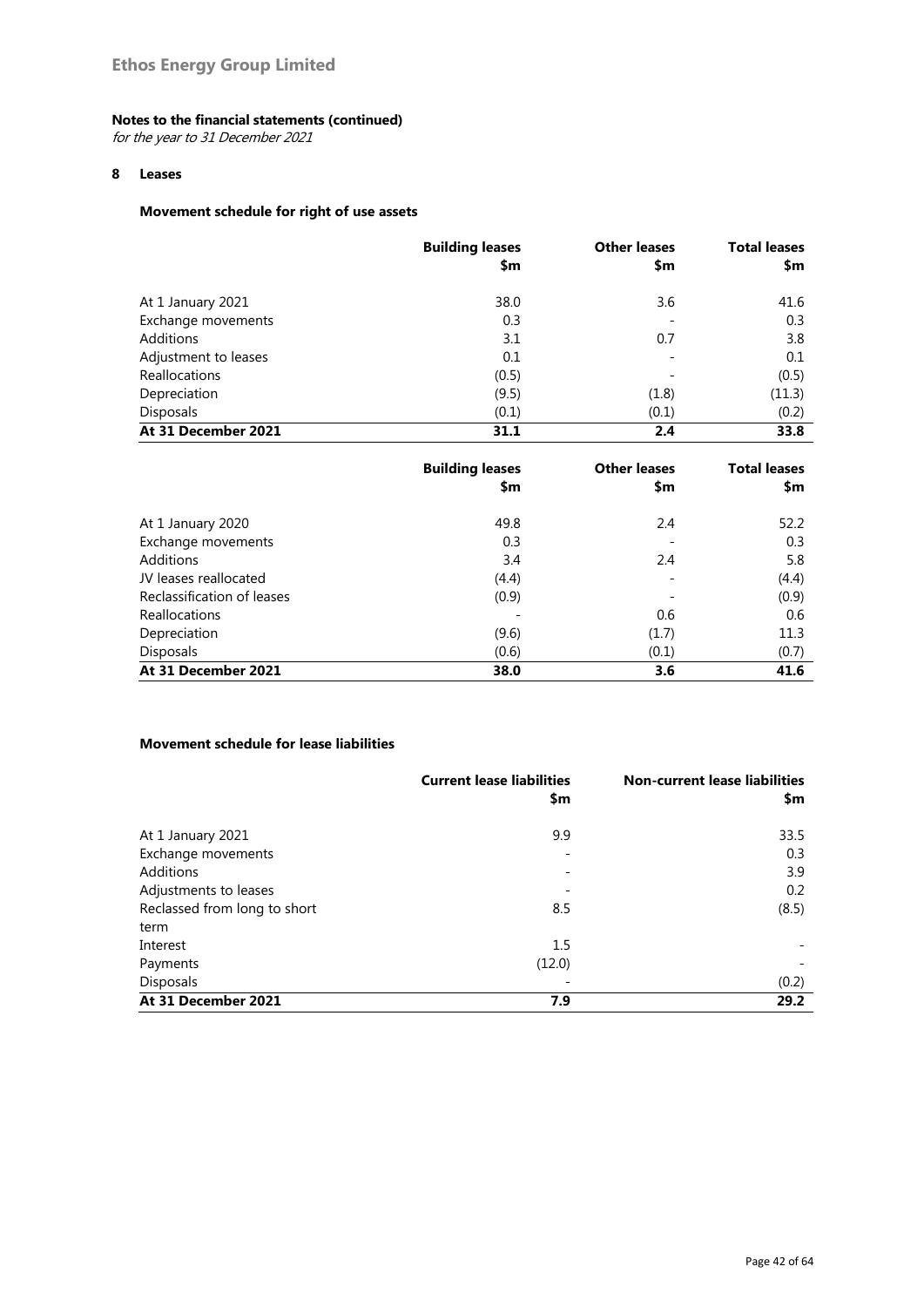**Ethos Energy Group Limited**

**Notes to the financial statements (continued)**
*for the year to 31 December 2021*

## 8 Leases

### Movement schedule for right of use assets

| | Building leases $m | Other leases $m | Total leases $m |
|---|---|---|---|
| At 1 January 2021 | 38.0 | 3.6 | 41.6 |
| Exchange movements | 0.3 | - | 0.3 |
| Additions | 3.1 | 0.7 | 3.8 |
| Adjustment to leases | 0.1 | - | 0.1 |
| Reallocations | (0.5) | - | (0.5) |
| Depreciation | (9.5) | (1.8) | (11.3) |
| Disposals | (0.1) | (0.1) | (0.2) |
| **At 31 December 2021** | **31.1** | **2.4** | **33.8** |

| | Building leases $m | Other leases $m | Total leases $m |
|---|---|---|---|
| At 1 January 2020 | 49.8 | 2.4 | 52.2 |
| Exchange movements | 0.3 | - | 0.3 |
| Additions | 3.4 | 2.4 | 5.8 |
| JV leases reallocated | (4.4) | - | (4.4) |
| Reclassification of leases | (0.9) | - | (0.9) |
| Reallocations | - | 0.6 | 0.6 |
| Depreciation | (9.6) | (1.7) | 11.3 |
| Disposals | (0.6) | (0.1) | (0.7) |
| **At 31 December 2021** | **38.0** | **3.6** | **41.6** |

### Movement schedule for lease liabilities

| | Current lease liabilities $m | Non-current lease liabilities $m |
|---|---|---|
| At 1 January 2021 | 9.9 | 33.5 |
| Exchange movements | - | 0.3 |
| Additions | - | 3.9 |
| Adjustments to leases | - | 0.2 |
| Reclassed from long to short term | 8.5 | (8.5) |
| Interest | 1.5 | - |
| Payments | (12.0) | - |
| Disposals | - | (0.2) |
| **At 31 December 2021** | **7.9** | **29.2** |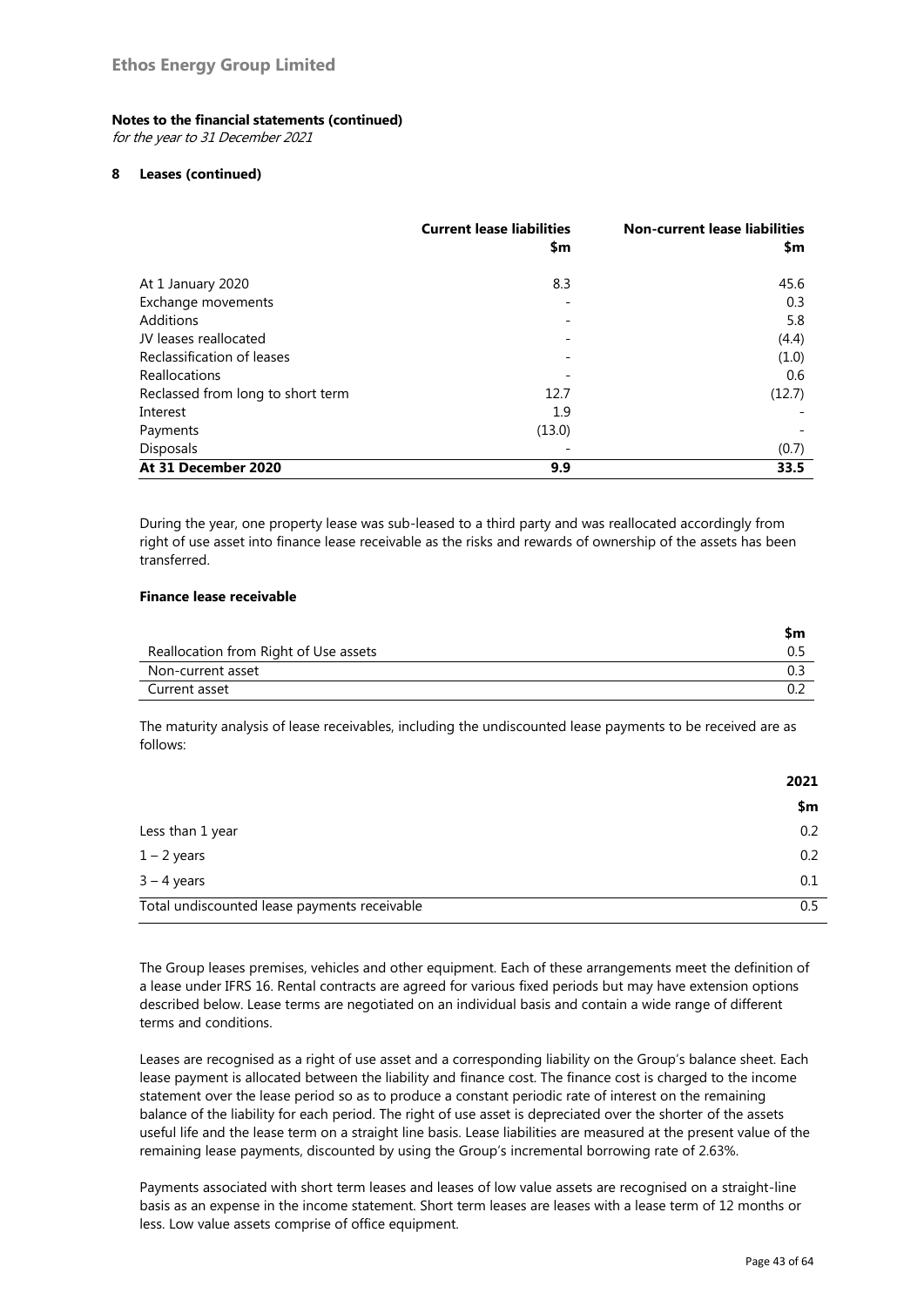# Ethos Energy Group Limited

**Notes to the financial statements (continued)**
*for the year to 31 December 2021*

**8 Leases (continued)**

| | Current lease liabilities $m | Non-current lease liabilities $m |
|---|---|---|
| At 1 January 2020 | 8.3 | 45.6 |
| Exchange movements | - | 0.3 |
| Additions | - | 5.8 |
| JV leases reallocated | - | (4.4) |
| Reclassification of leases | - | (1.0) |
| Reallocations | - | 0.6 |
| Reclassed from long to short term | 12.7 | (12.7) |
| Interest | 1.9 | - |
| Payments | (13.0) | - |
| Disposals | - | (0.7) |
| **At 31 December 2020** | **9.9** | **33.5** |

During the year, one property lease was sub-leased to a third party and was reallocated accordingly from right of use asset into finance lease receivable as the risks and rewards of ownership of the assets has been transferred.

**Finance lease receivable**

| | $m |
|---|---|
| Reallocation from Right of Use assets | 0.5 |
| Non-current asset | 0.3 |
| Current asset | 0.2 |

The maturity analysis of lease receivables, including the undiscounted lease payments to be received are as follows:

| | 2021 $m |
|---|---|
| Less than 1 year | 0.2 |
| 1 – 2 years | 0.2 |
| 3 – 4 years | 0.1 |
| Total undiscounted lease payments receivable | 0.5 |

The Group leases premises, vehicles and other equipment. Each of these arrangements meet the definition of a lease under IFRS 16. Rental contracts are agreed for various fixed periods but may have extension options described below. Lease terms are negotiated on an individual basis and contain a wide range of different terms and conditions.

Leases are recognised as a right of use asset and a corresponding liability on the Group's balance sheet. Each lease payment is allocated between the liability and finance cost. The finance cost is charged to the income statement over the lease period so as to produce a constant periodic rate of interest on the remaining balance of the liability for each period. The right of use asset is depreciated over the shorter of the assets useful life and the lease term on a straight line basis. Lease liabilities are measured at the present value of the remaining lease payments, discounted by using the Group's incremental borrowing rate of 2.63%.

Payments associated with short term leases and leases of low value assets are recognised on a straight-line basis as an expense in the income statement. Short term leases are leases with a lease term of 12 months or less. Low value assets comprise of office equipment.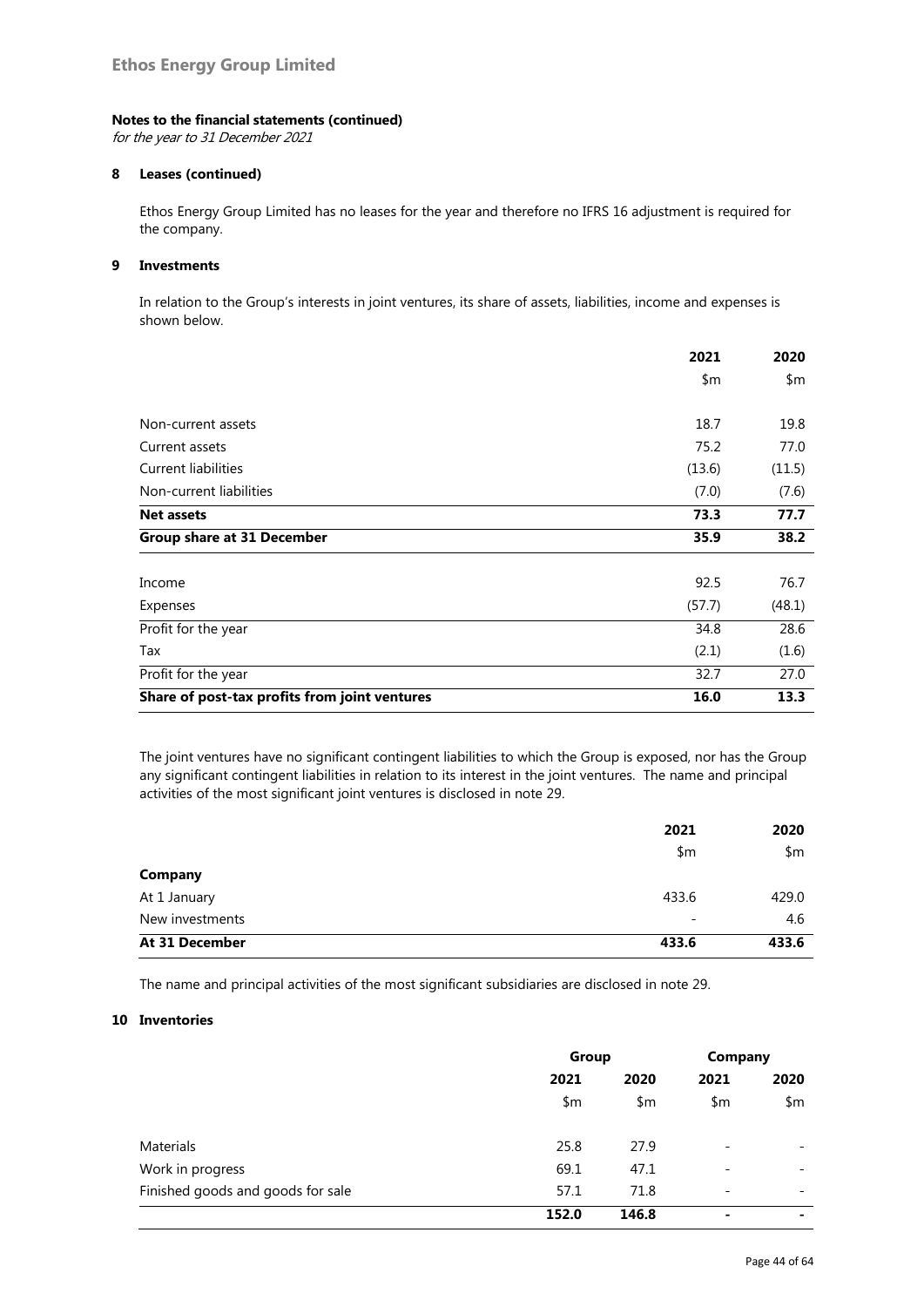# Ethos Energy Group Limited

**Notes to the financial statements (continued)**
*for the year to 31 December 2021*

## 8 Leases (continued)

Ethos Energy Group Limited has no leases for the year and therefore no IFRS 16 adjustment is required for the company.

## 9 Investments

In relation to the Group's interests in joint ventures, its share of assets, liabilities, income and expenses is shown below.

| | 2021 | 2020 |
|---|---|---|
| | $m | $m |
| Non-current assets | 18.7 | 19.8 |
| Current assets | 75.2 | 77.0 |
| Current liabilities | (13.6) | (11.5) |
| Non-current liabilities | (7.0) | (7.6) |
| **Net assets** | **73.3** | **77.7** |
| **Group share at 31 December** | **35.9** | **38.2** |
| Income | 92.5 | 76.7 |
| Expenses | (57.7) | (48.1) |
| Profit for the year | 34.8 | 28.6 |
| Tax | (2.1) | (1.6) |
| Profit for the year | 32.7 | 27.0 |
| **Share of post-tax profits from joint ventures** | **16.0** | **13.3** |

The joint ventures have no significant contingent liabilities to which the Group is exposed, nor has the Group any significant contingent liabilities in relation to its interest in the joint ventures. The name and principal activities of the most significant joint ventures is disclosed in note 29.

| | 2021 | 2020 |
|---|---|---|
| | $m | $m |
| **Company** | | |
| At 1 January | 433.6 | 429.0 |
| New investments | - | 4.6 |
| **At 31 December** | **433.6** | **433.6** |

The name and principal activities of the most significant subsidiaries are disclosed in note 29.

## 10 Inventories

| | Group | | Company | |
|---|---|---|---|---|
| | 2021 | 2020 | 2021 | 2020 |
| | $m | $m | $m | $m |
| Materials | 25.8 | 27.9 | - | - |
| Work in progress | 69.1 | 47.1 | - | - |
| Finished goods and goods for sale | 57.1 | 71.8 | - | - |
| | **152.0** | **146.8** | **-** | **-** |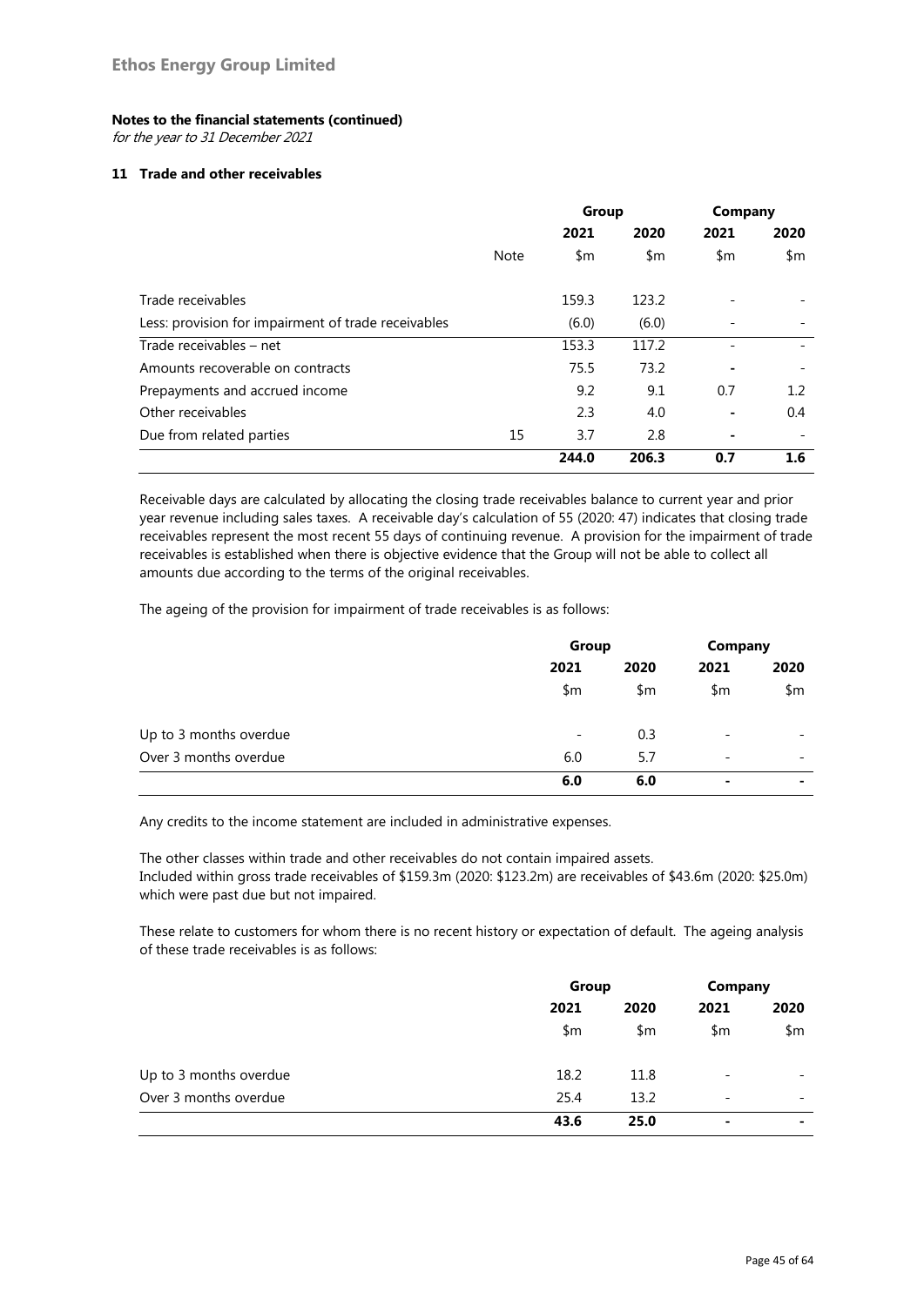**Ethos Energy Group Limited**

**Notes to the financial statements (continued)**

*for the year to 31 December 2021*

### 11 Trade and other receivables

| | | Group | | Company | |
|---|---|---|---|---|---|
| | | 2021 | 2020 | 2021 | 2020 |
| | Note | $m | $m | $m | $m |
| Trade receivables | | 159.3 | 123.2 | - | - |
| Less: provision for impairment of trade receivables | | (6.0) | (6.0) | - | - |
| Trade receivables – net | | 153.3 | 117.2 | - | - |
| Amounts recoverable on contracts | | 75.5 | 73.2 | - | - |
| Prepayments and accrued income | | 9.2 | 9.1 | 0.7 | 1.2 |
| Other receivables | | 2.3 | 4.0 | - | 0.4 |
| Due from related parties | 15 | 3.7 | 2.8 | - | - |
| | | **244.0** | **206.3** | **0.7** | **1.6** |

Receivable days are calculated by allocating the closing trade receivables balance to current year and prior year revenue including sales taxes. A receivable day's calculation of 55 (2020: 47) indicates that closing trade receivables represent the most recent 55 days of continuing revenue. A provision for the impairment of trade receivables is established when there is objective evidence that the Group will not be able to collect all amounts due according to the terms of the original receivables.

The ageing of the provision for impairment of trade receivables is as follows:

| | Group | | Company | |
|---|---|---|---|---|
| | 2021 | 2020 | 2021 | 2020 |
| | $m | $m | $m | $m |
| Up to 3 months overdue | - | 0.3 | - | - |
| Over 3 months overdue | 6.0 | 5.7 | - | - |
| | **6.0** | **6.0** | **-** | **-** |

Any credits to the income statement are included in administrative expenses.

The other classes within trade and other receivables do not contain impaired assets.
Included within gross trade receivables of $159.3m (2020: $123.2m) are receivables of $43.6m (2020: $25.0m) which were past due but not impaired.

These relate to customers for whom there is no recent history or expectation of default. The ageing analysis of these trade receivables is as follows:

| | Group | | Company | |
|---|---|---|---|---|
| | 2021 | 2020 | 2021 | 2020 |
| | $m | $m | $m | $m |
| Up to 3 months overdue | 18.2 | 11.8 | - | - |
| Over 3 months overdue | 25.4 | 13.2 | - | - |
| | **43.6** | **25.0** | **-** | **-** |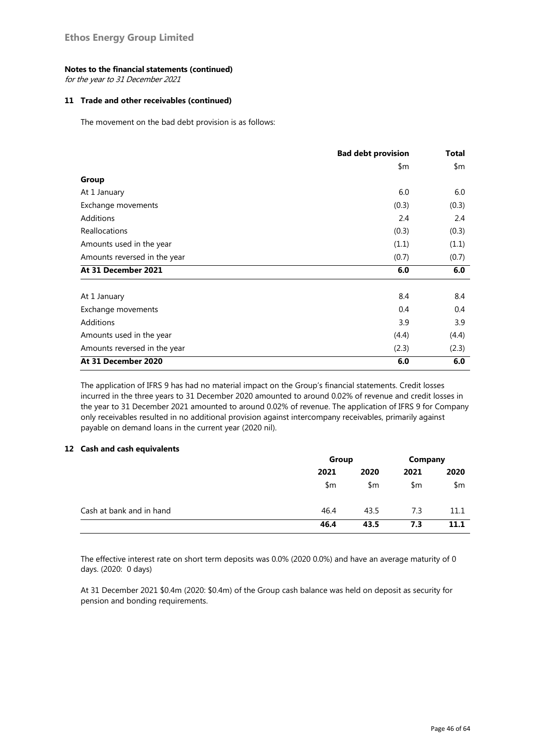**Ethos Energy Group Limited**

**Notes to the financial statements (continued)**
*for the year to 31 December 2021*

**11 Trade and other receivables (continued)**

The movement on the bad debt provision is as follows:

| | Bad debt provision | Total |
|---|---|---|
| | $m | $m |
| **Group** | | |
| At 1 January | 6.0 | 6.0 |
| Exchange movements | (0.3) | (0.3) |
| Additions | 2.4 | 2.4 |
| Reallocations | (0.3) | (0.3) |
| Amounts used in the year | (1.1) | (1.1) |
| Amounts reversed in the year | (0.7) | (0.7) |
| **At 31 December 2021** | **6.0** | **6.0** |
| | | |
| At 1 January | 8.4 | 8.4 |
| Exchange movements | 0.4 | 0.4 |
| Additions | 3.9 | 3.9 |
| Amounts used in the year | (4.4) | (4.4) |
| Amounts reversed in the year | (2.3) | (2.3) |
| **At 31 December 2020** | **6.0** | **6.0** |

The application of IFRS 9 has had no material impact on the Group's financial statements. Credit losses incurred in the three years to 31 December 2020 amounted to around 0.02% of revenue and credit losses in the year to 31 December 2021 amounted to around 0.02% of revenue. The application of IFRS 9 for Company only receivables resulted in no additional provision against intercompany receivables, primarily against payable on demand loans in the current year (2020 nil).

**12 Cash and cash equivalents**

| | Group | | Company | |
|---|---|---|---|---|
| | 2021 | 2020 | 2021 | 2020 |
| | $m | $m | $m | $m |
| Cash at bank and in hand | 46.4 | 43.5 | 7.3 | 11.1 |
| | **46.4** | **43.5** | **7.3** | **11.1** |

The effective interest rate on short term deposits was 0.0% (2020 0.0%) and have an average maturity of 0 days. (2020: 0 days)

At 31 December 2021 $0.4m (2020: $0.4m) of the Group cash balance was held on deposit as security for pension and bonding requirements.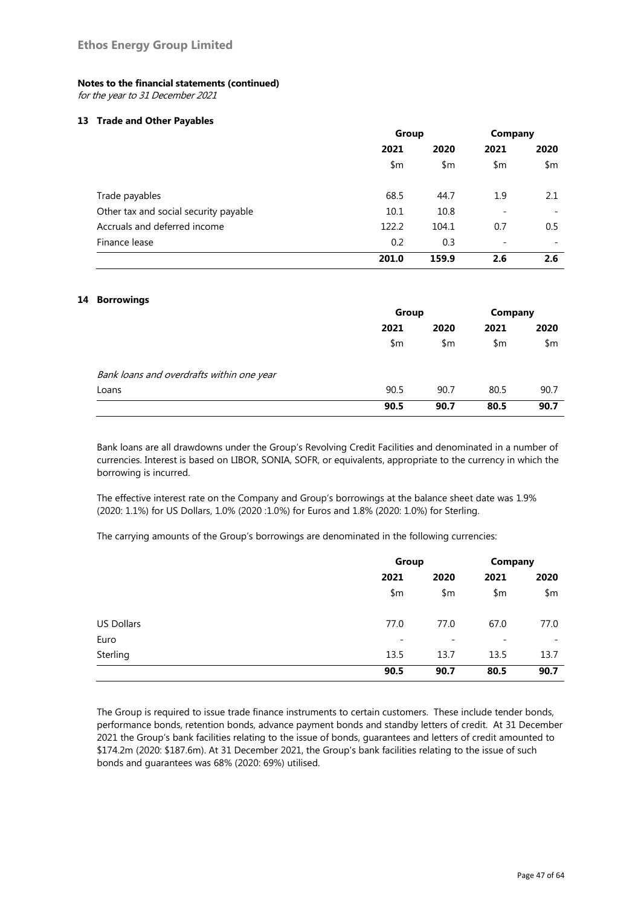**Ethos Energy Group Limited**

**Notes to the financial statements (continued)**

*for the year to 31 December 2021*

### 13 Trade and Other Payables

| | Group | | Company | |
|---|---|---|---|---|
| | 2021 | 2020 | 2021 | 2020 |
| | $m | $m | $m | $m |
| Trade payables | 68.5 | 44.7 | 1.9 | 2.1 |
| Other tax and social security payable | 10.1 | 10.8 | - | - |
| Accruals and deferred income | 122.2 | 104.1 | 0.7 | 0.5 |
| Finance lease | 0.2 | 0.3 | - | - |
| | **201.0** | **159.9** | **2.6** | **2.6** |

### 14 Borrowings

| | Group | | Company | |
|---|---|---|---|---|
| | 2021 | 2020 | 2021 | 2020 |
| | $m | $m | $m | $m |
| *Bank loans and overdrafts within one year* | | | | |
| Loans | 90.5 | 90.7 | 80.5 | 90.7 |
| | **90.5** | **90.7** | **80.5** | **90.7** |

Bank loans are all drawdowns under the Group's Revolving Credit Facilities and denominated in a number of currencies. Interest is based on LIBOR, SONIA, SOFR, or equivalents, appropriate to the currency in which the borrowing is incurred.

The effective interest rate on the Company and Group's borrowings at the balance sheet date was 1.9% (2020: 1.1%) for US Dollars, 1.0% (2020 :1.0%) for Euros and 1.8% (2020: 1.0%) for Sterling.

The carrying amounts of the Group's borrowings are denominated in the following currencies:

| | Group | | Company | |
|---|---|---|---|---|
| | 2021 | 2020 | 2021 | 2020 |
| | $m | $m | $m | $m |
| US Dollars | 77.0 | 77.0 | 67.0 | 77.0 |
| Euro | - | - | - | - |
| Sterling | 13.5 | 13.7 | 13.5 | 13.7 |
| | **90.5** | **90.7** | **80.5** | **90.7** |

The Group is required to issue trade finance instruments to certain customers. These include tender bonds, performance bonds, retention bonds, advance payment bonds and standby letters of credit. At 31 December 2021 the Group's bank facilities relating to the issue of bonds, guarantees and letters of credit amounted to $174.2m (2020: $187.6m). At 31 December 2021, the Group's bank facilities relating to the issue of such bonds and guarantees was 68% (2020: 69%) utilised.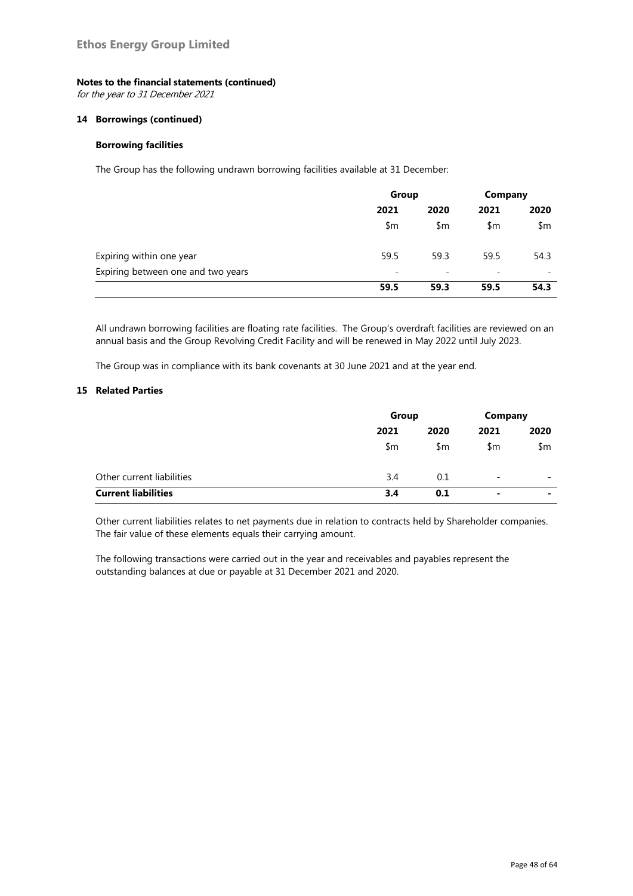## Notes to the financial statements (continued)

*for the year to 31 December 2021*

### 14 Borrowings (continued)

#### Borrowing facilities

The Group has the following undrawn borrowing facilities available at 31 December:

| | Group | | Company | |
|---|---|---|---|---|
| | 2021 | 2020 | 2021 | 2020 |
| | $m | $m | $m | $m |
| Expiring within one year | 59.5 | 59.3 | 59.5 | 54.3 |
| Expiring between one and two years | - | - | - | - |
| | **59.5** | **59.3** | **59.5** | **54.3** |

All undrawn borrowing facilities are floating rate facilities. The Group's overdraft facilities are reviewed on an annual basis and the Group Revolving Credit Facility and will be renewed in May 2022 until July 2023.

The Group was in compliance with its bank covenants at 30 June 2021 and at the year end.

### 15 Related Parties

| | Group | | Company | |
|---|---|---|---|---|
| | 2021 | 2020 | 2021 | 2020 |
| | $m | $m | $m | $m |
| Other current liabilities | 3.4 | 0.1 | - | - |
| **Current liabilities** | **3.4** | **0.1** | **-** | **-** |

Other current liabilities relates to net payments due in relation to contracts held by Shareholder companies. The fair value of these elements equals their carrying amount.

The following transactions were carried out in the year and receivables and payables represent the outstanding balances at due or payable at 31 December 2021 and 2020.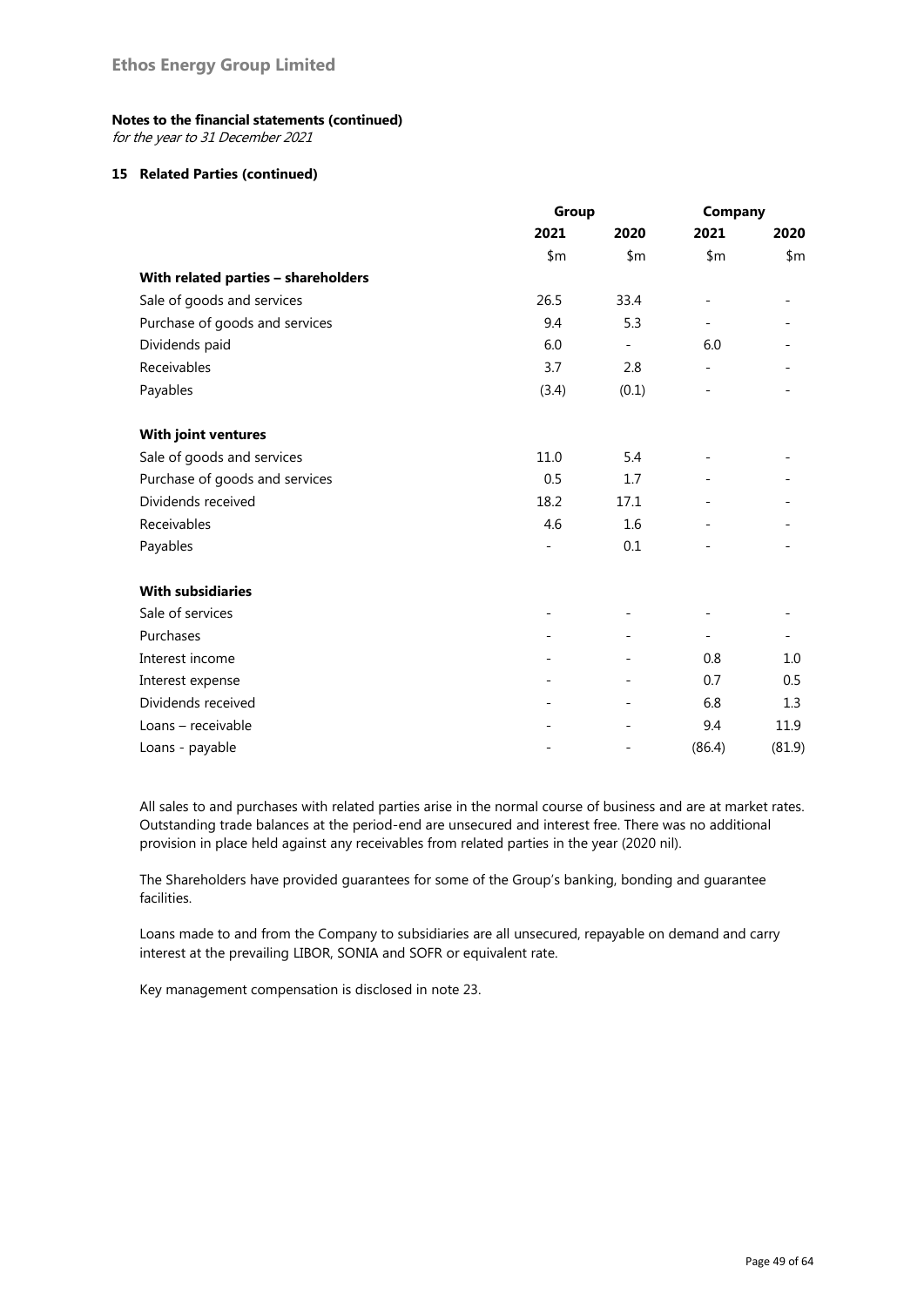**Ethos Energy Group Limited**

**Notes to the financial statements (continued)**
*for the year to 31 December 2021*

**15 Related Parties (continued)**

| | Group | | Company | |
|---|---|---|---|---|
| | 2021 | 2020 | 2021 | 2020 |
| | $m | $m | $m | $m |
| **With related parties – shareholders** | | | | |
| Sale of goods and services | 26.5 | 33.4 | - | - |
| Purchase of goods and services | 9.4 | 5.3 | - | - |
| Dividends paid | 6.0 | - | 6.0 | - |
| Receivables | 3.7 | 2.8 | - | - |
| Payables | (3.4) | (0.1) | - | - |
| **With joint ventures** | | | | |
| Sale of goods and services | 11.0 | 5.4 | - | - |
| Purchase of goods and services | 0.5 | 1.7 | - | - |
| Dividends received | 18.2 | 17.1 | - | - |
| Receivables | 4.6 | 1.6 | - | - |
| Payables | - | 0.1 | - | - |
| **With subsidiaries** | | | | |
| Sale of services | - | - | - | - |
| Purchases | - | - | - | - |
| Interest income | - | - | 0.8 | 1.0 |
| Interest expense | - | - | 0.7 | 0.5 |
| Dividends received | - | - | 6.8 | 1.3 |
| Loans – receivable | - | - | 9.4 | 11.9 |
| Loans - payable | - | - | (86.4) | (81.9) |

All sales to and purchases with related parties arise in the normal course of business and are at market rates. Outstanding trade balances at the period-end are unsecured and interest free. There was no additional provision in place held against any receivables from related parties in the year (2020 nil).

The Shareholders have provided guarantees for some of the Group's banking, bonding and guarantee facilities.

Loans made to and from the Company to subsidiaries are all unsecured, repayable on demand and carry interest at the prevailing LIBOR, SONIA and SOFR or equivalent rate.

Key management compensation is disclosed in note 23.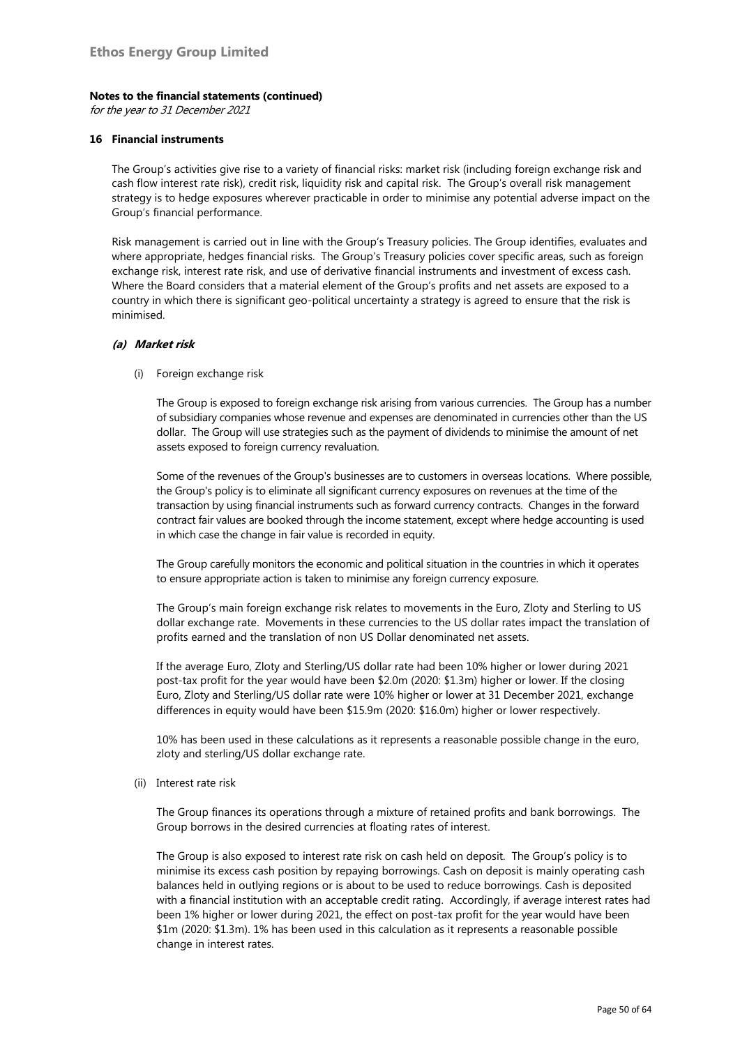**Notes to the financial statements (continued)**

*for the year to 31 December 2021*

## 16 Financial instruments

The Group's activities give rise to a variety of financial risks: market risk (including foreign exchange risk and cash flow interest rate risk), credit risk, liquidity risk and capital risk. The Group's overall risk management strategy is to hedge exposures wherever practicable in order to minimise any potential adverse impact on the Group's financial performance.

Risk management is carried out in line with the Group's Treasury policies. The Group identifies, evaluates and where appropriate, hedges financial risks. The Group's Treasury policies cover specific areas, such as foreign exchange risk, interest rate risk, and use of derivative financial instruments and investment of excess cash. Where the Board considers that a material element of the Group's profits and net assets are exposed to a country in which there is significant geo-political uncertainty a strategy is agreed to ensure that the risk is minimised.

### *(a) Market risk*

(i) Foreign exchange risk

The Group is exposed to foreign exchange risk arising from various currencies. The Group has a number of subsidiary companies whose revenue and expenses are denominated in currencies other than the US dollar. The Group will use strategies such as the payment of dividends to minimise the amount of net assets exposed to foreign currency revaluation.

Some of the revenues of the Group's businesses are to customers in overseas locations. Where possible, the Group's policy is to eliminate all significant currency exposures on revenues at the time of the transaction by using financial instruments such as forward currency contracts. Changes in the forward contract fair values are booked through the income statement, except where hedge accounting is used in which case the change in fair value is recorded in equity.

The Group carefully monitors the economic and political situation in the countries in which it operates to ensure appropriate action is taken to minimise any foreign currency exposure.

The Group's main foreign exchange risk relates to movements in the Euro, Zloty and Sterling to US dollar exchange rate. Movements in these currencies to the US dollar rates impact the translation of profits earned and the translation of non US Dollar denominated net assets.

If the average Euro, Zloty and Sterling/US dollar rate had been 10% higher or lower during 2021 post-tax profit for the year would have been $2.0m (2020: $1.3m) higher or lower. If the closing Euro, Zloty and Sterling/US dollar rate were 10% higher or lower at 31 December 2021, exchange differences in equity would have been $15.9m (2020: $16.0m) higher or lower respectively.

10% has been used in these calculations as it represents a reasonable possible change in the euro, zloty and sterling/US dollar exchange rate.

(ii) Interest rate risk

The Group finances its operations through a mixture of retained profits and bank borrowings. The Group borrows in the desired currencies at floating rates of interest.

The Group is also exposed to interest rate risk on cash held on deposit. The Group's policy is to minimise its excess cash position by repaying borrowings. Cash on deposit is mainly operating cash balances held in outlying regions or is about to be used to reduce borrowings. Cash is deposited with a financial institution with an acceptable credit rating. Accordingly, if average interest rates had been 1% higher or lower during 2021, the effect on post-tax profit for the year would have been $1m (2020: $1.3m). 1% has been used in this calculation as it represents a reasonable possible change in interest rates.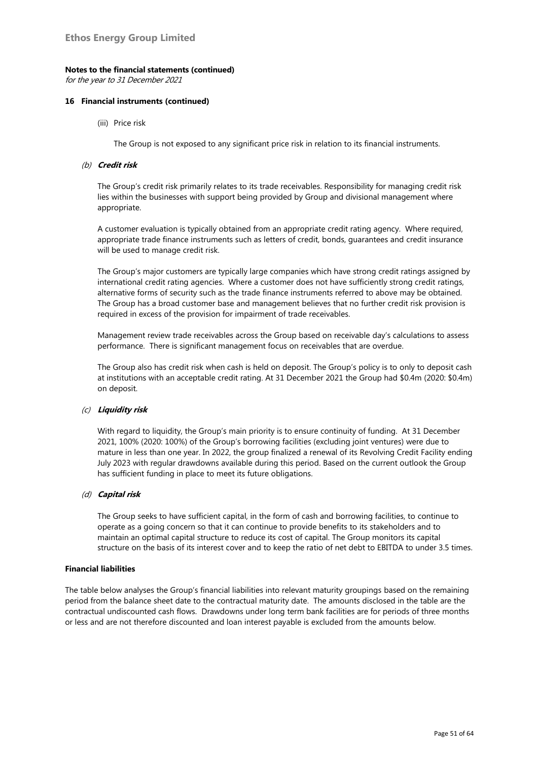**Notes to the financial statements (continued)**

*for the year to 31 December 2021*

## 16 Financial instruments (continued)

(iii) Price risk

The Group is not exposed to any significant price risk in relation to its financial instruments.

### (b) *Credit risk*

The Group's credit risk primarily relates to its trade receivables. Responsibility for managing credit risk lies within the businesses with support being provided by Group and divisional management where appropriate.

A customer evaluation is typically obtained from an appropriate credit rating agency. Where required, appropriate trade finance instruments such as letters of credit, bonds, guarantees and credit insurance will be used to manage credit risk.

The Group's major customers are typically large companies which have strong credit ratings assigned by international credit rating agencies. Where a customer does not have sufficiently strong credit ratings, alternative forms of security such as the trade finance instruments referred to above may be obtained. The Group has a broad customer base and management believes that no further credit risk provision is required in excess of the provision for impairment of trade receivables.

Management review trade receivables across the Group based on receivable day's calculations to assess performance. There is significant management focus on receivables that are overdue.

The Group also has credit risk when cash is held on deposit. The Group's policy is to only to deposit cash at institutions with an acceptable credit rating. At 31 December 2021 the Group had $0.4m (2020: $0.4m) on deposit.

### (c) *Liquidity risk*

With regard to liquidity, the Group's main priority is to ensure continuity of funding. At 31 December 2021, 100% (2020: 100%) of the Group's borrowing facilities (excluding joint ventures) were due to mature in less than one year. In 2022, the group finalized a renewal of its Revolving Credit Facility ending July 2023 with regular drawdowns available during this period. Based on the current outlook the Group has sufficient funding in place to meet its future obligations.

### (d) *Capital risk*

The Group seeks to have sufficient capital, in the form of cash and borrowing facilities, to continue to operate as a going concern so that it can continue to provide benefits to its stakeholders and to maintain an optimal capital structure to reduce its cost of capital. The Group monitors its capital structure on the basis of its interest cover and to keep the ratio of net debt to EBITDA to under 3.5 times.

**Financial liabilities**

The table below analyses the Group's financial liabilities into relevant maturity groupings based on the remaining period from the balance sheet date to the contractual maturity date. The amounts disclosed in the table are the contractual undiscounted cash flows. Drawdowns under long term bank facilities are for periods of three months or less and are not therefore discounted and loan interest payable is excluded from the amounts below.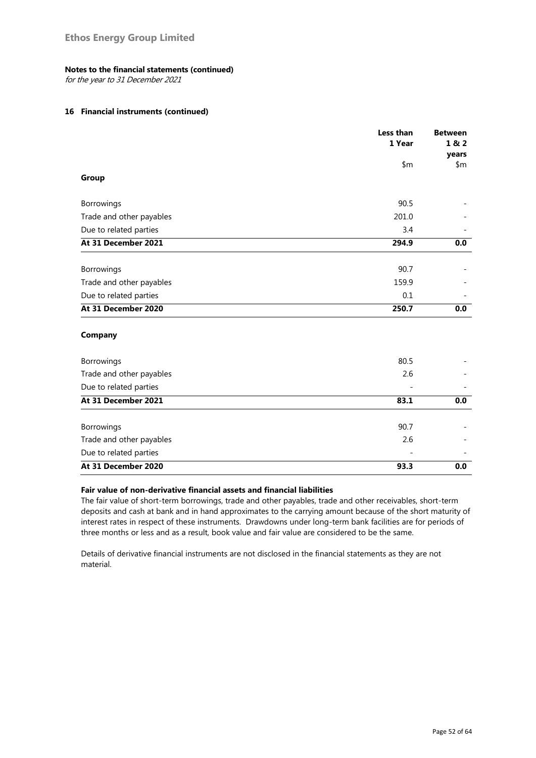**Notes to the financial statements (continued)**

*for the year to 31 December 2021*

**16 Financial instruments (continued)**

| | Less than 1 Year | Between 1 & 2 years |
|---|---|---|
| | $m | $m |
| **Group** | | |
| Borrowings | 90.5 | - |
| Trade and other payables | 201.0 | - |
| Due to related parties | 3.4 | - |
| **At 31 December 2021** | **294.9** | **0.0** |
| Borrowings | 90.7 | - |
| Trade and other payables | 159.9 | - |
| Due to related parties | 0.1 | - |
| **At 31 December 2020** | **250.7** | **0.0** |
| **Company** | | |
| Borrowings | 80.5 | - |
| Trade and other payables | 2.6 | - |
| Due to related parties | - | - |
| **At 31 December 2021** | **83.1** | **0.0** |
| Borrowings | 90.7 | - |
| Trade and other payables | 2.6 | - |
| Due to related parties | - | - |
| **At 31 December 2020** | **93.3** | **0.0** |

**Fair value of non-derivative financial assets and financial liabilities**

The fair value of short-term borrowings, trade and other payables, trade and other receivables, short-term deposits and cash at bank and in hand approximates to the carrying amount because of the short maturity of interest rates in respect of these instruments. Drawdowns under long-term bank facilities are for periods of three months or less and as a result, book value and fair value are considered to be the same.

Details of derivative financial instruments are not disclosed in the financial statements as they are not material.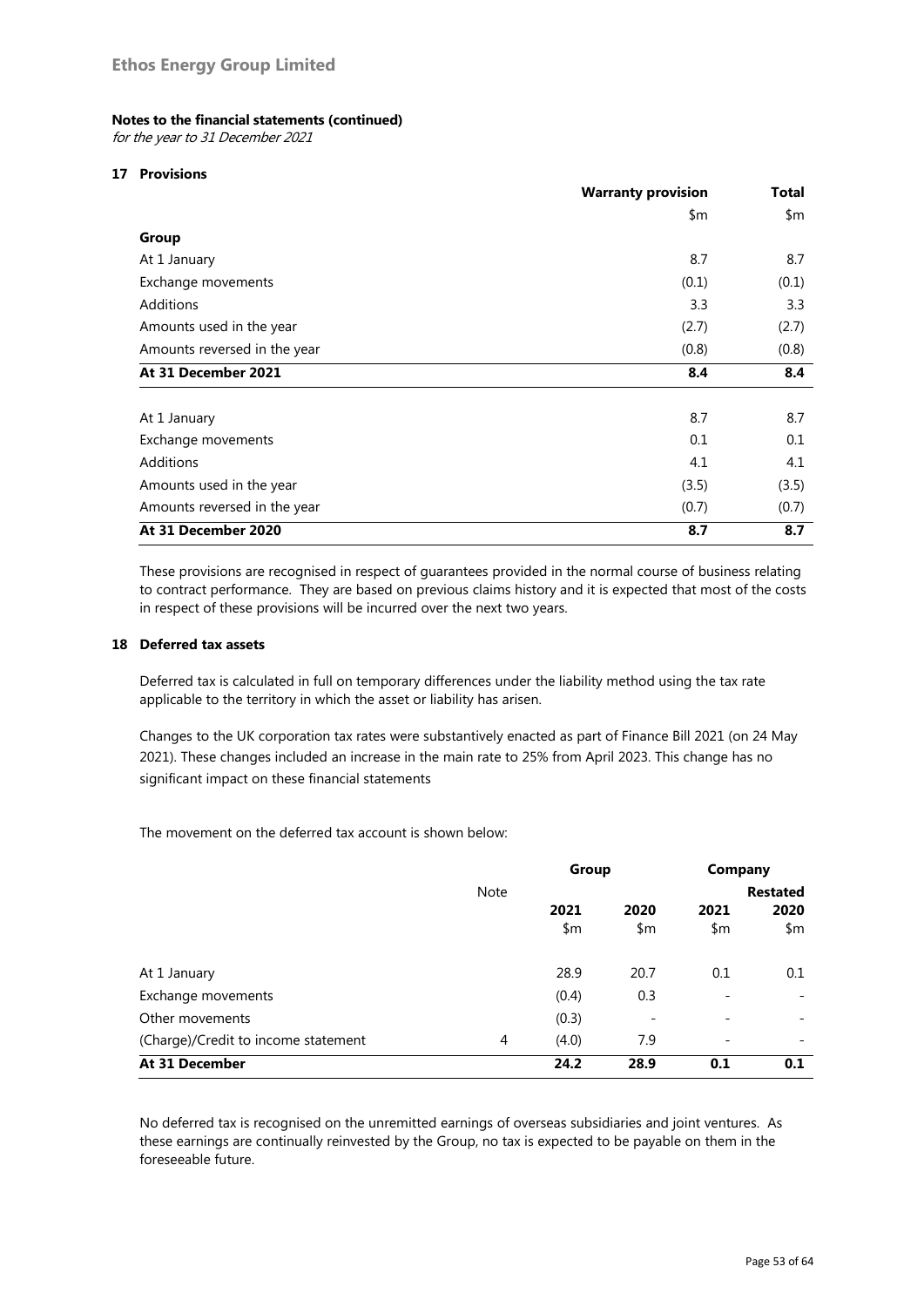# Ethos Energy Group Limited

**Notes to the financial statements (continued)**

*for the year to 31 December 2021*

## 17 Provisions

| | Warranty provision | Total |
|---|---|---|
| | $m | $m |
| **Group** | | |
| At 1 January | 8.7 | 8.7 |
| Exchange movements | (0.1) | (0.1) |
| Additions | 3.3 | 3.3 |
| Amounts used in the year | (2.7) | (2.7) |
| Amounts reversed in the year | (0.8) | (0.8) |
| **At 31 December 2021** | **8.4** | **8.4** |
| | | |
| At 1 January | 8.7 | 8.7 |
| Exchange movements | 0.1 | 0.1 |
| Additions | 4.1 | 4.1 |
| Amounts used in the year | (3.5) | (3.5) |
| Amounts reversed in the year | (0.7) | (0.7) |
| **At 31 December 2020** | **8.7** | **8.7** |

These provisions are recognised in respect of guarantees provided in the normal course of business relating to contract performance. They are based on previous claims history and it is expected that most of the costs in respect of these provisions will be incurred over the next two years.

## 18 Deferred tax assets

Deferred tax is calculated in full on temporary differences under the liability method using the tax rate applicable to the territory in which the asset or liability has arisen.

Changes to the UK corporation tax rates were substantively enacted as part of Finance Bill 2021 (on 24 May 2021). These changes included an increase in the main rate to 25% from April 2023. This change has no significant impact on these financial statements

The movement on the deferred tax account is shown below:

| | Note | Group | | Company | |
|---|---|---|---|---|---|
| | | 2021 | 2020 | 2021 | Restated 2020 |
| | | $m | $m | $m | $m |
| At 1 January | | 28.9 | 20.7 | 0.1 | 0.1 |
| Exchange movements | | (0.4) | 0.3 | - | - |
| Other movements | | (0.3) | - | - | - |
| (Charge)/Credit to income statement | 4 | (4.0) | 7.9 | - | - |
| **At 31 December** | | **24.2** | **28.9** | **0.1** | **0.1** |

No deferred tax is recognised on the unremitted earnings of overseas subsidiaries and joint ventures. As these earnings are continually reinvested by the Group, no tax is expected to be payable on them in the foreseeable future.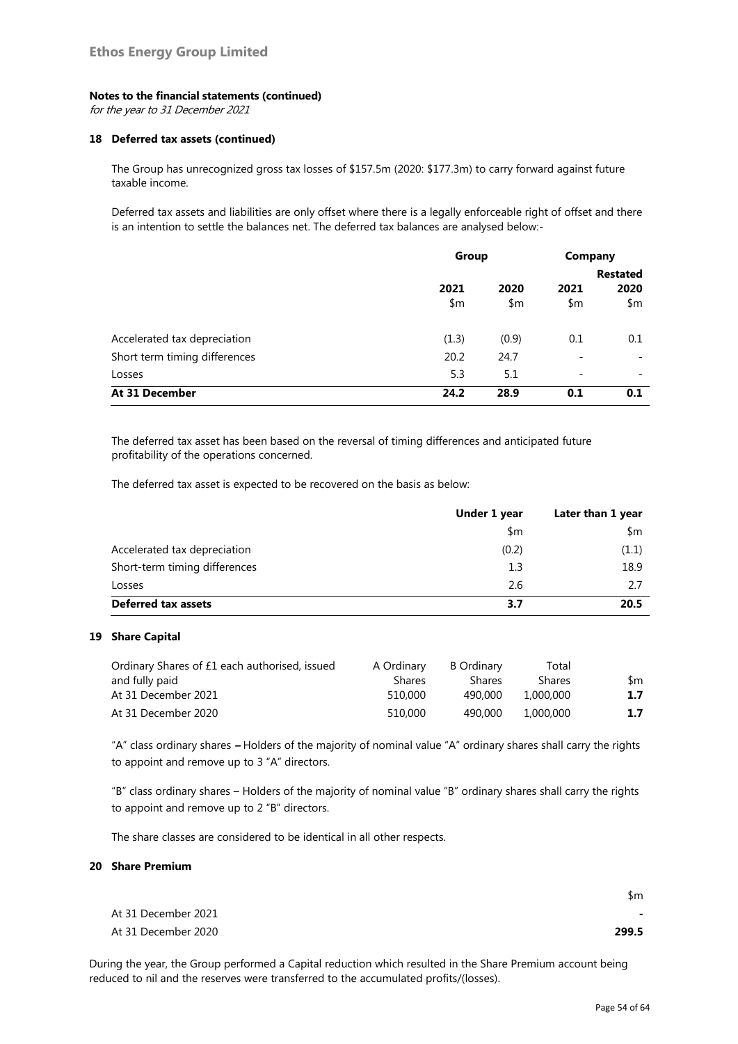**Ethos Energy Group Limited**

**Notes to the financial statements (continued)**
*for the year to 31 December 2021*

### 18 Deferred tax assets (continued)

The Group has unrecognized gross tax losses of $157.5m (2020: $177.3m) to carry forward against future taxable income.

Deferred tax assets and liabilities are only offset where there is a legally enforceable right of offset and there is an intention to settle the balances net. The deferred tax balances are analysed below:-

| | Group | | Company | |
|---|---|---|---|---|
| | | | | **Restated** |
| | **2021** | **2020** | **2021** | **2020** |
| | $m | $m | $m | $m |
| Accelerated tax depreciation | (1.3) | (0.9) | 0.1 | 0.1 |
| Short term timing differences | 20.2 | 24.7 | - | - |
| Losses | 5.3 | 5.1 | - | - |
| **At 31 December** | **24.2** | **28.9** | **0.1** | **0.1** |

The deferred tax asset has been based on the reversal of timing differences and anticipated future profitability of the operations concerned.

The deferred tax asset is expected to be recovered on the basis as below:

| | **Under 1 year** | **Later than 1 year** |
|---|---|---|
| | $m | $m |
| Accelerated tax depreciation | (0.2) | (1.1) |
| Short-term timing differences | 1.3 | 18.9 |
| Losses | 2.6 | 2.7 |
| **Deferred tax assets** | **3.7** | **20.5** |

### 19 Share Capital

| Ordinary Shares of £1 each authorised, issued and fully paid | A Ordinary Shares | B Ordinary Shares | Total Shares | $m |
|---|---|---|---|---|
| At 31 December 2021 | 510,000 | 490,000 | 1,000,000 | **1.7** |
| At 31 December 2020 | 510,000 | 490,000 | 1,000,000 | **1.7** |

"A" class ordinary shares **–** Holders of the majority of nominal value "A" ordinary shares shall carry the rights to appoint and remove up to 3 "A" directors.

"B" class ordinary shares – Holders of the majority of nominal value "B" ordinary shares shall carry the rights to appoint and remove up to 2 "B" directors.

The share classes are considered to be identical in all other respects.

### 20 Share Premium

| | $m |
|---|---|
| At 31 December 2021 | **-** |
| At 31 December 2020 | **299.5** |

During the year, the Group performed a Capital reduction which resulted in the Share Premium account being reduced to nil and the reserves were transferred to the accumulated profits/(losses).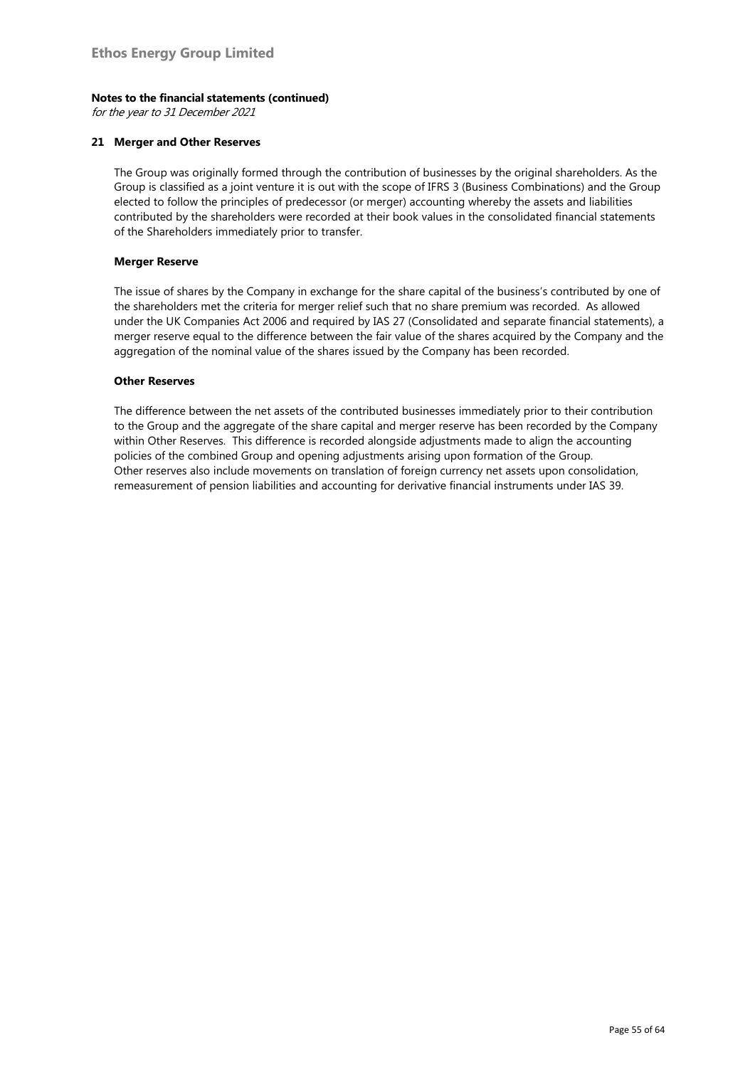## 21 Merger and Other Reserves

The Group was originally formed through the contribution of businesses by the original shareholders. As the Group is classified as a joint venture it is out with the scope of IFRS 3 (Business Combinations) and the Group elected to follow the principles of predecessor (or merger) accounting whereby the assets and liabilities contributed by the shareholders were recorded at their book values in the consolidated financial statements of the Shareholders immediately prior to transfer.

### Merger Reserve

The issue of shares by the Company in exchange for the share capital of the business's contributed by one of the shareholders met the criteria for merger relief such that no share premium was recorded. As allowed under the UK Companies Act 2006 and required by IAS 27 (Consolidated and separate financial statements), a merger reserve equal to the difference between the fair value of the shares acquired by the Company and the aggregation of the nominal value of the shares issued by the Company has been recorded.

### Other Reserves

The difference between the net assets of the contributed businesses immediately prior to their contribution to the Group and the aggregate of the share capital and merger reserve has been recorded by the Company within Other Reserves. This difference is recorded alongside adjustments made to align the accounting policies of the combined Group and opening adjustments arising upon formation of the Group.
Other reserves also include movements on translation of foreign currency net assets upon consolidation, remeasurement of pension liabilities and accounting for derivative financial instruments under IAS 39.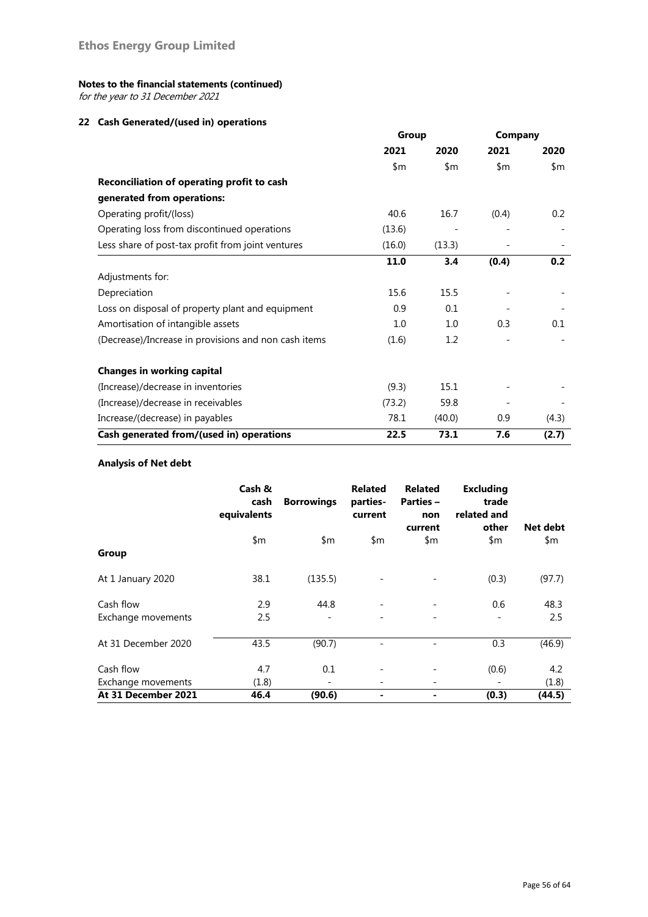**Ethos Energy Group Limited**

**Notes to the financial statements (continued)**

*for the year to 31 December 2021*

### 22 Cash Generated/(used in) operations

| | Group | | Company | |
|---|---|---|---|---|
| | 2021 | 2020 | 2021 | 2020 |
| | \$m | \$m | \$m | \$m |
| **Reconciliation of operating profit to cash generated from operations:** | | | | |
| Operating profit/(loss) | 40.6 | 16.7 | (0.4) | 0.2 |
| Operating loss from discontinued operations | (13.6) | - | - | - |
| Less share of post-tax profit from joint ventures | (16.0) | (13.3) | - | - |
| | **11.0** | **3.4** | **(0.4)** | **0.2** |
| Adjustments for: | | | | |
| Depreciation | 15.6 | 15.5 | - | - |
| Loss on disposal of property plant and equipment | 0.9 | 0.1 | - | - |
| Amortisation of intangible assets | 1.0 | 1.0 | 0.3 | 0.1 |
| (Decrease)/Increase in provisions and non cash items | (1.6) | 1.2 | - | - |
| **Changes in working capital** | | | | |
| (Increase)/decrease in inventories | (9.3) | 15.1 | - | - |
| (Increase)/decrease in receivables | (73.2) | 59.8 | - | - |
| Increase/(decrease) in payables | 78.1 | (40.0) | 0.9 | (4.3) |
| **Cash generated from/(used in) operations** | **22.5** | **73.1** | **7.6** | **(2.7)** |

**Analysis of Net debt**

| | Cash & cash equivalents | Borrowings | Related parties-current | Related Parties – non current | Excluding trade related and other | Net debt |
|---|---|---|---|---|---|---|
| | \$m | \$m | \$m | \$m | \$m | \$m |
| **Group** | | | | | | |
| At 1 January 2020 | 38.1 | (135.5) | - | - | (0.3) | (97.7) |
| Cash flow | 2.9 | 44.8 | - | - | 0.6 | 48.3 |
| Exchange movements | 2.5 | - | - | - | - | 2.5 |
| At 31 December 2020 | 43.5 | (90.7) | - | - | 0.3 | (46.9) |
| Cash flow | 4.7 | 0.1 | - | - | (0.6) | 4.2 |
| Exchange movements | (1.8) | - | - | - | - | (1.8) |
| **At 31 December 2021** | **46.4** | **(90.6)** | **-** | **-** | **(0.3)** | **(44.5)** |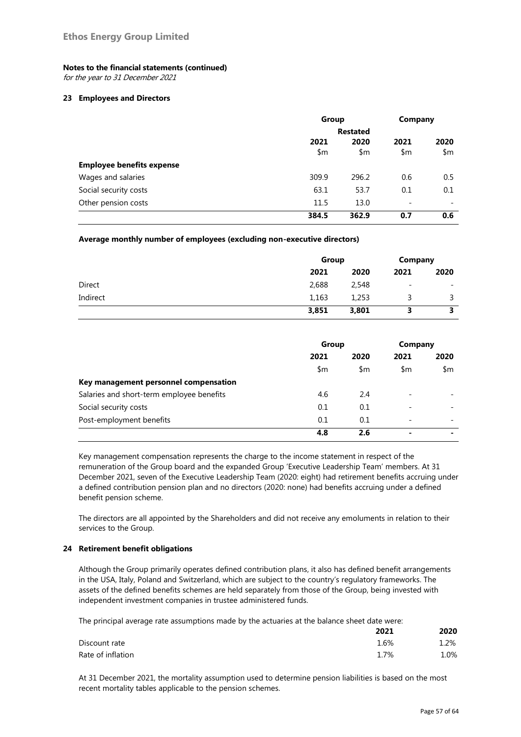**Ethos Energy Group Limited**

**Notes to the financial statements (continued)**

*for the year to 31 December 2021*

### 23 Employees and Directors

| | Group | | Company | |
|---|---|---|---|---|
| | | Restated | | |
| | 2021 | 2020 | 2021 | 2020 |
| | $m | $m | $m | $m |
| **Employee benefits expense** | | | | |
| Wages and salaries | 309.9 | 296.2 | 0.6 | 0.5 |
| Social security costs | 63.1 | 53.7 | 0.1 | 0.1 |
| Other pension costs | 11.5 | 13.0 | - | - |
| | **384.5** | **362.9** | **0.7** | **0.6** |

**Average monthly number of employees (excluding non-executive directors)**

| | Group | | Company | |
|---|---|---|---|---|
| | 2021 | 2020 | 2021 | 2020 |
| Direct | 2,688 | 2,548 | - | - |
| Indirect | 1,163 | 1,253 | 3 | 3 |
| | **3,851** | **3,801** | **3** | **3** |

| | Group | | Company | |
|---|---|---|---|---|
| | 2021 | 2020 | 2021 | 2020 |
| | $m | $m | $m | $m |
| **Key management personnel compensation** | | | | |
| Salaries and short-term employee benefits | 4.6 | 2.4 | - | - |
| Social security costs | 0.1 | 0.1 | - | - |
| Post-employment benefits | 0.1 | 0.1 | - | - |
| | **4.8** | **2.6** | **-** | **-** |

Key management compensation represents the charge to the income statement in respect of the remuneration of the Group board and the expanded Group 'Executive Leadership Team' members. At 31 December 2021, seven of the Executive Leadership Team (2020: eight) had retirement benefits accruing under a defined contribution pension plan and no directors (2020: none) had benefits accruing under a defined benefit pension scheme.

The directors are all appointed by the Shareholders and did not receive any emoluments in relation to their services to the Group.

### 24 Retirement benefit obligations

Although the Group primarily operates defined contribution plans, it also has defined benefit arrangements in the USA, Italy, Poland and Switzerland, which are subject to the country's regulatory frameworks. The assets of the defined benefits schemes are held separately from those of the Group, being invested with independent investment companies in trustee administered funds.

The principal average rate assumptions made by the actuaries at the balance sheet date were:

| | 2021 | 2020 |
|---|---|---|
| Discount rate | 1.6% | 1.2% |
| Rate of inflation | 1.7% | 1.0% |

At 31 December 2021, the mortality assumption used to determine pension liabilities is based on the most recent mortality tables applicable to the pension schemes.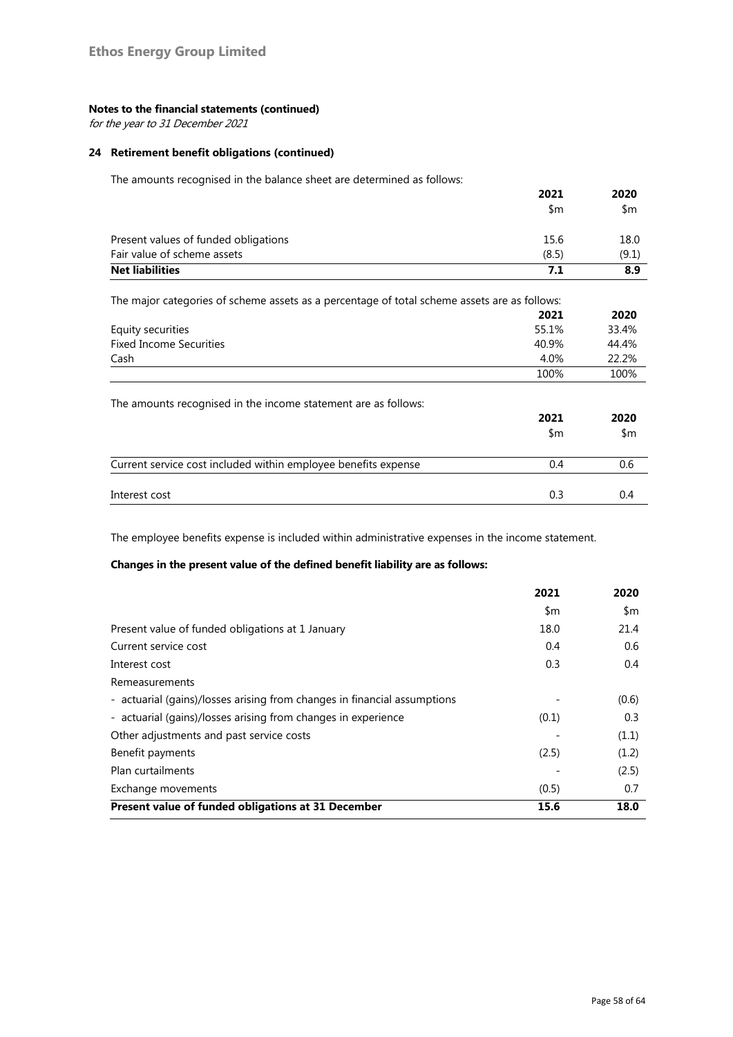**Ethos Energy Group Limited**

**Notes to the financial statements (continued)**

*for the year to 31 December 2021*

## 24 Retirement benefit obligations (continued)

The amounts recognised in the balance sheet are determined as follows:

| | 2021 | 2020 |
|---|---|---|
| | $m | $m |
| Present values of funded obligations | 15.6 | 18.0 |
| Fair value of scheme assets | (8.5) | (9.1) |
| **Net liabilities** | **7.1** | **8.9** |

The major categories of scheme assets as a percentage of total scheme assets are as follows:

| | 2021 | 2020 |
|---|---|---|
| Equity securities | 55.1% | 33.4% |
| Fixed Income Securities | 40.9% | 44.4% |
| Cash | 4.0% | 22.2% |
| | 100% | 100% |

The amounts recognised in the income statement are as follows:

| | 2021 | 2020 |
|---|---|---|
| | $m | $m |
| Current service cost included within employee benefits expense | 0.4 | 0.6 |
| Interest cost | 0.3 | 0.4 |

The employee benefits expense is included within administrative expenses in the income statement.

**Changes in the present value of the defined benefit liability are as follows:**

| | 2021 | 2020 |
|---|---|---|
| | $m | $m |
| Present value of funded obligations at 1 January | 18.0 | 21.4 |
| Current service cost | 0.4 | 0.6 |
| Interest cost | 0.3 | 0.4 |
| Remeasurements | | |
| - actuarial (gains)/losses arising from changes in financial assumptions | - | (0.6) |
| - actuarial (gains)/losses arising from changes in experience | (0.1) | 0.3 |
| Other adjustments and past service costs | - | (1.1) |
| Benefit payments | (2.5) | (1.2) |
| Plan curtailments | - | (2.5) |
| Exchange movements | (0.5) | 0.7 |
| **Present value of funded obligations at 31 December** | **15.6** | **18.0** |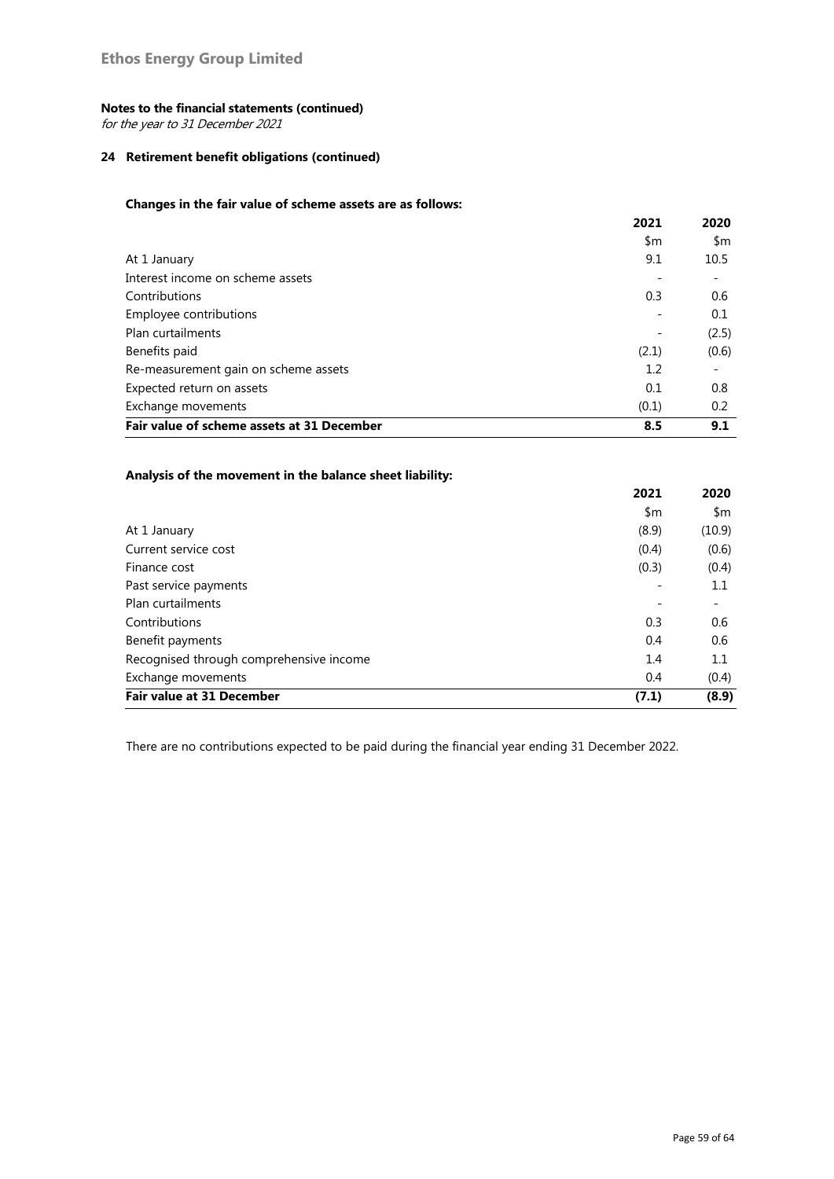**Ethos Energy Group Limited**

**Notes to the financial statements (continued)**

*for the year to 31 December 2021*

## 24 Retirement benefit obligations (continued)

**Changes in the fair value of scheme assets are as follows:**

| | 2021 | 2020 |
|---|---|---|
| | $m | $m |
| At 1 January | 9.1 | 10.5 |
| Interest income on scheme assets | - | - |
| Contributions | 0.3 | 0.6 |
| Employee contributions | - | 0.1 |
| Plan curtailments | - | (2.5) |
| Benefits paid | (2.1) | (0.6) |
| Re-measurement gain on scheme assets | 1.2 | - |
| Expected return on assets | 0.1 | 0.8 |
| Exchange movements | (0.1) | 0.2 |
| **Fair value of scheme assets at 31 December** | **8.5** | **9.1** |

**Analysis of the movement in the balance sheet liability:**

| | 2021 | 2020 |
|---|---|---|
| | $m | $m |
| At 1 January | (8.9) | (10.9) |
| Current service cost | (0.4) | (0.6) |
| Finance cost | (0.3) | (0.4) |
| Past service payments | - | 1.1 |
| Plan curtailments | - | - |
| Contributions | 0.3 | 0.6 |
| Benefit payments | 0.4 | 0.6 |
| Recognised through comprehensive income | 1.4 | 1.1 |
| Exchange movements | 0.4 | (0.4) |
| **Fair value at 31 December** | **(7.1)** | **(8.9)** |

There are no contributions expected to be paid during the financial year ending 31 December 2022.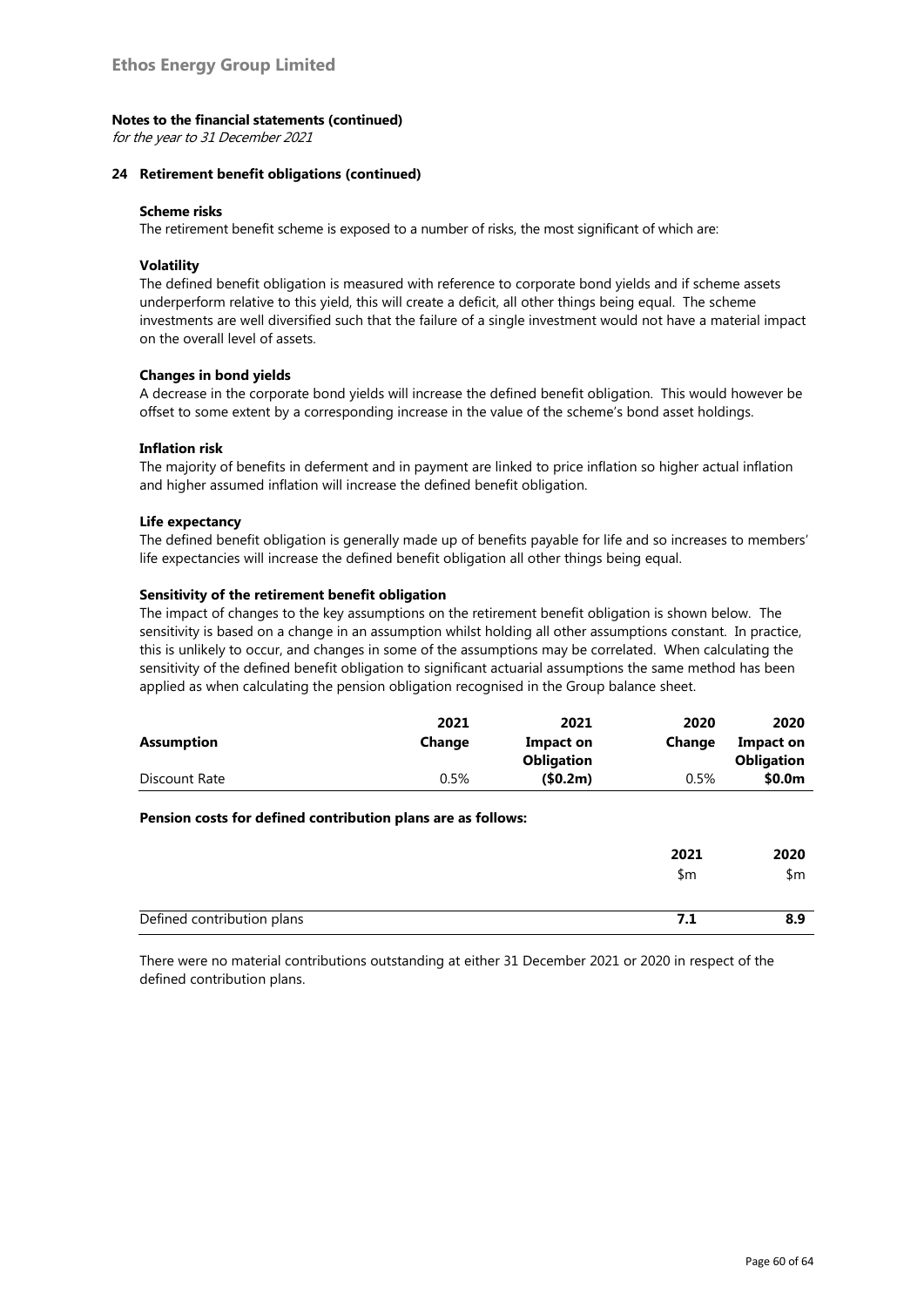**Notes to the financial statements (continued)**

*for the year to 31 December 2021*

**24 Retirement benefit obligations (continued)**

**Scheme risks**

The retirement benefit scheme is exposed to a number of risks, the most significant of which are:

**Volatility**

The defined benefit obligation is measured with reference to corporate bond yields and if scheme assets underperform relative to this yield, this will create a deficit, all other things being equal. The scheme investments are well diversified such that the failure of a single investment would not have a material impact on the overall level of assets.

**Changes in bond yields**

A decrease in the corporate bond yields will increase the defined benefit obligation. This would however be offset to some extent by a corresponding increase in the value of the scheme's bond asset holdings.

**Inflation risk**

The majority of benefits in deferment and in payment are linked to price inflation so higher actual inflation and higher assumed inflation will increase the defined benefit obligation.

**Life expectancy**

The defined benefit obligation is generally made up of benefits payable for life and so increases to members' life expectancies will increase the defined benefit obligation all other things being equal.

**Sensitivity of the retirement benefit obligation**

The impact of changes to the key assumptions on the retirement benefit obligation is shown below. The sensitivity is based on a change in an assumption whilst holding all other assumptions constant. In practice, this is unlikely to occur, and changes in some of the assumptions may be correlated. When calculating the sensitivity of the defined benefit obligation to significant actuarial assumptions the same method has been applied as when calculating the pension obligation recognised in the Group balance sheet.

| Assumption | 2021 Change | 2021 Impact on Obligation | 2020 Change | 2020 Impact on Obligation |
|---|---|---|---|---|
| Discount Rate | 0.5% | **($0.2m)** | 0.5% | **$0.0m** |

**Pension costs for defined contribution plans are as follows:**

| | 2021 | 2020 |
|---|---|---|
| | $m | $m |
| Defined contribution plans | **7.1** | **8.9** |

There were no material contributions outstanding at either 31 December 2021 or 2020 in respect of the defined contribution plans.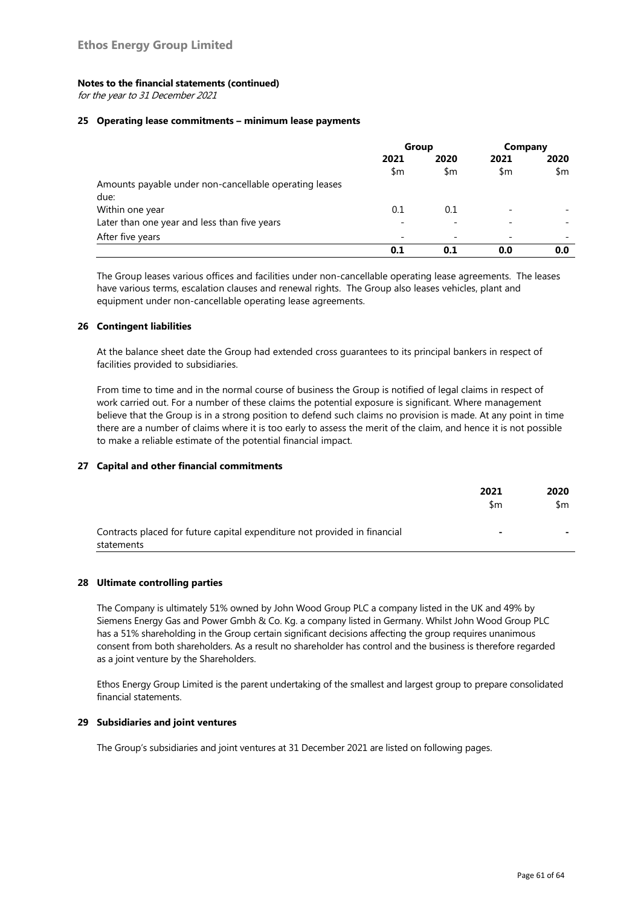**Notes to the financial statements (continued)**

*for the year to 31 December 2021*

## 25 Operating lease commitments – minimum lease payments

| | Group | | Company | |
|---|---|---|---|---|
| | 2021 | 2020 | 2021 | 2020 |
| | $m | $m | $m | $m |
| Amounts payable under non-cancellable operating leases due: | | | | |
| Within one year | 0.1 | 0.1 | - | - |
| Later than one year and less than five years | - | - | - | - |
| After five years | - | - | - | - |
| | **0.1** | **0.1** | **0.0** | **0.0** |

The Group leases various offices and facilities under non-cancellable operating lease agreements. The leases have various terms, escalation clauses and renewal rights. The Group also leases vehicles, plant and equipment under non-cancellable operating lease agreements.

## 26 Contingent liabilities

At the balance sheet date the Group had extended cross guarantees to its principal bankers in respect of facilities provided to subsidiaries.

From time to time and in the normal course of business the Group is notified of legal claims in respect of work carried out. For a number of these claims the potential exposure is significant. Where management believe that the Group is in a strong position to defend such claims no provision is made. At any point in time there are a number of claims where it is too early to assess the merit of the claim, and hence it is not possible to make a reliable estimate of the potential financial impact.

## 27 Capital and other financial commitments

| | 2021 | 2020 |
|---|---|---|
| | $m | $m |
| Contracts placed for future capital expenditure not provided in financial statements | - | - |

## 28 Ultimate controlling parties

The Company is ultimately 51% owned by John Wood Group PLC a company listed in the UK and 49% by Siemens Energy Gas and Power Gmbh & Co. Kg. a company listed in Germany. Whilst John Wood Group PLC has a 51% shareholding in the Group certain significant decisions affecting the group requires unanimous consent from both shareholders. As a result no shareholder has control and the business is therefore regarded as a joint venture by the Shareholders.

Ethos Energy Group Limited is the parent undertaking of the smallest and largest group to prepare consolidated financial statements.

## 29 Subsidiaries and joint ventures

The Group's subsidiaries and joint ventures at 31 December 2021 are listed on following pages.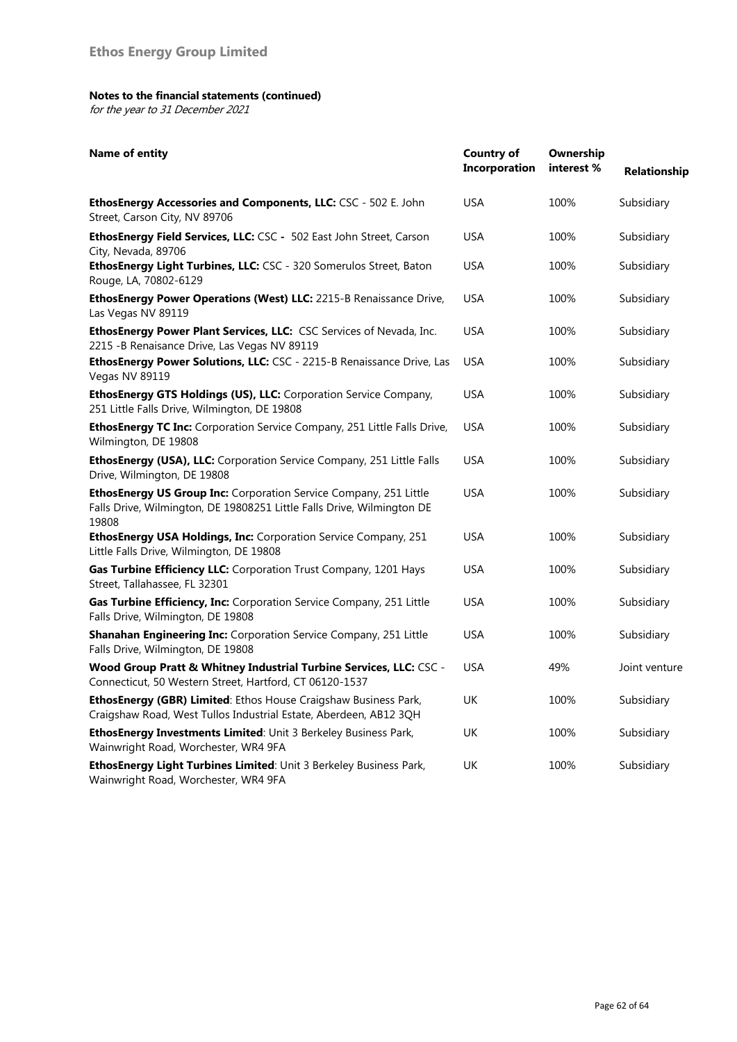## Ethos Energy Group Limited

**Notes to the financial statements (continued)**

*for the year to 31 December 2021*

| Name of entity | Country of Incorporation | Ownership interest % | Relationship |
|---|---|---|---|
| **EthosEnergy Accessories and Components, LLC:** CSC - 502 E. John Street, Carson City, NV 89706 | USA | 100% | Subsidiary |
| **EthosEnergy Field Services, LLC:** CSC - 502 East John Street, Carson City, Nevada, 89706 | USA | 100% | Subsidiary |
| **EthosEnergy Light Turbines, LLC:** CSC - 320 Somerulos Street, Baton Rouge, LA, 70802-6129 | USA | 100% | Subsidiary |
| **EthosEnergy Power Operations (West) LLC:** 2215-B Renaissance Drive, Las Vegas NV 89119 | USA | 100% | Subsidiary |
| **EthosEnergy Power Plant Services, LLC:** CSC Services of Nevada, Inc. 2215 -B Renaisance Drive, Las Vegas NV 89119 | USA | 100% | Subsidiary |
| **EthosEnergy Power Solutions, LLC:** CSC - 2215-B Renaissance Drive, Las Vegas NV 89119 | USA | 100% | Subsidiary |
| **EthosEnergy GTS Holdings (US), LLC:** Corporation Service Company, 251 Little Falls Drive, Wilmington, DE 19808 | USA | 100% | Subsidiary |
| **EthosEnergy TC Inc:** Corporation Service Company, 251 Little Falls Drive, Wilmington, DE 19808 | USA | 100% | Subsidiary |
| **EthosEnergy (USA), LLC:** Corporation Service Company, 251 Little Falls Drive, Wilmington, DE 19808 | USA | 100% | Subsidiary |
| **EthosEnergy US Group Inc:** Corporation Service Company, 251 Little Falls Drive, Wilmington, DE 19808251 Little Falls Drive, Wilmington DE 19808 | USA | 100% | Subsidiary |
| **EthosEnergy USA Holdings, Inc:** Corporation Service Company, 251 Little Falls Drive, Wilmington, DE 19808 | USA | 100% | Subsidiary |
| **Gas Turbine Efficiency LLC:** Corporation Trust Company, 1201 Hays Street, Tallahassee, FL 32301 | USA | 100% | Subsidiary |
| **Gas Turbine Efficiency, Inc:** Corporation Service Company, 251 Little Falls Drive, Wilmington, DE 19808 | USA | 100% | Subsidiary |
| **Shanahan Engineering Inc:** Corporation Service Company, 251 Little Falls Drive, Wilmington, DE 19808 | USA | 100% | Subsidiary |
| **Wood Group Pratt & Whitney Industrial Turbine Services, LLC:** CSC - Connecticut, 50 Western Street, Hartford, CT 06120-1537 | USA | 49% | Joint venture |
| **EthosEnergy (GBR) Limited**: Ethos House Craigshaw Business Park, Craigshaw Road, West Tullos Industrial Estate, Aberdeen, AB12 3QH | UK | 100% | Subsidiary |
| **EthosEnergy Investments Limited**: Unit 3 Berkeley Business Park, Wainwright Road, Worchester, WR4 9FA | UK | 100% | Subsidiary |
| **EthosEnergy Light Turbines Limited**: Unit 3 Berkeley Business Park, Wainwright Road, Worchester, WR4 9FA | UK | 100% | Subsidiary |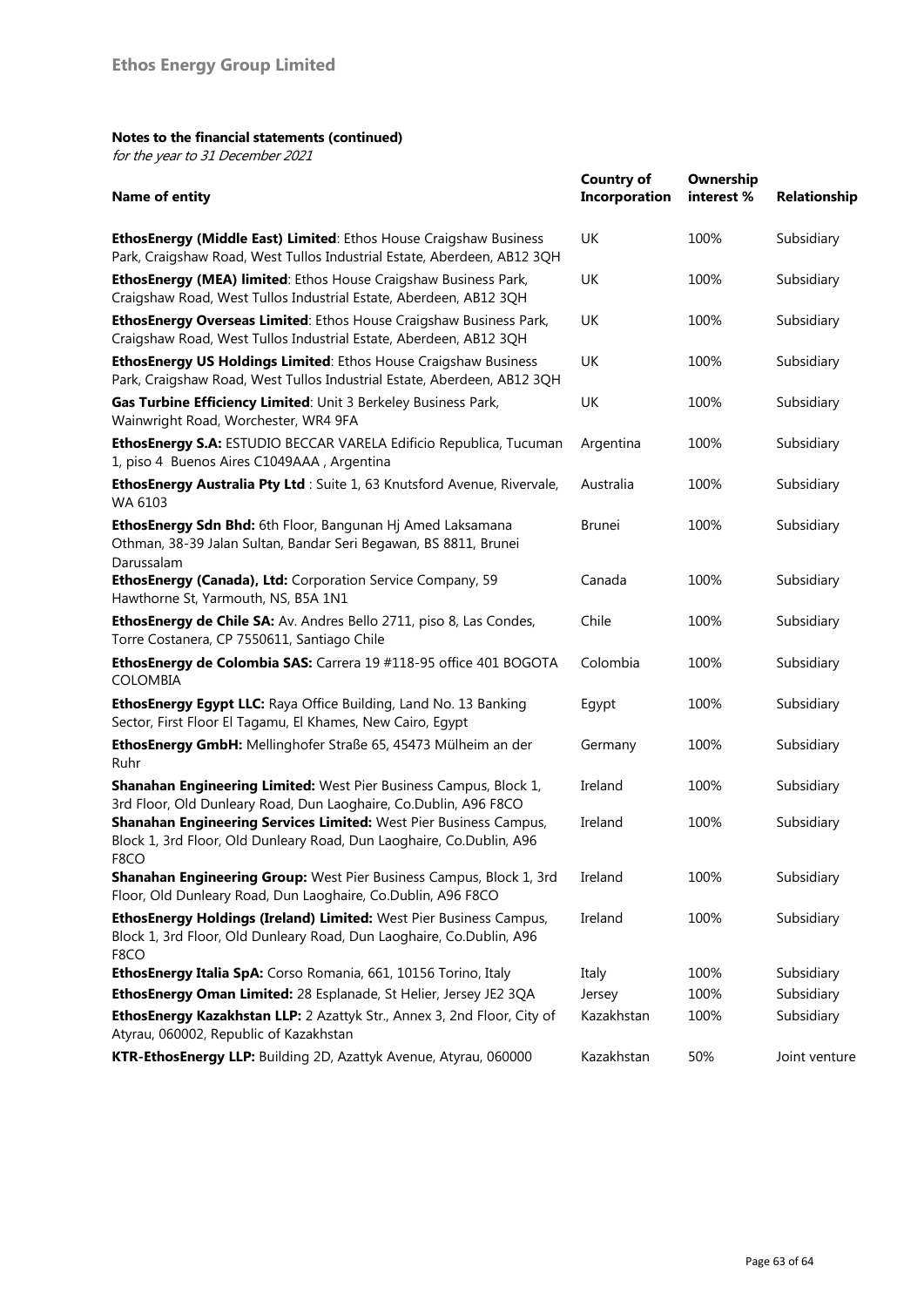**Notes to the financial statements (continued)**

*for the year to 31 December 2021*

| Name of entity | Country of Incorporation | Ownership interest % | Relationship |
|---|---|---|---|
| **EthosEnergy (Middle East) Limited**: Ethos House Craigshaw Business Park, Craigshaw Road, West Tullos Industrial Estate, Aberdeen, AB12 3QH | UK | 100% | Subsidiary |
| **EthosEnergy (MEA) limited**: Ethos House Craigshaw Business Park, Craigshaw Road, West Tullos Industrial Estate, Aberdeen, AB12 3QH | UK | 100% | Subsidiary |
| **EthosEnergy Overseas Limited**: Ethos House Craigshaw Business Park, Craigshaw Road, West Tullos Industrial Estate, Aberdeen, AB12 3QH | UK | 100% | Subsidiary |
| **EthosEnergy US Holdings Limited**: Ethos House Craigshaw Business Park, Craigshaw Road, West Tullos Industrial Estate, Aberdeen, AB12 3QH | UK | 100% | Subsidiary |
| **Gas Turbine Efficiency Limited**: Unit 3 Berkeley Business Park, Wainwright Road, Worchester, WR4 9FA | UK | 100% | Subsidiary |
| **EthosEnergy S.A:** ESTUDIO BECCAR VARELA Edificio Republica, Tucuman 1, piso 4 Buenos Aires C1049AAA , Argentina | Argentina | 100% | Subsidiary |
| **EthosEnergy Australia Pty Ltd** : Suite 1, 63 Knutsford Avenue, Rivervale, WA 6103 | Australia | 100% | Subsidiary |
| **EthosEnergy Sdn Bhd:** 6th Floor, Bangunan Hj Amed Laksamana Othman, 38-39 Jalan Sultan, Bandar Seri Begawan, BS 8811, Brunei Darussalam | Brunei | 100% | Subsidiary |
| **EthosEnergy (Canada), Ltd:** Corporation Service Company, 59 Hawthorne St, Yarmouth, NS, B5A 1N1 | Canada | 100% | Subsidiary |
| **EthosEnergy de Chile SA:** Av. Andres Bello 2711, piso 8, Las Condes, Torre Costanera, CP 7550611, Santiago Chile | Chile | 100% | Subsidiary |
| **EthosEnergy de Colombia SAS:** Carrera 19 #118-95 office 401 BOGOTA COLOMBIA | Colombia | 100% | Subsidiary |
| **EthosEnergy Egypt LLC:** Raya Office Building, Land No. 13 Banking Sector, First Floor El Tagamu, El Khames, New Cairo, Egypt | Egypt | 100% | Subsidiary |
| **EthosEnergy GmbH:** Mellinghofer Straße 65, 45473 Mülheim an der Ruhr | Germany | 100% | Subsidiary |
| **Shanahan Engineering Limited:** West Pier Business Campus, Block 1, 3rd Floor, Old Dunleary Road, Dun Laoghaire, Co.Dublin, A96 F8CO | Ireland | 100% | Subsidiary |
| **Shanahan Engineering Services Limited:** West Pier Business Campus, Block 1, 3rd Floor, Old Dunleary Road, Dun Laoghaire, Co.Dublin, A96 F8CO | Ireland | 100% | Subsidiary |
| **Shanahan Engineering Group:** West Pier Business Campus, Block 1, 3rd Floor, Old Dunleary Road, Dun Laoghaire, Co.Dublin, A96 F8CO | Ireland | 100% | Subsidiary |
| **EthosEnergy Holdings (Ireland) Limited:** West Pier Business Campus, Block 1, 3rd Floor, Old Dunleary Road, Dun Laoghaire, Co.Dublin, A96 F8CO | Ireland | 100% | Subsidiary |
| **EthosEnergy Italia SpA:** Corso Romania, 661, 10156 Torino, Italy | Italy | 100% | Subsidiary |
| **EthosEnergy Oman Limited:** 28 Esplanade, St Helier, Jersey JE2 3QA | Jersey | 100% | Subsidiary |
| **EthosEnergy Kazakhstan LLP:** 2 Azattyk Str., Annex 3, 2nd Floor, City of Atyrau, 060002, Republic of Kazakhstan | Kazakhstan | 100% | Subsidiary |
| **KTR-EthosEnergy LLP:** Building 2D, Azattyk Avenue, Atyrau, 060000 | Kazakhstan | 50% | Joint venture |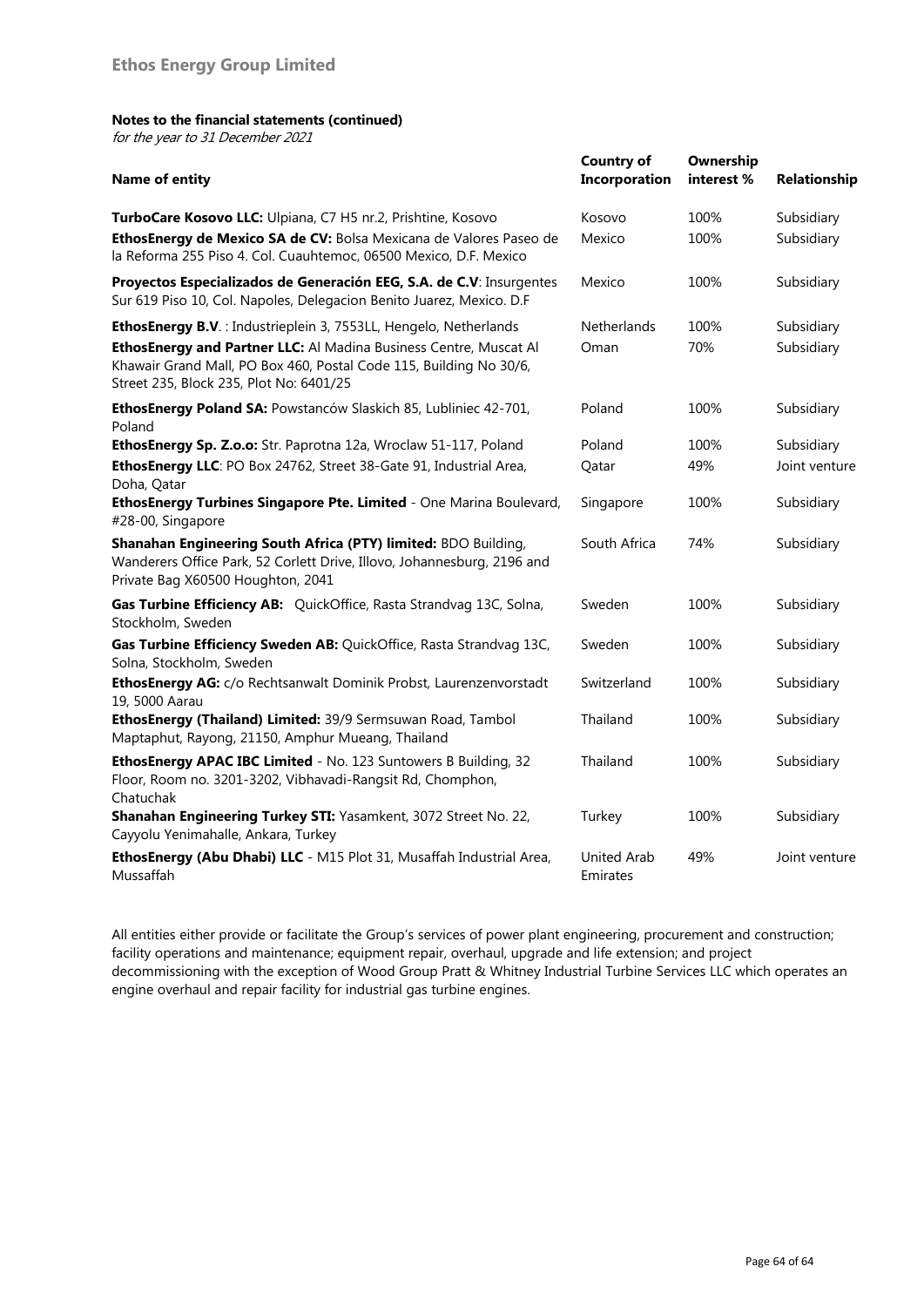**Notes to the financial statements (continued)**

*for the year to 31 December 2021*

| Name of entity | Country of Incorporation | Ownership interest % | Relationship |
|---|---|---|---|
| **TurboCare Kosovo LLC:** Ulpiana, C7 H5 nr.2, Prishtine, Kosovo | Kosovo | 100% | Subsidiary |
| **EthosEnergy de Mexico SA de CV:** Bolsa Mexicana de Valores Paseo de la Reforma 255 Piso 4. Col. Cuauhtemoc, 06500 Mexico, D.F. Mexico | Mexico | 100% | Subsidiary |
| **Proyectos Especializados de Generación EEG, S.A. de C.V**: Insurgentes Sur 619 Piso 10, Col. Napoles, Delegacion Benito Juarez, Mexico. D.F | Mexico | 100% | Subsidiary |
| **EthosEnergy B.V**. : Industrieplein 3, 7553LL, Hengelo, Netherlands | Netherlands | 100% | Subsidiary |
| **EthosEnergy and Partner LLC:** Al Madina Business Centre, Muscat Al Khawair Grand Mall, PO Box 460, Postal Code 115, Building No 30/6, Street 235, Block 235, Plot No: 6401/25 | Oman | 70% | Subsidiary |
| **EthosEnergy Poland SA:** Powstanców Slaskich 85, Lubliniec 42-701, Poland | Poland | 100% | Subsidiary |
| **EthosEnergy Sp. Z.o.o:** Str. Paprotna 12a, Wroclaw 51-117, Poland | Poland | 100% | Subsidiary |
| **EthosEnergy LLC**: PO Box 24762, Street 38-Gate 91, Industrial Area, Doha, Qatar | Qatar | 49% | Joint venture |
| **EthosEnergy Turbines Singapore Pte. Limited** - One Marina Boulevard, #28-00, Singapore | Singapore | 100% | Subsidiary |
| **Shanahan Engineering South Africa (PTY) limited:** BDO Building, Wanderers Office Park, 52 Corlett Drive, Illovo, Johannesburg, 2196 and Private Bag X60500 Houghton, 2041 | South Africa | 74% | Subsidiary |
| **Gas Turbine Efficiency AB:** QuickOffice, Rasta Strandvag 13C, Solna, Stockholm, Sweden | Sweden | 100% | Subsidiary |
| **Gas Turbine Efficiency Sweden AB:** QuickOffice, Rasta Strandvag 13C, Solna, Stockholm, Sweden | Sweden | 100% | Subsidiary |
| **EthosEnergy AG:** c/o Rechtsanwalt Dominik Probst, Laurenzenvorstadt 19, 5000 Aarau | Switzerland | 100% | Subsidiary |
| **EthosEnergy (Thailand) Limited:** 39/9 Sermsuwan Road, Tambol Maptaphut, Rayong, 21150, Amphur Mueang, Thailand | Thailand | 100% | Subsidiary |
| **EthosEnergy APAC IBC Limited** - No. 123 Suntowers B Building, 32 Floor, Room no. 3201-3202, Vibhavadi-Rangsit Rd, Chomphon, Chatuchak | Thailand | 100% | Subsidiary |
| **Shanahan Engineering Turkey STI:** Yasamkent, 3072 Street No. 22, Cayyolu Yenimahalle, Ankara, Turkey | Turkey | 100% | Subsidiary |
| **EthosEnergy (Abu Dhabi) LLC** - M15 Plot 31, Musaffah Industrial Area, Mussaffah | United Arab Emirates | 49% | Joint venture |

All entities either provide or facilitate the Group's services of power plant engineering, procurement and construction; facility operations and maintenance; equipment repair, overhaul, upgrade and life extension; and project decommissioning with the exception of Wood Group Pratt & Whitney Industrial Turbine Services LLC which operates an engine overhaul and repair facility for industrial gas turbine engines.